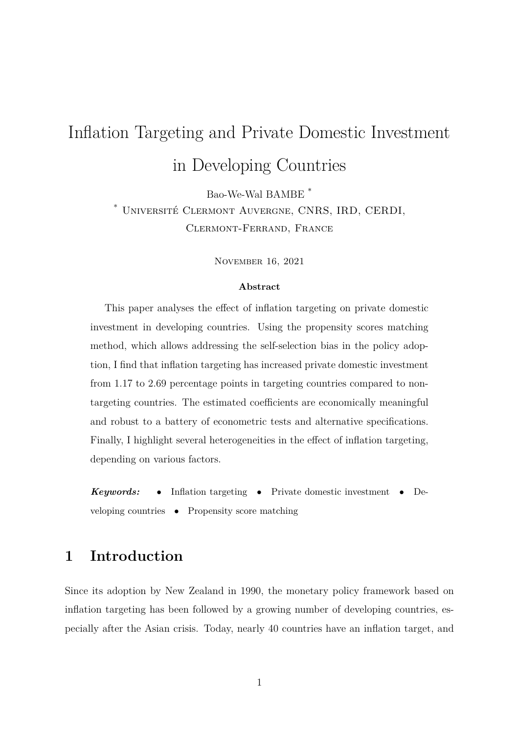# Inflation Targeting and Private Domestic Investment in Developing Countries

Bao-We-Wal BAMBE [*]

[*] Université Clermont Auvergne, CNRS, IRD, CERDI, Clermont-Ferrand, France

November 16, 2021

**Abstract**

This paper analyses the effect of inflation targeting on private domestic investment in developing countries. Using the propensity scores matching method, which allows addressing the self-selection bias in the policy adoption, I find that inflation targeting has increased private domestic investment from 1.17 to 2.69 percentage points in targeting countries compared to non-targeting countries. The estimated coefficients are economically meaningful and robust to a battery of econometric tests and alternative specifications. Finally, I highlight several heterogeneities in the effect of inflation targeting, depending on various factors.

***Keywords:*** • Inflation targeting • Private domestic investment • Developing countries • Propensity score matching

## 1 Introduction

Since its adoption by New Zealand in 1990, the monetary policy framework based on inflation targeting has been followed by a growing number of developing countries, especially after the Asian crisis. Today, nearly 40 countries have an inflation target, and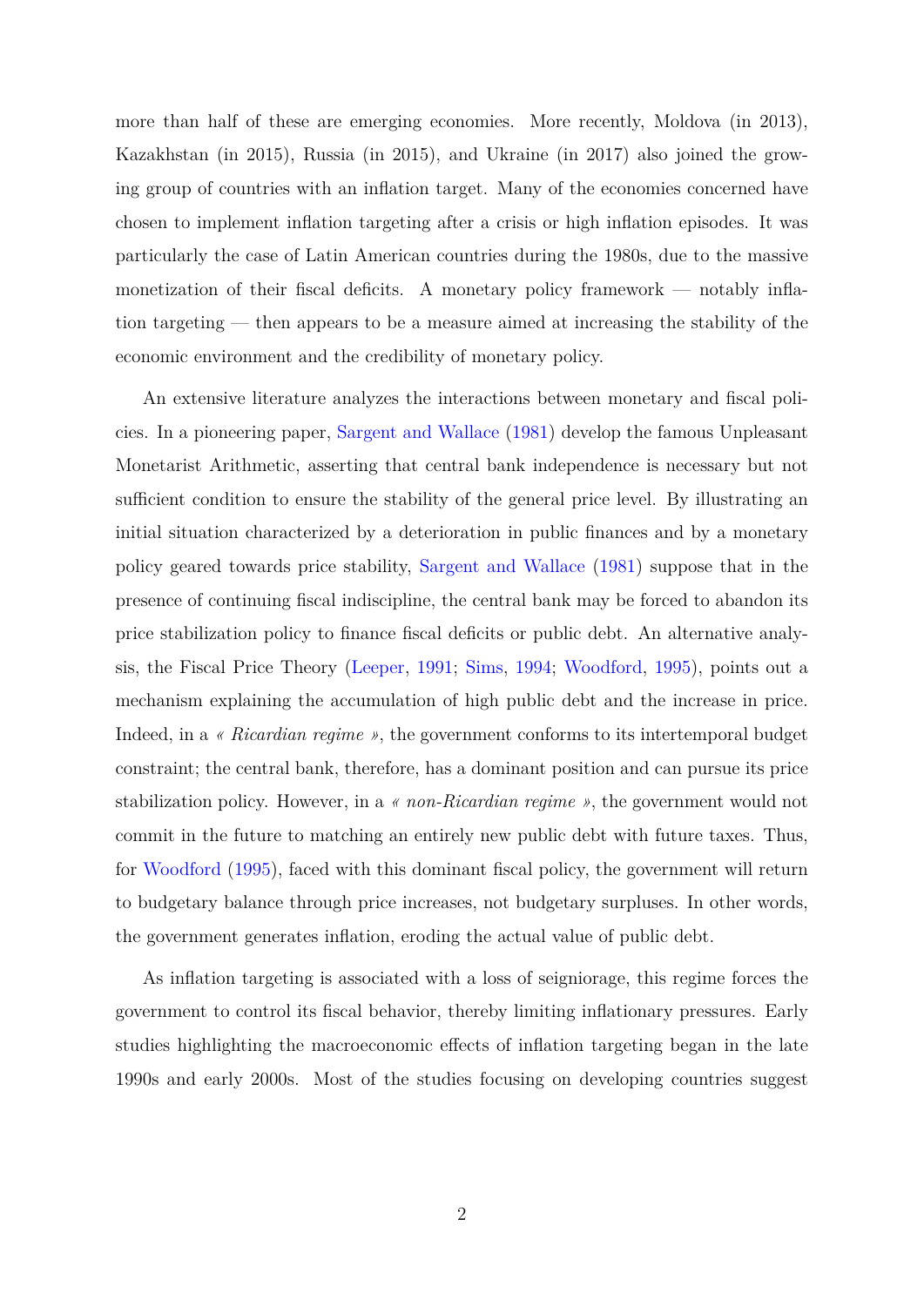more than half of these are emerging economies. More recently, Moldova (in 2013), Kazakhstan (in 2015), Russia (in 2015), and Ukraine (in 2017) also joined the growing group of countries with an inflation target. Many of the economies concerned have chosen to implement inflation targeting after a crisis or high inflation episodes. It was particularly the case of Latin American countries during the 1980s, due to the massive monetization of their fiscal deficits. A monetary policy framework — notably inflation targeting — then appears to be a measure aimed at increasing the stability of the economic environment and the credibility of monetary policy.

An extensive literature analyzes the interactions between monetary and fiscal policies. In a pioneering paper, Sargent and Wallace (1981) develop the famous Unpleasant Monetarist Arithmetic, asserting that central bank independence is necessary but not sufficient condition to ensure the stability of the general price level. By illustrating an initial situation characterized by a deterioration in public finances and by a monetary policy geared towards price stability, Sargent and Wallace (1981) suppose that in the presence of continuing fiscal indiscipline, the central bank may be forced to abandon its price stabilization policy to finance fiscal deficits or public debt. An alternative analysis, the Fiscal Price Theory (Leeper, 1991; Sims, 1994; Woodford, 1995), points out a mechanism explaining the accumulation of high public debt and the increase in price. Indeed, in a *« Ricardian regime »*, the government conforms to its intertemporal budget constraint; the central bank, therefore, has a dominant position and can pursue its price stabilization policy. However, in a *« non-Ricardian regime »*, the government would not commit in the future to matching an entirely new public debt with future taxes. Thus, for Woodford (1995), faced with this dominant fiscal policy, the government will return to budgetary balance through price increases, not budgetary surpluses. In other words, the government generates inflation, eroding the actual value of public debt.

As inflation targeting is associated with a loss of seigniorage, this regime forces the government to control its fiscal behavior, thereby limiting inflationary pressures. Early studies highlighting the macroeconomic effects of inflation targeting began in the late 1990s and early 2000s. Most of the studies focusing on developing countries suggest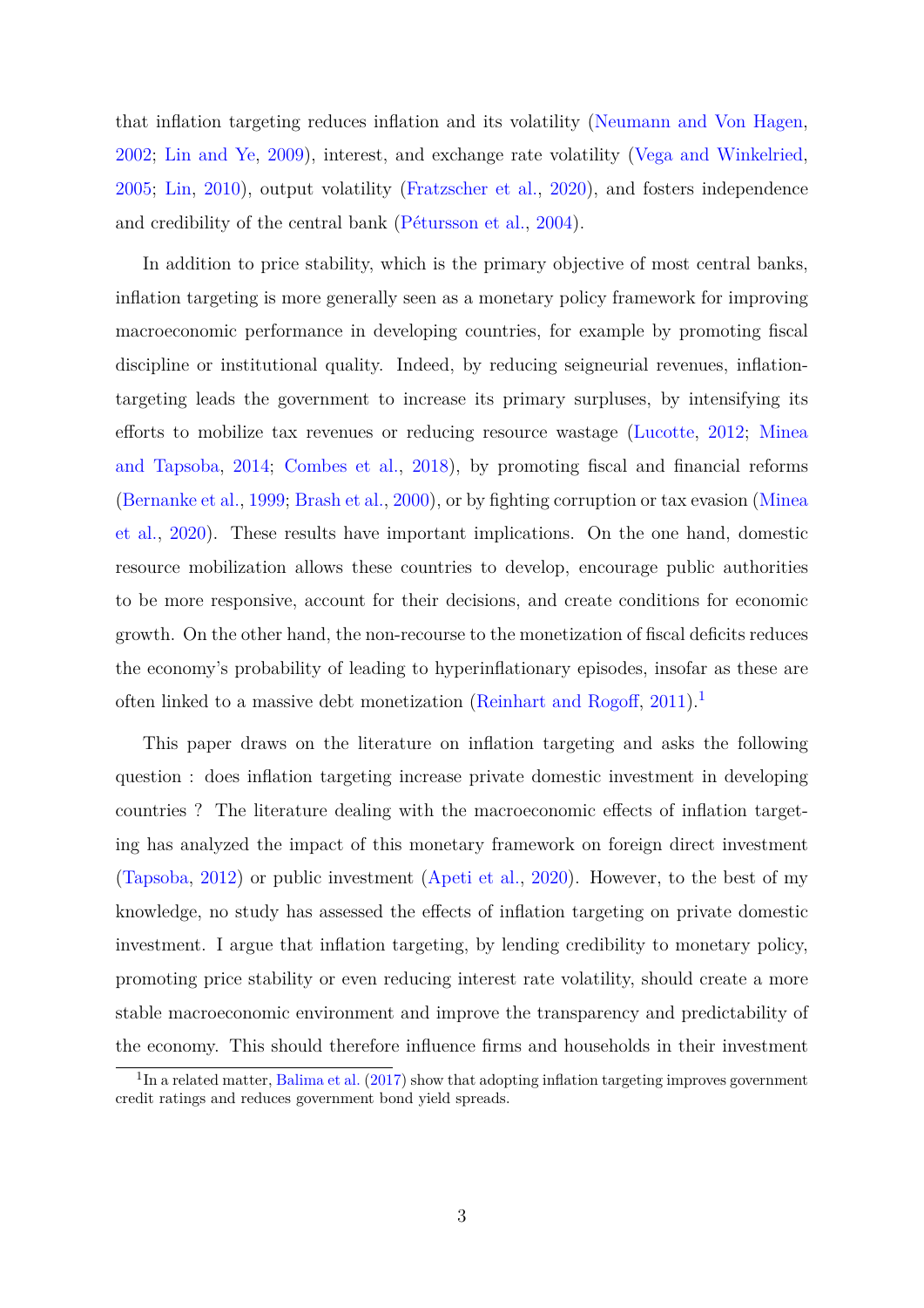that inflation targeting reduces inflation and its volatility (Neumann and Von Hagen, 2002; Lin and Ye, 2009), interest, and exchange rate volatility (Vega and Winkelried, 2005; Lin, 2010), output volatility (Fratzscher et al., 2020), and fosters independence and credibility of the central bank (Pétursson et al., 2004).

In addition to price stability, which is the primary objective of most central banks, inflation targeting is more generally seen as a monetary policy framework for improving macroeconomic performance in developing countries, for example by promoting fiscal discipline or institutional quality. Indeed, by reducing seigneurial revenues, inflation-targeting leads the government to increase its primary surpluses, by intensifying its efforts to mobilize tax revenues or reducing resource wastage (Lucotte, 2012; Minea and Tapsoba, 2014; Combes et al., 2018), by promoting fiscal and financial reforms (Bernanke et al., 1999; Brash et al., 2000), or by fighting corruption or tax evasion (Minea et al., 2020). These results have important implications. On the one hand, domestic resource mobilization allows these countries to develop, encourage public authorities to be more responsive, account for their decisions, and create conditions for economic growth. On the other hand, the non-recourse to the monetization of fiscal deficits reduces the economy's probability of leading to hyperinflationary episodes, insofar as these are often linked to a massive debt monetization (Reinhart and Rogoff, 2011).[1]

This paper draws on the literature on inflation targeting and asks the following question : does inflation targeting increase private domestic investment in developing countries ? The literature dealing with the macroeconomic effects of inflation targeting has analyzed the impact of this monetary framework on foreign direct investment (Tapsoba, 2012) or public investment (Apeti et al., 2020). However, to the best of my knowledge, no study has assessed the effects of inflation targeting on private domestic investment. I argue that inflation targeting, by lending credibility to monetary policy, promoting price stability or even reducing interest rate volatility, should create a more stable macroeconomic environment and improve the transparency and predictability of the economy. This should therefore influence firms and households in their investment

[1] In a related matter, Balima et al. (2017) show that adopting inflation targeting improves government credit ratings and reduces government bond yield spreads.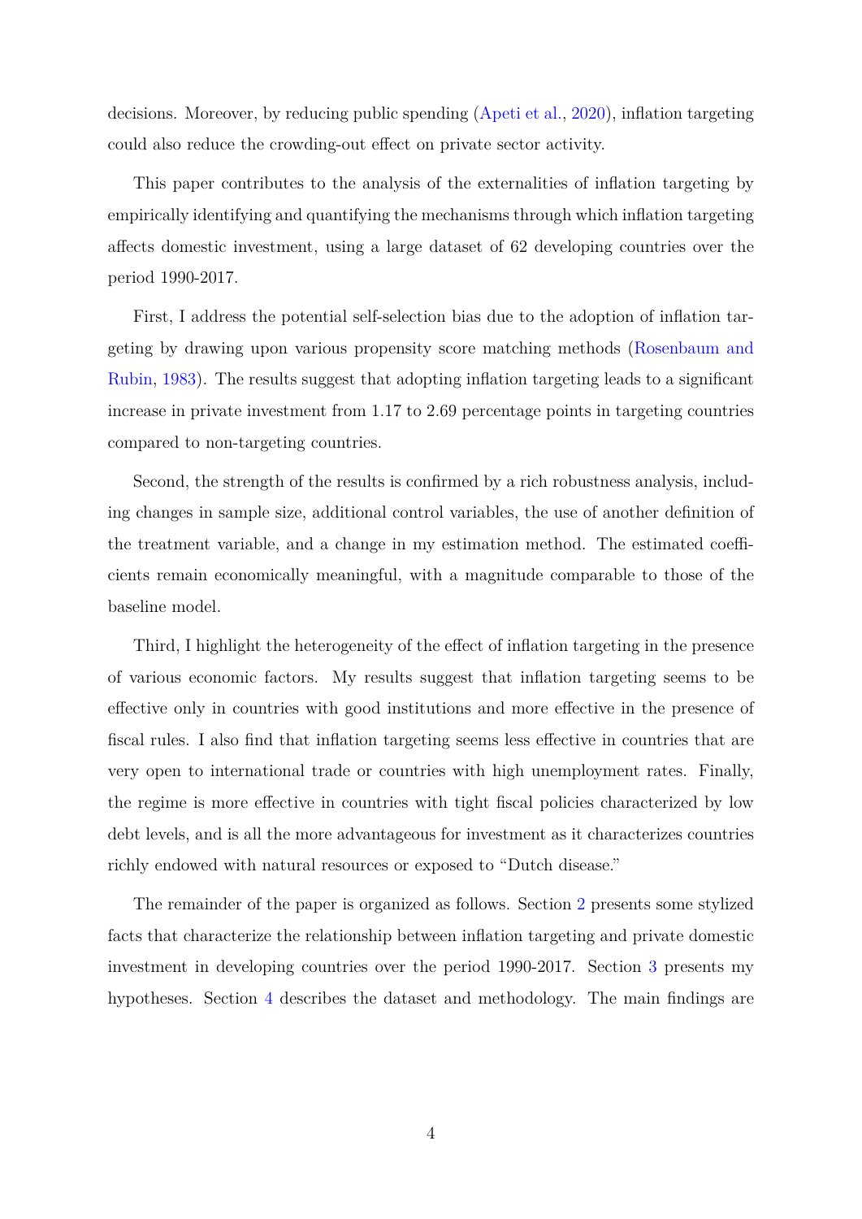decisions. Moreover, by reducing public spending (Apeti et al., 2020), inflation targeting could also reduce the crowding-out effect on private sector activity.

This paper contributes to the analysis of the externalities of inflation targeting by empirically identifying and quantifying the mechanisms through which inflation targeting affects domestic investment, using a large dataset of 62 developing countries over the period 1990-2017.

First, I address the potential self-selection bias due to the adoption of inflation targeting by drawing upon various propensity score matching methods (Rosenbaum and Rubin, 1983). The results suggest that adopting inflation targeting leads to a significant increase in private investment from 1.17 to 2.69 percentage points in targeting countries compared to non-targeting countries.

Second, the strength of the results is confirmed by a rich robustness analysis, including changes in sample size, additional control variables, the use of another definition of the treatment variable, and a change in my estimation method. The estimated coefficients remain economically meaningful, with a magnitude comparable to those of the baseline model.

Third, I highlight the heterogeneity of the effect of inflation targeting in the presence of various economic factors. My results suggest that inflation targeting seems to be effective only in countries with good institutions and more effective in the presence of fiscal rules. I also find that inflation targeting seems less effective in countries that are very open to international trade or countries with high unemployment rates. Finally, the regime is more effective in countries with tight fiscal policies characterized by low debt levels, and is all the more advantageous for investment as it characterizes countries richly endowed with natural resources or exposed to "Dutch disease."

The remainder of the paper is organized as follows. Section 2 presents some stylized facts that characterize the relationship between inflation targeting and private domestic investment in developing countries over the period 1990-2017. Section 3 presents my hypotheses. Section 4 describes the dataset and methodology. The main findings are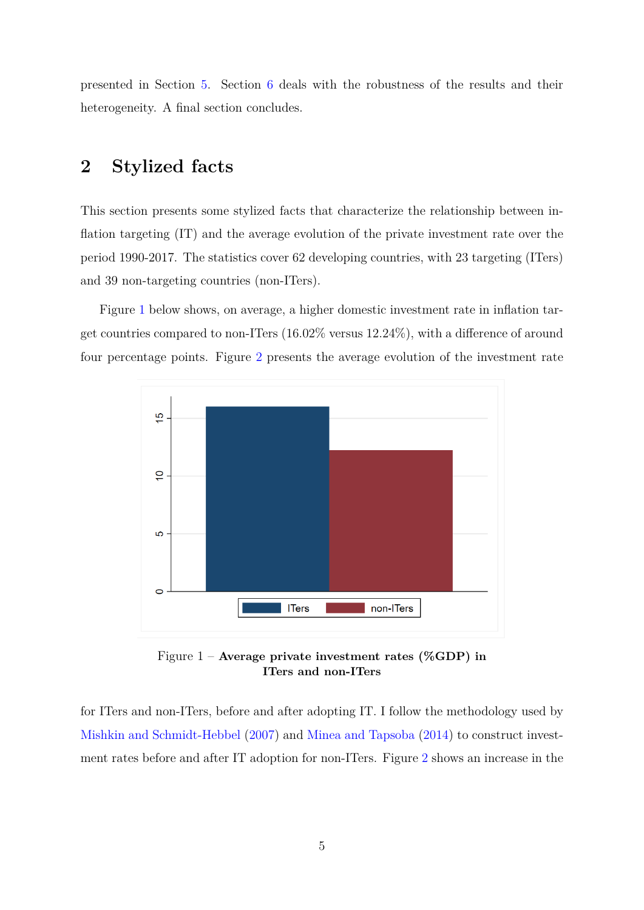presented in Section 5. Section 6 deals with the robustness of the results and their heterogeneity. A final section concludes.

## 2 Stylized facts

This section presents some stylized facts that characterize the relationship between inflation targeting (IT) and the average evolution of the private investment rate over the period 1990-2017. The statistics cover 62 developing countries, with 23 targeting (ITers) and 39 non-targeting countries (non-ITers).

Figure 1 below shows, on average, a higher domestic investment rate in inflation target countries compared to non-ITers (16.02% versus 12.24%), with a difference of around four percentage points. Figure 2 presents the average evolution of the investment rate

Figure 1 – **Average private investment rates (%GDP) in ITers and non-ITers**

for ITers and non-ITers, before and after adopting IT. I follow the methodology used by Mishkin and Schmidt-Hebbel (2007) and Minea and Tapsoba (2014) to construct investment rates before and after IT adoption for non-ITers. Figure 2 shows an increase in the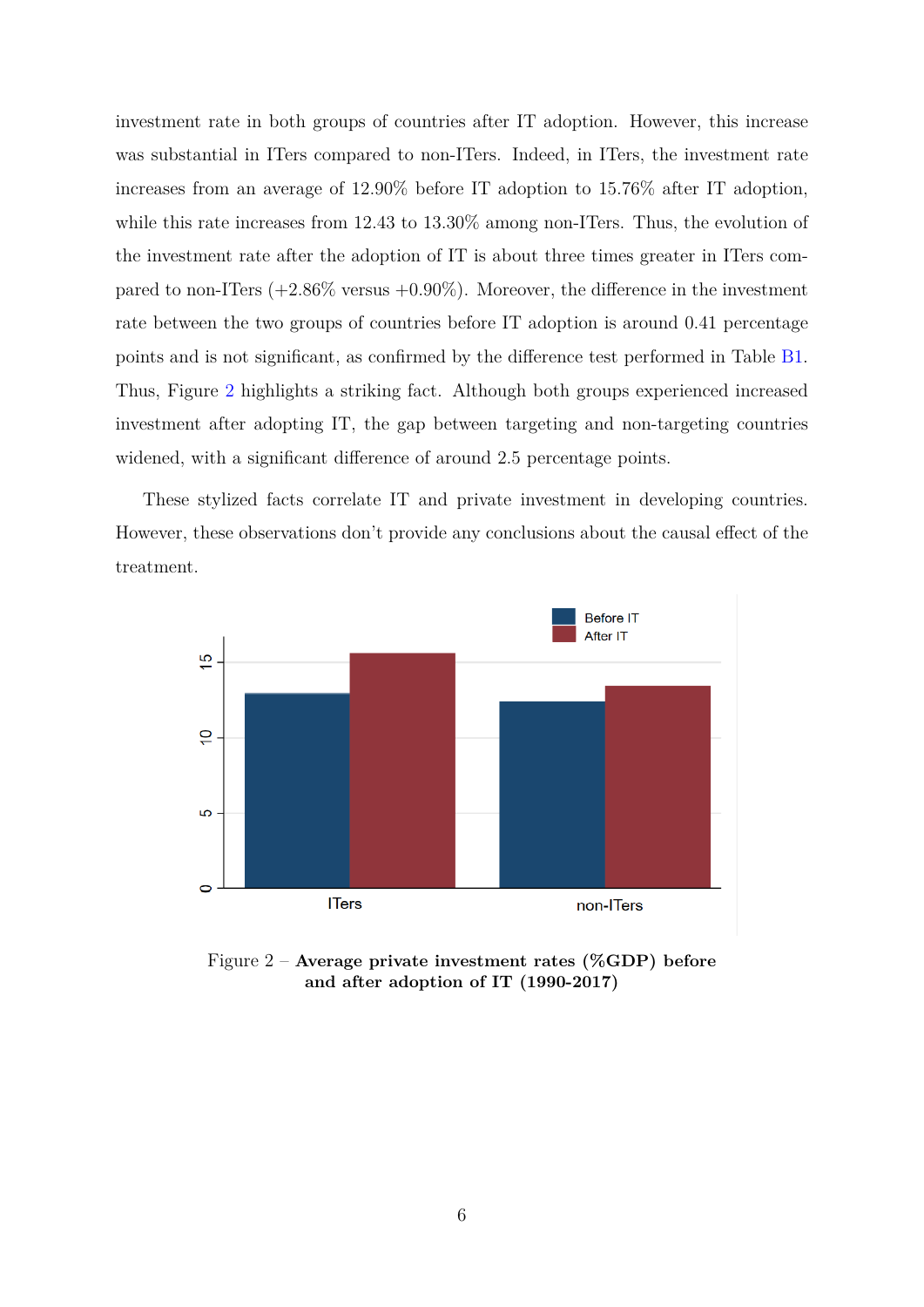investment rate in both groups of countries after IT adoption. However, this increase was substantial in ITers compared to non-ITers. Indeed, in ITers, the investment rate increases from an average of 12.90% before IT adoption to 15.76% after IT adoption, while this rate increases from 12.43 to 13.30% among non-ITers. Thus, the evolution of the investment rate after the adoption of IT is about three times greater in ITers compared to non-ITers (+2.86% versus +0.90%). Moreover, the difference in the investment rate between the two groups of countries before IT adoption is around 0.41 percentage points and is not significant, as confirmed by the difference test performed in Table B1. Thus, Figure 2 highlights a striking fact. Although both groups experienced increased investment after adopting IT, the gap between targeting and non-targeting countries widened, with a significant difference of around 2.5 percentage points.

These stylized facts correlate IT and private investment in developing countries. However, these observations don't provide any conclusions about the causal effect of the treatment.

Figure 2 – **Average private investment rates (%GDP) before and after adoption of IT (1990-2017)**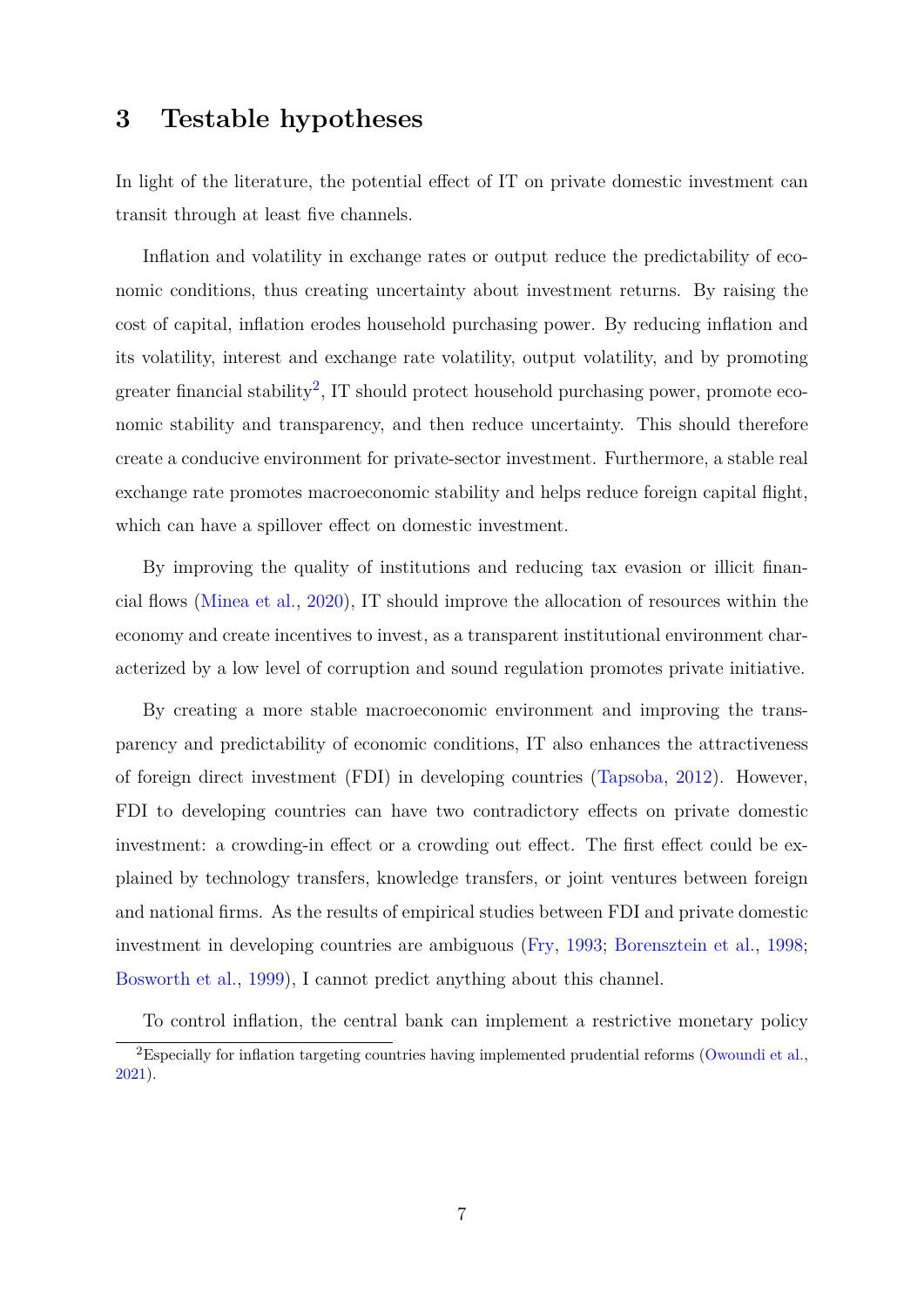## 3 Testable hypotheses

In light of the literature, the potential effect of IT on private domestic investment can transit through at least five channels.

Inflation and volatility in exchange rates or output reduce the predictability of economic conditions, thus creating uncertainty about investment returns. By raising the cost of capital, inflation erodes household purchasing power. By reducing inflation and its volatility, interest and exchange rate volatility, output volatility, and by promoting greater financial stability[2], IT should protect household purchasing power, promote economic stability and transparency, and then reduce uncertainty. This should therefore create a conducive environment for private-sector investment. Furthermore, a stable real exchange rate promotes macroeconomic stability and helps reduce foreign capital flight, which can have a spillover effect on domestic investment.

By improving the quality of institutions and reducing tax evasion or illicit financial flows (Minea et al., 2020), IT should improve the allocation of resources within the economy and create incentives to invest, as a transparent institutional environment characterized by a low level of corruption and sound regulation promotes private initiative.

By creating a more stable macroeconomic environment and improving the transparency and predictability of economic conditions, IT also enhances the attractiveness of foreign direct investment (FDI) in developing countries (Tapsoba, 2012). However, FDI to developing countries can have two contradictory effects on private domestic investment: a crowding-in effect or a crowding out effect. The first effect could be explained by technology transfers, knowledge transfers, or joint ventures between foreign and national firms. As the results of empirical studies between FDI and private domestic investment in developing countries are ambiguous (Fry, 1993; Borensztein et al., 1998; Bosworth et al., 1999), I cannot predict anything about this channel.

To control inflation, the central bank can implement a restrictive monetary policy

[2] Especially for inflation targeting countries having implemented prudential reforms (Owoundi et al., 2021).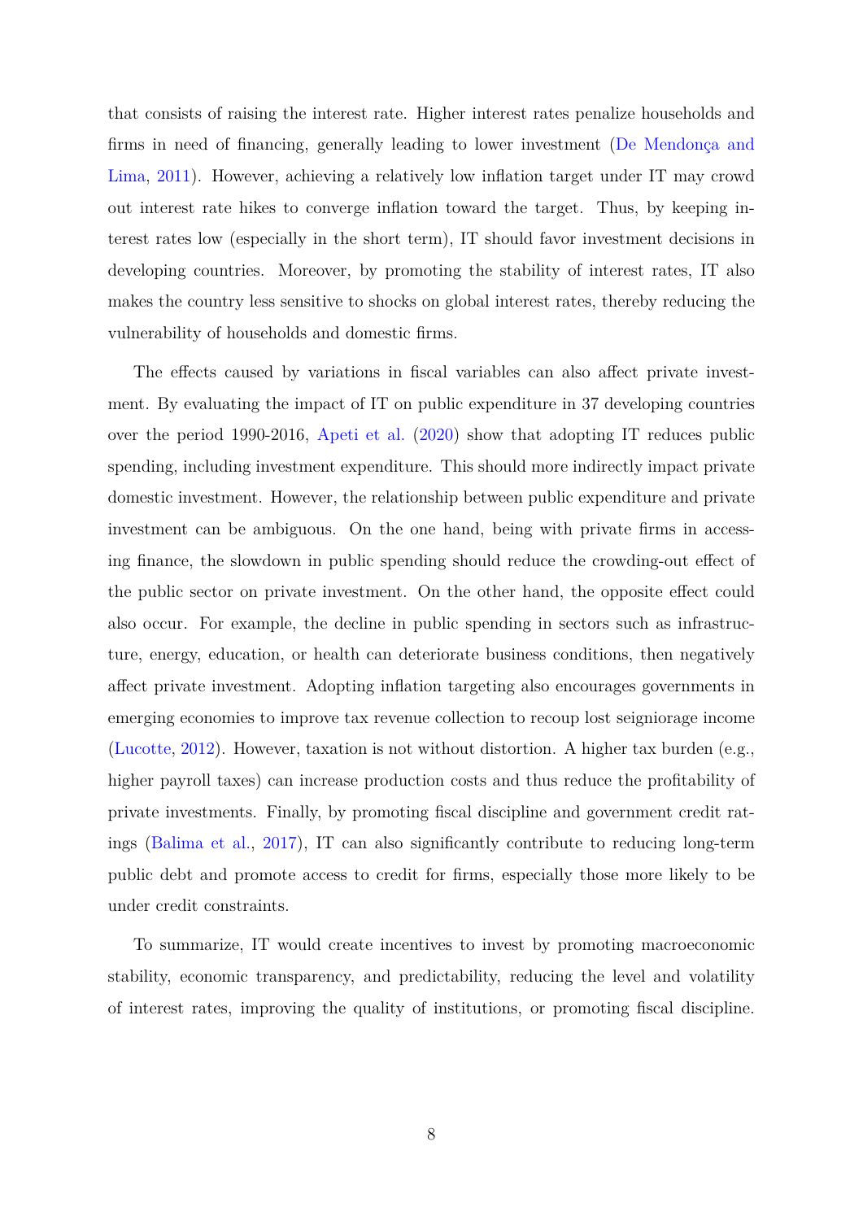that consists of raising the interest rate. Higher interest rates penalize households and firms in need of financing, generally leading to lower investment (De Mendonça and Lima, 2011). However, achieving a relatively low inflation target under IT may crowd out interest rate hikes to converge inflation toward the target. Thus, by keeping interest rates low (especially in the short term), IT should favor investment decisions in developing countries. Moreover, by promoting the stability of interest rates, IT also makes the country less sensitive to shocks on global interest rates, thereby reducing the vulnerability of households and domestic firms.

The effects caused by variations in fiscal variables can also affect private investment. By evaluating the impact of IT on public expenditure in 37 developing countries over the period 1990-2016, Apeti et al. (2020) show that adopting IT reduces public spending, including investment expenditure. This should more indirectly impact private domestic investment. However, the relationship between public expenditure and private investment can be ambiguous. On the one hand, being with private firms in accessing finance, the slowdown in public spending should reduce the crowding-out effect of the public sector on private investment. On the other hand, the opposite effect could also occur. For example, the decline in public spending in sectors such as infrastructure, energy, education, or health can deteriorate business conditions, then negatively affect private investment. Adopting inflation targeting also encourages governments in emerging economies to improve tax revenue collection to recoup lost seigniorage income (Lucotte, 2012). However, taxation is not without distortion. A higher tax burden (e.g., higher payroll taxes) can increase production costs and thus reduce the profitability of private investments. Finally, by promoting fiscal discipline and government credit ratings (Balima et al., 2017), IT can also significantly contribute to reducing long-term public debt and promote access to credit for firms, especially those more likely to be under credit constraints.

To summarize, IT would create incentives to invest by promoting macroeconomic stability, economic transparency, and predictability, reducing the level and volatility of interest rates, improving the quality of institutions, or promoting fiscal discipline.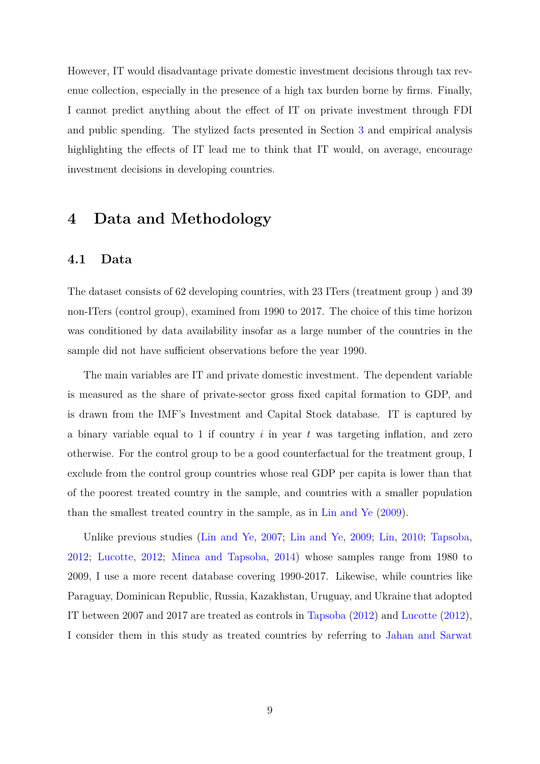However, IT would disadvantage private domestic investment decisions through tax revenue collection, especially in the presence of a high tax burden borne by firms. Finally, I cannot predict anything about the effect of IT on private investment through FDI and public spending. The stylized facts presented in Section 3 and empirical analysis highlighting the effects of IT lead me to think that IT would, on average, encourage investment decisions in developing countries.

# 4 Data and Methodology

## 4.1 Data

The dataset consists of 62 developing countries, with 23 ITers (treatment group ) and 39 non-ITers (control group), examined from 1990 to 2017. The choice of this time horizon was conditioned by data availability insofar as a large number of the countries in the sample did not have sufficient observations before the year 1990.

The main variables are IT and private domestic investment. The dependent variable is measured as the share of private-sector gross fixed capital formation to GDP, and is drawn from the IMF's Investment and Capital Stock database. IT is captured by a binary variable equal to 1 if country $i$ in year $t$ was targeting inflation, and zero otherwise. For the control group to be a good counterfactual for the treatment group, I exclude from the control group countries whose real GDP per capita is lower than that of the poorest treated country in the sample, and countries with a smaller population than the smallest treated country in the sample, as in Lin and Ye (2009).

Unlike previous studies (Lin and Ye, 2007; Lin and Ye, 2009; Lin, 2010; Tapsoba, 2012; Lucotte, 2012; Minea and Tapsoba, 2014) whose samples range from 1980 to 2009, I use a more recent database covering 1990-2017. Likewise, while countries like Paraguay, Dominican Republic, Russia, Kazakhstan, Uruguay, and Ukraine that adopted IT between 2007 and 2017 are treated as controls in Tapsoba (2012) and Lucotte (2012), I consider them in this study as treated countries by referring to Jahan and Sarwat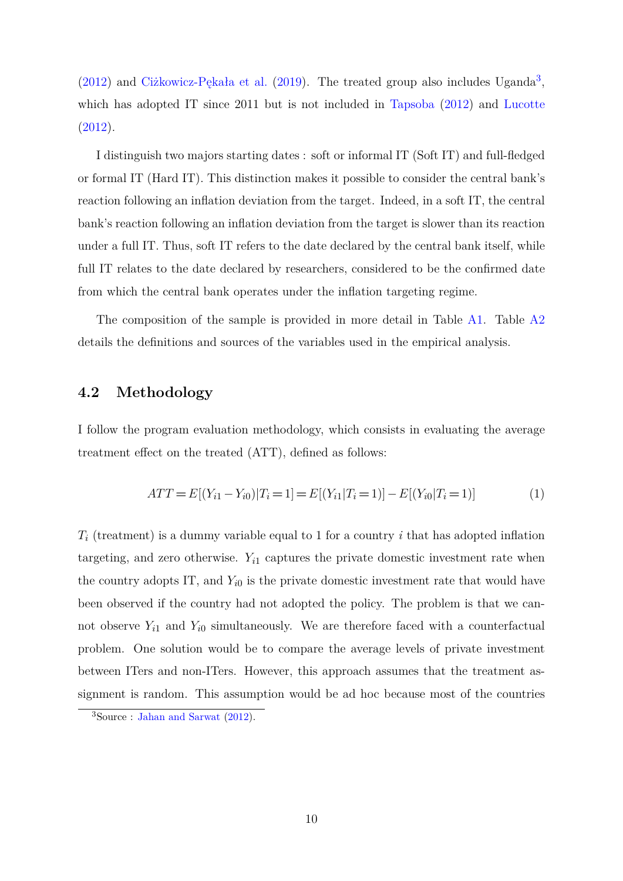(2012) and Ciżkowicz-Pękała et al. (2019). The treated group also includes Uganda[3], which has adopted IT since 2011 but is not included in Tapsoba (2012) and Lucotte (2012).

I distinguish two majors starting dates : soft or informal IT (Soft IT) and full-fledged or formal IT (Hard IT). This distinction makes it possible to consider the central bank's reaction following an inflation deviation from the target. Indeed, in a soft IT, the central bank's reaction following an inflation deviation from the target is slower than its reaction under a full IT. Thus, soft IT refers to the date declared by the central bank itself, while full IT relates to the date declared by researchers, considered to be the confirmed date from which the central bank operates under the inflation targeting regime.

The composition of the sample is provided in more detail in Table A1. Table A2 details the definitions and sources of the variables used in the empirical analysis.

## 4.2 Methodology

I follow the program evaluation methodology, which consists in evaluating the average treatment effect on the treated (ATT), defined as follows:

$$ATT = E[(Y_{i1} - Y_{i0})|T_i = 1] = E[(Y_{i1}|T_i = 1)] - E[(Y_{i0}|T_i = 1)] \tag{1}$$

$T_i$ (treatment) is a dummy variable equal to 1 for a country $i$ that has adopted inflation targeting, and zero otherwise. $Y_{i1}$ captures the private domestic investment rate when the country adopts IT, and $Y_{i0}$ is the private domestic investment rate that would have been observed if the country had not adopted the policy. The problem is that we cannot observe $Y_{i1}$ and $Y_{i0}$ simultaneously. We are therefore faced with a counterfactual problem. One solution would be to compare the average levels of private investment between ITers and non-ITers. However, this approach assumes that the treatment assignment is random. This assumption would be ad hoc because most of the countries

[3] Source : Jahan and Sarwat (2012).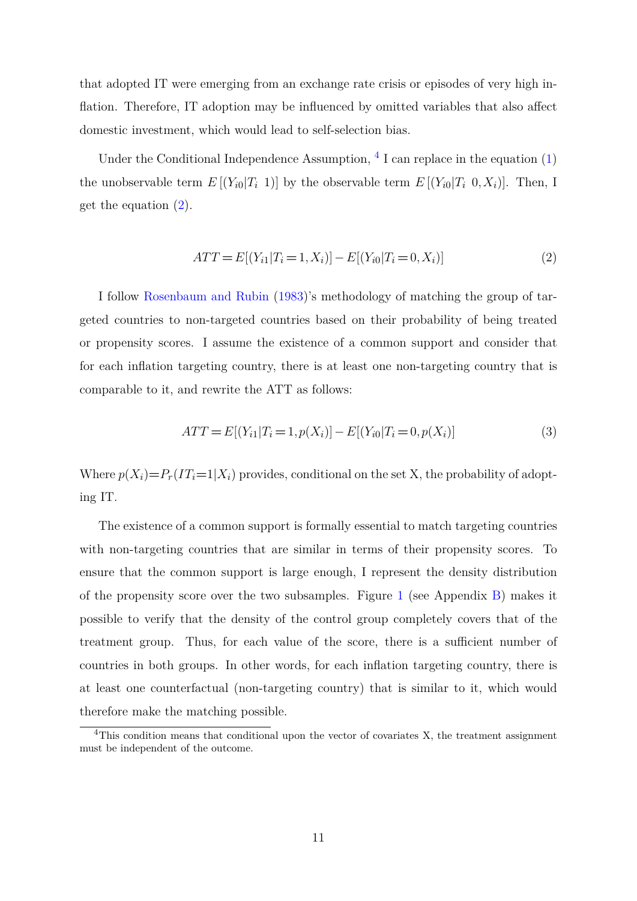that adopted IT were emerging from an exchange rate crisis or episodes of very high inflation. Therefore, IT adoption may be influenced by omitted variables that also affect domestic investment, which would lead to self-selection bias.

Under the Conditional Independence Assumption, [4] I can replace in the equation (1) the unobservable term $E[(Y_{i0}|T_i \; 1)]$ by the observable term $E[(Y_{i0}|T_i \; 0, X_i)]$. Then, I get the equation (2).

$$ATT = E[(Y_{i1}|T_i = 1, X_i)] - E[(Y_{i0}|T_i = 0, X_i)] \tag{2}$$

I follow Rosenbaum and Rubin (1983)'s methodology of matching the group of targeted countries to non-targeted countries based on their probability of being treated or propensity scores. I assume the existence of a common support and consider that for each inflation targeting country, there is at least one non-targeting country that is comparable to it, and rewrite the ATT as follows:

$$ATT = E[(Y_{i1}|T_i = 1, p(X_i)] - E[(Y_{i0}|T_i = 0, p(X_i)] \tag{3}$$

Where $p(X_i) = P_r(IT_i = 1|X_i)$ provides, conditional on the set X, the probability of adopting IT.

The existence of a common support is formally essential to match targeting countries with non-targeting countries that are similar in terms of their propensity scores. To ensure that the common support is large enough, I represent the density distribution of the propensity score over the two subsamples. Figure 1 (see Appendix B) makes it possible to verify that the density of the control group completely covers that of the treatment group. Thus, for each value of the score, there is a sufficient number of countries in both groups. In other words, for each inflation targeting country, there is at least one counterfactual (non-targeting country) that is similar to it, which would therefore make the matching possible.

[4] This condition means that conditional upon the vector of covariates X, the treatment assignment must be independent of the outcome.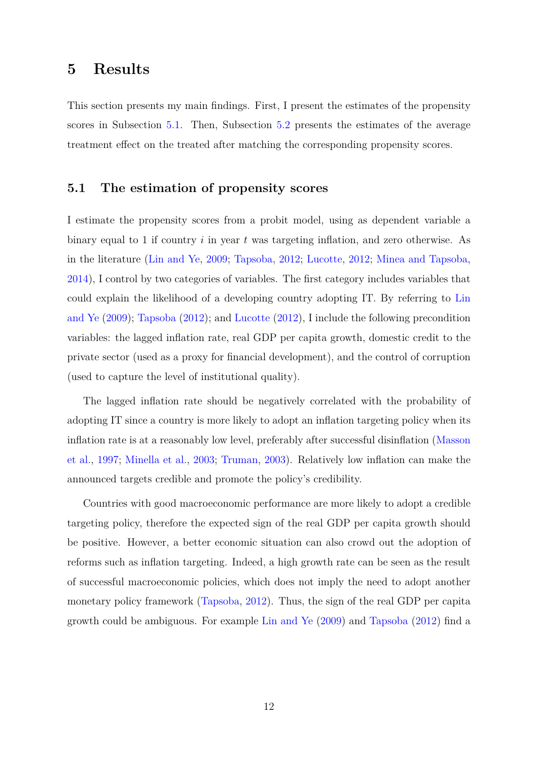# 5 Results

This section presents my main findings. First, I present the estimates of the propensity scores in Subsection 5.1. Then, Subsection 5.2 presents the estimates of the average treatment effect on the treated after matching the corresponding propensity scores.

## 5.1 The estimation of propensity scores

I estimate the propensity scores from a probit model, using as dependent variable a binary equal to 1 if country $i$ in year $t$ was targeting inflation, and zero otherwise. As in the literature (Lin and Ye, 2009; Tapsoba, 2012; Lucotte, 2012; Minea and Tapsoba, 2014), I control by two categories of variables. The first category includes variables that could explain the likelihood of a developing country adopting IT. By referring to Lin and Ye (2009); Tapsoba (2012); and Lucotte (2012), I include the following precondition variables: the lagged inflation rate, real GDP per capita growth, domestic credit to the private sector (used as a proxy for financial development), and the control of corruption (used to capture the level of institutional quality).

The lagged inflation rate should be negatively correlated with the probability of adopting IT since a country is more likely to adopt an inflation targeting policy when its inflation rate is at a reasonably low level, preferably after successful disinflation (Masson et al., 1997; Minella et al., 2003; Truman, 2003). Relatively low inflation can make the announced targets credible and promote the policy's credibility.

Countries with good macroeconomic performance are more likely to adopt a credible targeting policy, therefore the expected sign of the real GDP per capita growth should be positive. However, a better economic situation can also crowd out the adoption of reforms such as inflation targeting. Indeed, a high growth rate can be seen as the result of successful macroeconomic policies, which does not imply the need to adopt another monetary policy framework (Tapsoba, 2012). Thus, the sign of the real GDP per capita growth could be ambiguous. For example Lin and Ye (2009) and Tapsoba (2012) find a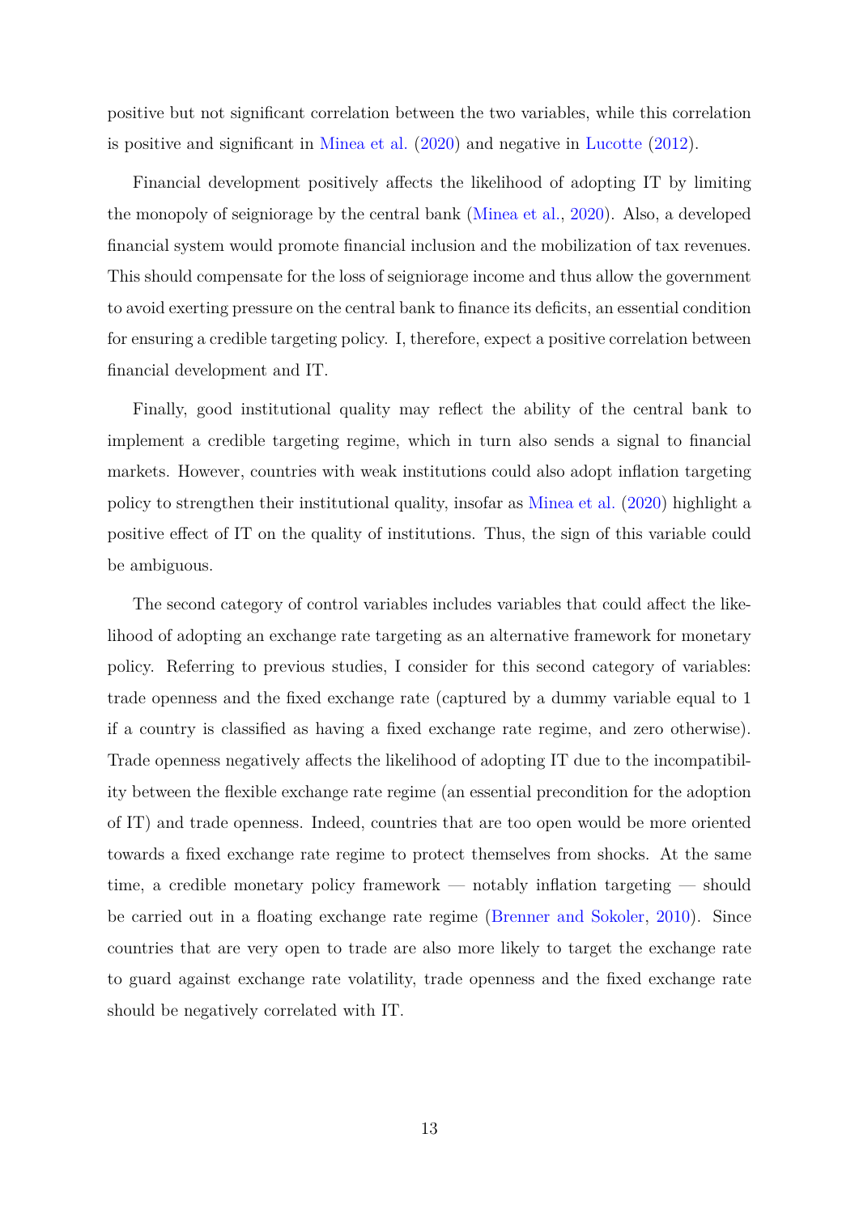positive but not significant correlation between the two variables, while this correlation is positive and significant in Minea et al. (2020) and negative in Lucotte (2012).

Financial development positively affects the likelihood of adopting IT by limiting the monopoly of seigniorage by the central bank (Minea et al., 2020). Also, a developed financial system would promote financial inclusion and the mobilization of tax revenues. This should compensate for the loss of seigniorage income and thus allow the government to avoid exerting pressure on the central bank to finance its deficits, an essential condition for ensuring a credible targeting policy. I, therefore, expect a positive correlation between financial development and IT.

Finally, good institutional quality may reflect the ability of the central bank to implement a credible targeting regime, which in turn also sends a signal to financial markets. However, countries with weak institutions could also adopt inflation targeting policy to strengthen their institutional quality, insofar as Minea et al. (2020) highlight a positive effect of IT on the quality of institutions. Thus, the sign of this variable could be ambiguous.

The second category of control variables includes variables that could affect the likelihood of adopting an exchange rate targeting as an alternative framework for monetary policy. Referring to previous studies, I consider for this second category of variables: trade openness and the fixed exchange rate (captured by a dummy variable equal to 1 if a country is classified as having a fixed exchange rate regime, and zero otherwise). Trade openness negatively affects the likelihood of adopting IT due to the incompatibility between the flexible exchange rate regime (an essential precondition for the adoption of IT) and trade openness. Indeed, countries that are too open would be more oriented towards a fixed exchange rate regime to protect themselves from shocks. At the same time, a credible monetary policy framework — notably inflation targeting — should be carried out in a floating exchange rate regime (Brenner and Sokoler, 2010). Since countries that are very open to trade are also more likely to target the exchange rate to guard against exchange rate volatility, trade openness and the fixed exchange rate should be negatively correlated with IT.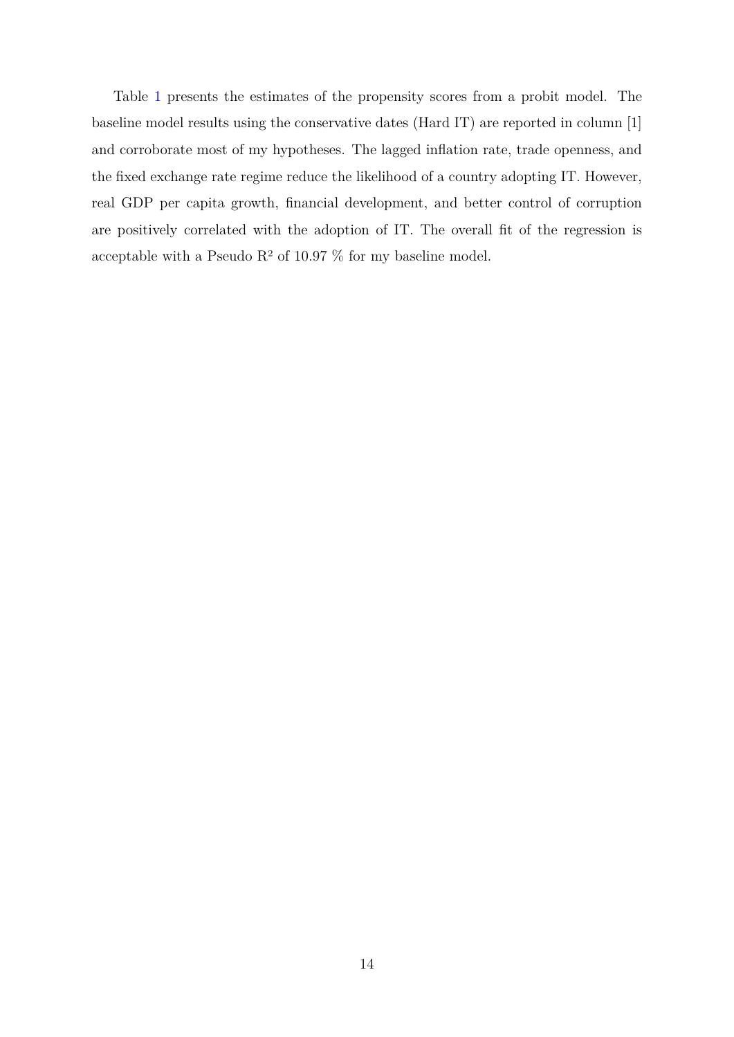Table 1 presents the estimates of the propensity scores from a probit model. The baseline model results using the conservative dates (Hard IT) are reported in column [1] and corroborate most of my hypotheses. The lagged inflation rate, trade openness, and the fixed exchange rate regime reduce the likelihood of a country adopting IT. However, real GDP per capita growth, financial development, and better control of corruption are positively correlated with the adoption of IT. The overall fit of the regression is acceptable with a Pseudo $R^2$ of 10.97 % for my baseline model.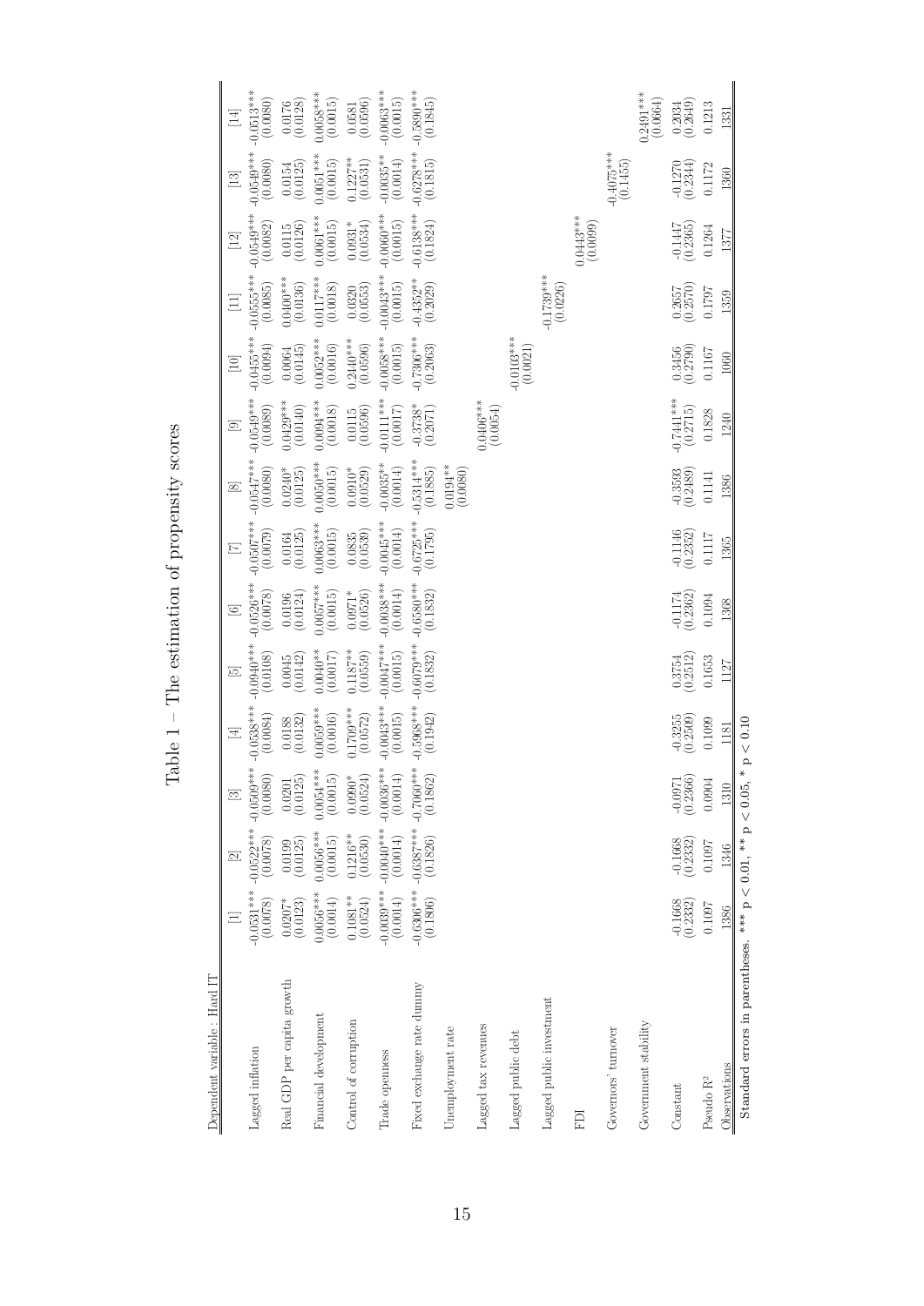Table 1 – The estimation of propensity scores

| Dependent variable : Hard IT | [1] | [2] | [3] | [4] | [5] | [6] | [7] | [8] | [9] | [10] | [11] | [12] | [13] | [14] |
|---|---|---|---|---|---|---|---|---|---|---|---|---|---|---|
| Lagged inflation | -0.0531*** | -0.0522*** | -0.0509*** | -0.0538*** | -0.0940*** | -0.0526*** | -0.0507*** | -0.0547*** | -0.0549*** | -0.0455*** | -0.0555*** | -0.0549*** | -0.0549*** | -0.0513*** |
| | (0.0078) | (0.0078) | (0.0080) | (0.0084) | (0.0108) | (0.0078) | (0.0079) | (0.0080) | (0.0089) | (0.0094) | (0.0085) | (0.0082) | (0.0080) | (0.0080) |
| Real GDP per capita growth | 0.0207* | 0.0199 | 0.0201 | 0.0188 | 0.0045 | 0.0196 | 0.0164 | 0.0240* | 0.0429*** | 0.0064 | 0.0400*** | 0.0115 | 0.0154 | 0.0176 |
| | (0.0123) | (0.0125) | (0.0125) | (0.0132) | (0.0142) | (0.0124) | (0.0125) | (0.0125) | (0.0140) | (0.0145) | (0.0136) | (0.0126) | (0.0125) | (0.0128) |
| Financial development | 0.0056*** | 0.0056*** | 0.0054*** | 0.0059*** | 0.0040** | 0.0057*** | 0.0063*** | 0.0050*** | 0.0094*** | 0.0052*** | 0.0117*** | 0.0061*** | 0.0051*** | 0.0058*** |
| | (0.0014) | (0.0015) | (0.0015) | (0.0016) | (0.0017) | (0.0015) | (0.0015) | (0.0015) | (0.0018) | (0.0016) | (0.0018) | (0.0015) | (0.0015) | (0.0015) |
| Control of corruption | 0.1081** | 0.1216** | 0.0990* | 0.1709*** | 0.1187** | 0.0971* | 0.0835 | 0.0910* | 0.0115 | 0.2440*** | 0.0320 | 0.0931* | 0.1227** | 0.0581 |
| | (0.0524) | (0.0530) | (0.0524) | (0.0572) | (0.0559) | (0.0526) | (0.0539) | (0.0529) | (0.0596) | (0.0596) | (0.0553) | (0.0534) | (0.0531) | (0.0596) |
| Trade openness | -0.0039*** | -0.0040*** | -0.0036*** | -0.0043*** | -0.0047*** | -0.0038*** | -0.0045*** | -0.0035** | -0.0111*** | -0.0058*** | -0.0043*** | -0.0060*** | -0.0035** | -0.0063*** |
| | (0.0014) | (0.0014) | (0.0014) | (0.0015) | (0.0015) | (0.0014) | (0.0014) | (0.0014) | (0.0017) | (0.0015) | (0.0015) | (0.0015) | (0.0014) | (0.0015) |
| Fixed exchange rate dummy | -0.6306*** | -0.6387*** | -0.7060*** | -0.5968*** | -0.6079*** | -0.6580*** | -0.6725*** | -0.5314*** | -0.3738* | -0.7306*** | -0.4352** | -0.6138*** | -0.6278*** | -0.5890*** |
| | (0.1806) | (0.1826) | (0.1862) | (0.1942) | (0.1832) | (0.1832) | (0.1795) | (0.1885) | (0.2071) | (0.2063) | (0.2029) | (0.1824) | (0.1815) | (0.1845) |
| Unemployment rate | | | | | | | | 0.0194** | | | | | | |
| | | | | | | | | (0.0080) | | | | | | |
| Lagged tax revenues | | | | | | | | | 0.0406*** | | | | | |
| | | | | | | | | | (0.0054) | | | | | |
| Lagged public debt | | | | | | | | | | -0.0103*** | | | | |
| | | | | | | | | | | (0.0021) | | | | |
| Lagged public investment | | | | | | | | | | | -0.1739*** | | | |
| | | | | | | | | | | | (0.0226) | | | |
| FDI | | | | | | | | | | | | 0.0443*** | | |
| | | | | | | | | | | | | (0.0099) | | |
| Governors' turnover | | | | | | | | | | | | | -0.4075*** | |
| | | | | | | | | | | | | | (0.1455) | |
| Government stability | | | | | | | | | | | | | | 0.2491*** |
| | | | | | | | | | | | | | | (0.0664) |
| Constant | -0.1668 | -0.1668 | -0.0971 | -0.3255 | 0.3754 | -0.1174 | -0.1146 | -0.3593 | -0.7441*** | 0.3456 | 0.2657 | -0.1447 | -0.1270 | 0.2034 |
| | (0.2332) | (0.2332) | (0.2366) | (0.2509) | (0.2512) | (0.2362) | (0.2352) | (0.2489) | (0.2715) | (0.2790) | (0.2570) | (0.2365) | (0.2344) | (0.2649) |
| Pseudo $R^2$ | 0.1097 | 0.1097 | 0.0904 | 0.1099 | 0.1653 | 0.1094 | 0.1117 | 0.1141 | 0.1828 | 0.1167 | 0.1797 | 0.1264 | 0.1172 | 0.1213 |
| Observations | 1386 | 1346 | 1310 | 1181 | 1127 | 1368 | 1365 | 1386 | 1240 | 1060 | 1359 | 1377 | 1360 | 1331 |

Standard errors in parentheses. *** $p < 0.01$, ** $p < 0.05$, * $p < 0.10$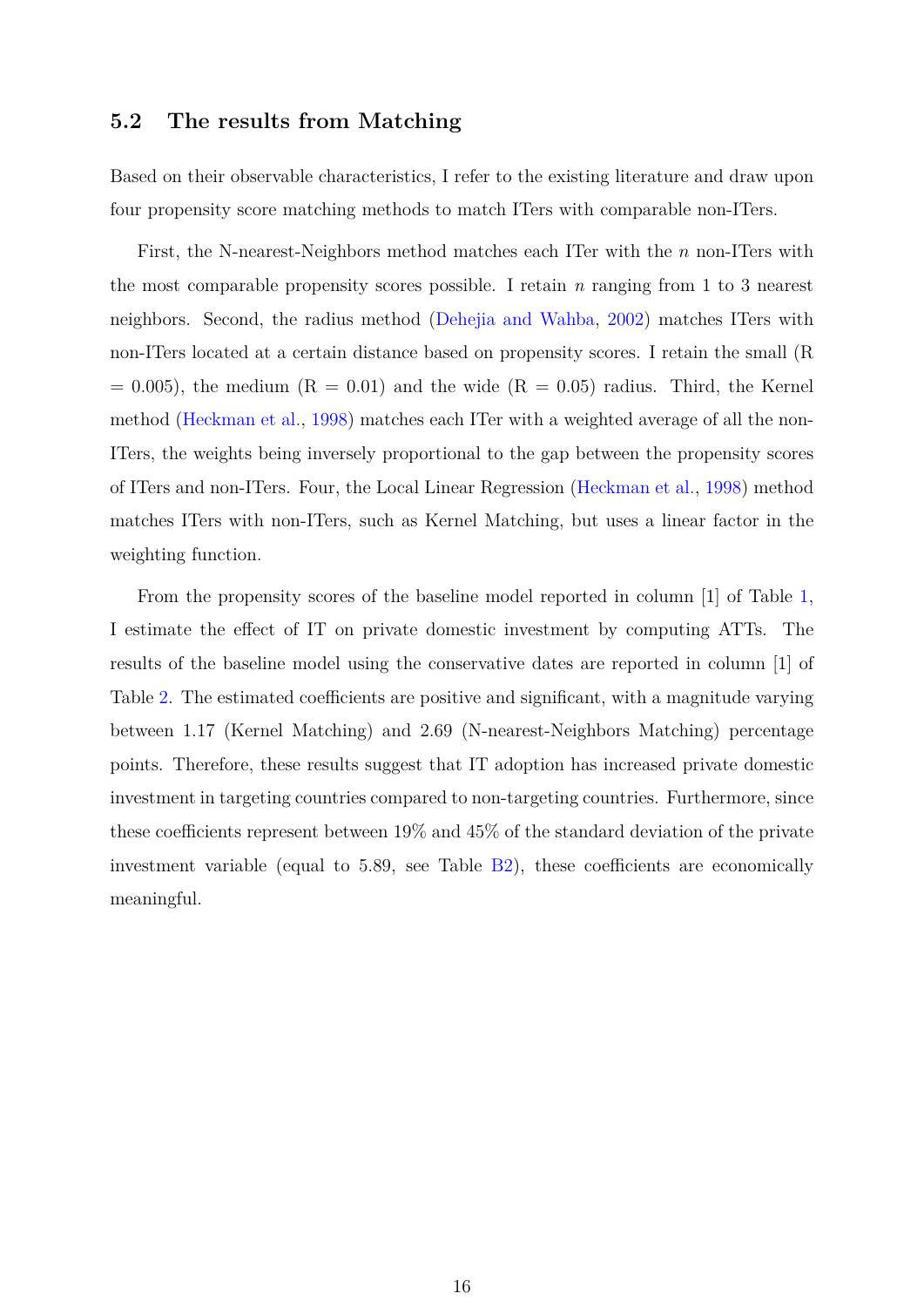## 5.2 The results from Matching

Based on their observable characteristics, I refer to the existing literature and draw upon four propensity score matching methods to match ITers with comparable non-ITers.

First, the N-nearest-Neighbors method matches each ITer with the $n$ non-ITers with the most comparable propensity scores possible. I retain $n$ ranging from 1 to 3 nearest neighbors. Second, the radius method (Dehejia and Wahba, 2002) matches ITers with non-ITers located at a certain distance based on propensity scores. I retain the small (R = 0.005), the medium (R = 0.01) and the wide (R = 0.05) radius. Third, the Kernel method (Heckman et al., 1998) matches each ITer with a weighted average of all the non-ITers, the weights being inversely proportional to the gap between the propensity scores of ITers and non-ITers. Four, the Local Linear Regression (Heckman et al., 1998) method matches ITers with non-ITers, such as Kernel Matching, but uses a linear factor in the weighting function.

From the propensity scores of the baseline model reported in column [1] of Table 1, I estimate the effect of IT on private domestic investment by computing ATTs. The results of the baseline model using the conservative dates are reported in column [1] of Table 2. The estimated coefficients are positive and significant, with a magnitude varying between 1.17 (Kernel Matching) and 2.69 (N-nearest-Neighbors Matching) percentage points. Therefore, these results suggest that IT adoption has increased private domestic investment in targeting countries compared to non-targeting countries. Furthermore, since these coefficients represent between 19% and 45% of the standard deviation of the private investment variable (equal to 5.89, see Table B2), these coefficients are economically meaningful.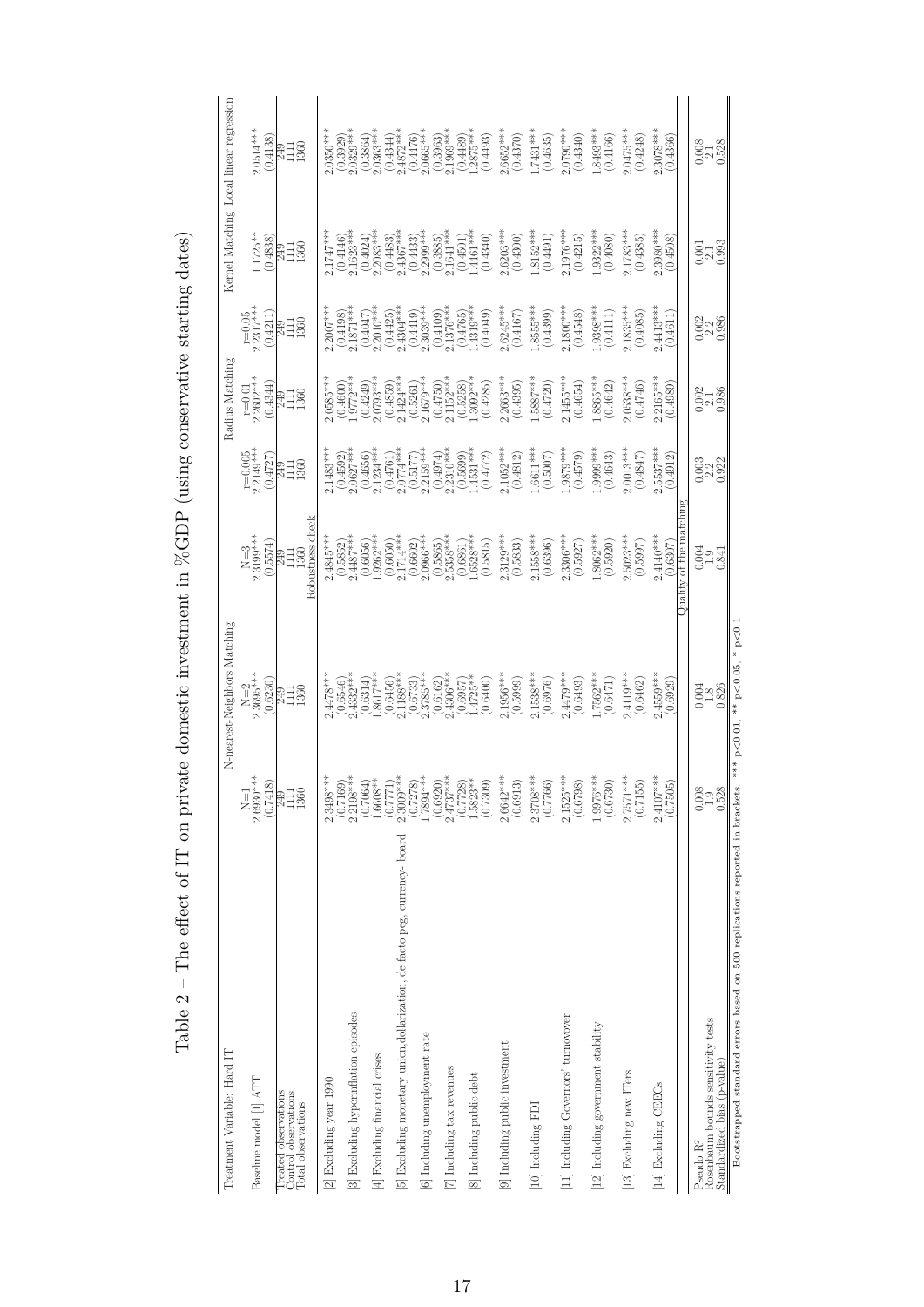Table 2 – The effect of IT on private domestic investment in %GDP (using conservative starting dates)

| Treatment Variable: Hard IT | N-nearest-Neighbors Matching | | | Radius Matching | | | Kernel Matching | Local linear regression |
|---|---|---|---|---|---|---|---|---|
| | N=1 | N=2 | N=3 | r=0.005 | r=0.01 | r=0.05 | | |
| Baseline model [1] ATT | 2.6930*** | 2.3695*** | 2.3199*** | 2.2149*** | 2.2602*** | 2.2317*** | 1.1725** | 2.0514*** |
| | (0.7418) | (0.6230) | (0.5574) | (0.4727) | (0.4344) | (0.4211) | (0.4838) | (0.4138) |
| Treated observations | 249 | 249 | 249 | 249 | 249 | 249 | 249 | 249 |
| Control observations | 1111 | 1111 | 1111 | 1111 | 1111 | 1111 | 1111 | 1111 |
| Total observations | 1360 | 1360 | 1360 | 1360 | 1360 | 1360 | 1360 | 1360 |
| **Robustness check** | | | | | | | | |
| [2] Excluding year 1990 | 2.3498*** | 2.4478*** | 2.4845*** | 2.1483*** | 2.0585*** | 2.2007*** | 2.1747*** | 2.0350*** |
| | (0.7169) | (0.6546) | (0.5852) | (0.4592) | (0.4600) | (0.4198) | (0.4146) | (0.3929) |
| [3] Excluding hyperinflation episodes | 2.2198*** | 2.3432*** | 2.4487*** | 2.0627*** | 1.9772*** | 2.1871*** | 2.1623*** | 2.0329*** |
| | (0.7064) | (0.6314) | (0.6056) | (0.4656) | (0.4249) | (0.4047) | (0.4024) | (0.3864) |
| [4] Excluding financial crises | 1.6608** | 1.8617*** | 1.9262*** | 2.1234*** | 2.0793*** | 2.2010*** | 2.2083*** | 2.0363*** |
| | (0.7771) | (0.6456) | (0.6050) | (0.4761) | (0.4859) | (0.4425) | (0.4483) | (0.4344) |
| [5] Excluding monetary union,dollarization, de facto peg, currency- board | 2.3009*** | 2.1188*** | 2.1714*** | 2.0774*** | 2.1424*** | 2.4304*** | 2.4367*** | 2.4872*** |
| | (0.7278) | (0.6733) | (0.6602) | (0.5177) | (0.5261) | (0.4419) | (0.4433) | (0.4476) |
| [6] Including unemployment rate | 1.7804*** | 2.3785*** | 2.0966*** | 2.2159*** | 2.1679*** | 2.3030*** | 2.2999*** | 2.0665*** |
| | (0.6920) | (0.6162) | (0.5865) | (0.4974) | (0.4750) | (0.4109) | (0.3885) | (0.3963) |
| [7] Including tax revenues | 2.4737*** | 2.4306*** | 2.3358*** | 2.2310*** | 2.1152*** | 2.1376*** | 2.1641*** | 2.1969*** |
| | (0.7728) | (0.6957) | (0.6861) | (0.5699) | (0.5258) | (0.4765) | (0.4501) | (0.4489) |
| [8] Including public debt | 1.5823** | 1.4725** | 1.6528*** | 1.4531*** | 1.3092*** | 1.4319*** | 1.4461*** | 1.2875*** |
| | (0.7309) | (0.6400) | (0.5815) | (0.4772) | (0.4285) | (0.4049) | (0.4340) | (0.4493) |
| [9] Including public investment | 2.6642*** | 2.1956*** | 2.3129*** | 2.1052*** | 2.2663*** | 2.6245*** | 2.6203*** | 2.6652*** |
| | (0.6913) | (0.5999) | (0.5833) | (0.4812) | (0.4395) | (0.4167) | (0.4300) | (0.4370) |
| [10] Including FDI | 2.3708*** | 2.1538*** | 2.1558*** | 1.6611*** | 1.5887*** | 1.8555*** | 1.8152*** | 1.7431*** |
| | (0.7766) | (0.6976) | (0.6396) | (0.5007) | (0.4720) | (0.4399) | (0.4491) | (0.4635) |
| [11] Including Governors' turnover | 2.1525*** | 2.4479*** | 2.3306*** | 1.9879*** | 2.1455*** | 2.1800*** | 2.1976*** | 2.0790*** |
| | (0.6798) | (0.6493) | (0.5927) | (0.4579) | (0.4654) | (0.4548) | (0.4215) | (0.4340) |
| [12] Including government stability | 1.9976*** | 1.7562*** | 1.8062*** | 1.9999*** | 1.8865*** | 1.9398*** | 1.9322*** | 1.8493*** |
| | (0.6730) | (0.6471) | (0.5920) | (0.4643) | (0.4642) | (0.4111) | (0.4080) | (0.4166) |
| [13] Excluding new ITers | 2.7571*** | 2.4119*** | 2.5023*** | 2.0013*** | 2.0538*** | 2.1835*** | 2.1783*** | 2.0475*** |
| | (0.7155) | (0.6462) | (0.5997) | (0.4847) | (0.4746) | (0.4085) | (0.4385) | (0.4248) |
| [14] Excluding CEECs | 2.4107*** | 2.4559*** | 2.4140*** | 2.5537*** | 2.2165*** | 2.4413*** | 2.3980*** | 2.3078*** |
| | (0.7505) | (0.6929) | (0.6307) | (0.4912) | (0.4989) | (0.4611) | (0.4508) | (0.4366) |
| **Quality of the matching** | | | | | | | | |
| Pseudo $R^2$ | 0.008 | 0.004 | 0.004 | 0.003 | 0.002 | 0.002 | 0.001 | 0.008 |
| Rosenbaum bounds sensitivity tests | 1.9 | 1.8 | 1.9 | 2.2 | 2.1 | 2.2 | 2.1 | 2.1 |
| Standardized bias (p-value) | 0.528 | 0.826 | 0.841 | 0.922 | 0.986 | 0.986 | 0.993 | 0.528 |

Bootstrapped standard errors based on 500 replications reported in brackets. *** p<0.01, ** p<0.05, * p<0.1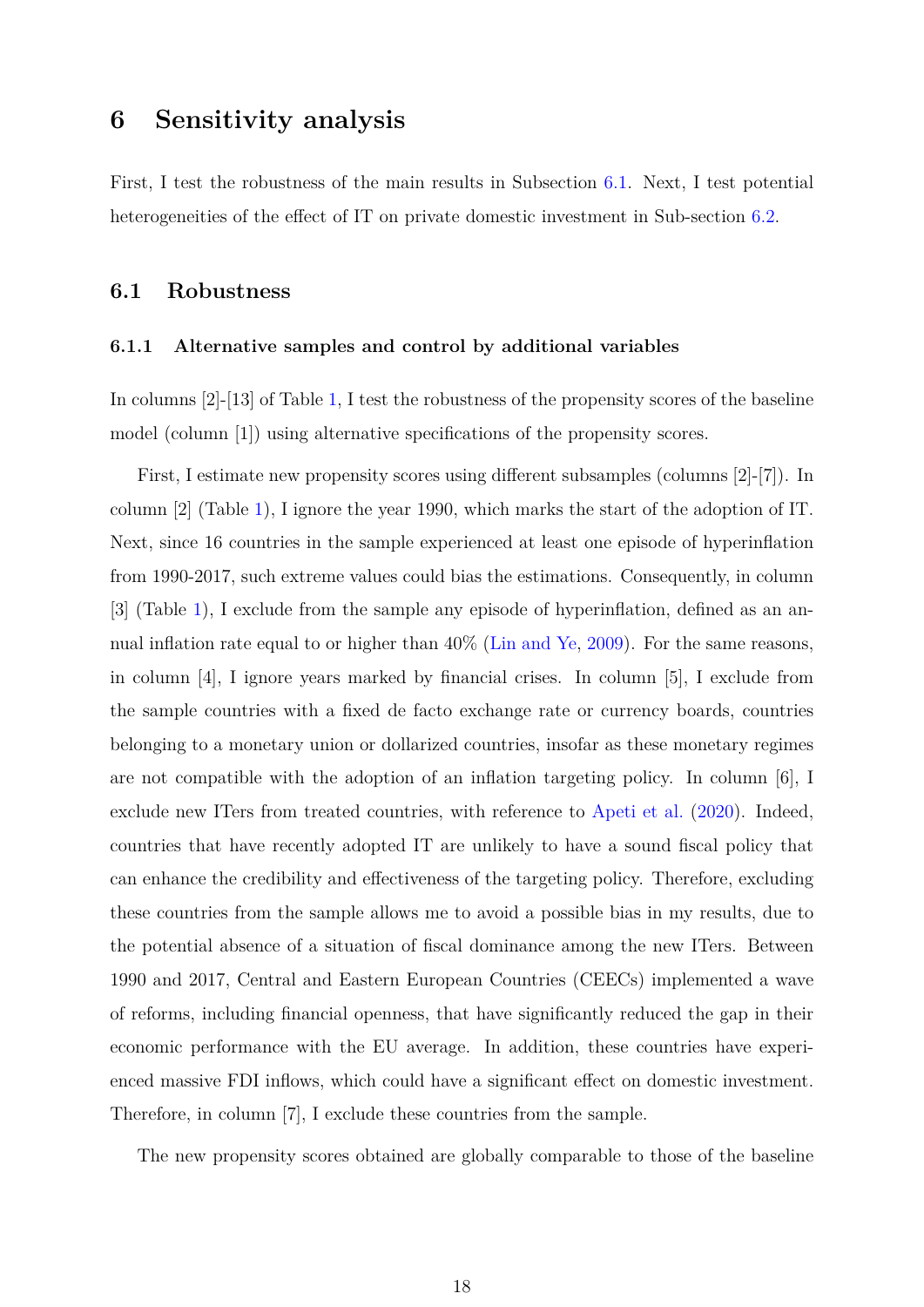# 6 Sensitivity analysis

First, I test the robustness of the main results in Subsection 6.1. Next, I test potential heterogeneities of the effect of IT on private domestic investment in Sub-section 6.2.

## 6.1 Robustness

### 6.1.1 Alternative samples and control by additional variables

In columns [2]-[13] of Table 1, I test the robustness of the propensity scores of the baseline model (column [1]) using alternative specifications of the propensity scores.

First, I estimate new propensity scores using different subsamples (columns [2]-[7]). In column [2] (Table 1), I ignore the year 1990, which marks the start of the adoption of IT. Next, since 16 countries in the sample experienced at least one episode of hyperinflation from 1990-2017, such extreme values could bias the estimations. Consequently, in column [3] (Table 1), I exclude from the sample any episode of hyperinflation, defined as an annual inflation rate equal to or higher than 40% (Lin and Ye, 2009). For the same reasons, in column [4], I ignore years marked by financial crises. In column [5], I exclude from the sample countries with a fixed de facto exchange rate or currency boards, countries belonging to a monetary union or dollarized countries, insofar as these monetary regimes are not compatible with the adoption of an inflation targeting policy. In column [6], I exclude new ITers from treated countries, with reference to Apeti et al. (2020). Indeed, countries that have recently adopted IT are unlikely to have a sound fiscal policy that can enhance the credibility and effectiveness of the targeting policy. Therefore, excluding these countries from the sample allows me to avoid a possible bias in my results, due to the potential absence of a situation of fiscal dominance among the new ITers. Between 1990 and 2017, Central and Eastern European Countries (CEECs) implemented a wave of reforms, including financial openness, that have significantly reduced the gap in their economic performance with the EU average. In addition, these countries have experienced massive FDI inflows, which could have a significant effect on domestic investment. Therefore, in column [7], I exclude these countries from the sample.

The new propensity scores obtained are globally comparable to those of the baseline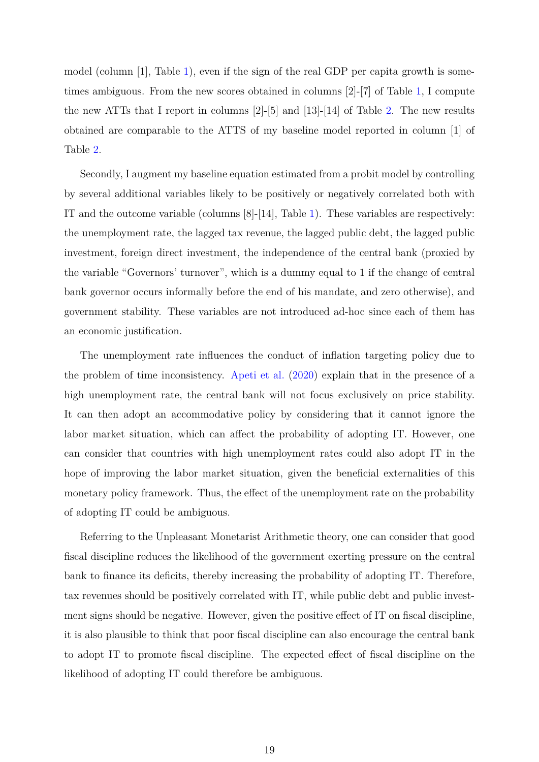model (column [1], Table 1), even if the sign of the real GDP per capita growth is sometimes ambiguous. From the new scores obtained in columns [2]-[7] of Table 1, I compute the new ATTs that I report in columns [2]-[5] and [13]-[14] of Table 2. The new results obtained are comparable to the ATTS of my baseline model reported in column [1] of Table 2.

Secondly, I augment my baseline equation estimated from a probit model by controlling by several additional variables likely to be positively or negatively correlated both with IT and the outcome variable (columns [8]-[14], Table 1). These variables are respectively: the unemployment rate, the lagged tax revenue, the lagged public debt, the lagged public investment, foreign direct investment, the independence of the central bank (proxied by the variable "Governors' turnover", which is a dummy equal to 1 if the change of central bank governor occurs informally before the end of his mandate, and zero otherwise), and government stability. These variables are not introduced ad-hoc since each of them has an economic justification.

The unemployment rate influences the conduct of inflation targeting policy due to the problem of time inconsistency. Apeti et al. (2020) explain that in the presence of a high unemployment rate, the central bank will not focus exclusively on price stability. It can then adopt an accommodative policy by considering that it cannot ignore the labor market situation, which can affect the probability of adopting IT. However, one can consider that countries with high unemployment rates could also adopt IT in the hope of improving the labor market situation, given the beneficial externalities of this monetary policy framework. Thus, the effect of the unemployment rate on the probability of adopting IT could be ambiguous.

Referring to the Unpleasant Monetarist Arithmetic theory, one can consider that good fiscal discipline reduces the likelihood of the government exerting pressure on the central bank to finance its deficits, thereby increasing the probability of adopting IT. Therefore, tax revenues should be positively correlated with IT, while public debt and public investment signs should be negative. However, given the positive effect of IT on fiscal discipline, it is also plausible to think that poor fiscal discipline can also encourage the central bank to adopt IT to promote fiscal discipline. The expected effect of fiscal discipline on the likelihood of adopting IT could therefore be ambiguous.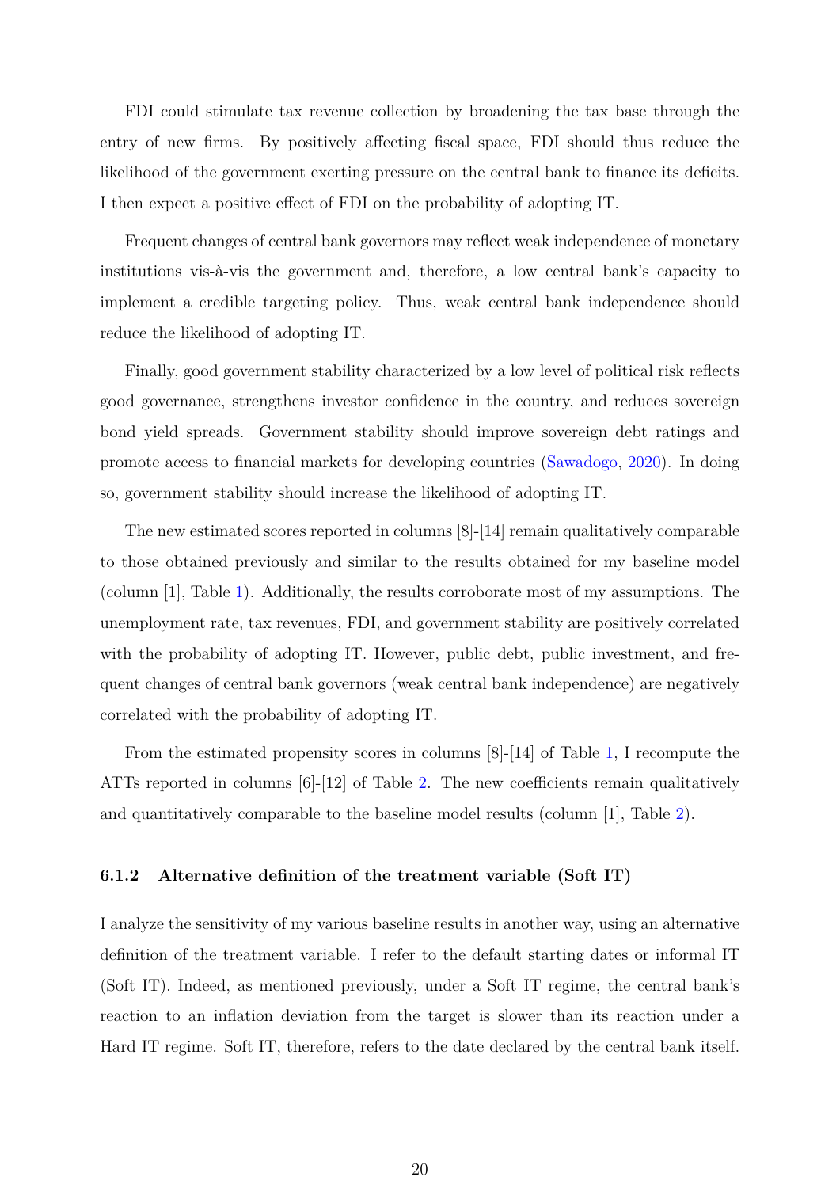FDI could stimulate tax revenue collection by broadening the tax base through the entry of new firms. By positively affecting fiscal space, FDI should thus reduce the likelihood of the government exerting pressure on the central bank to finance its deficits. I then expect a positive effect of FDI on the probability of adopting IT.

Frequent changes of central bank governors may reflect weak independence of monetary institutions vis-à-vis the government and, therefore, a low central bank's capacity to implement a credible targeting policy. Thus, weak central bank independence should reduce the likelihood of adopting IT.

Finally, good government stability characterized by a low level of political risk reflects good governance, strengthens investor confidence in the country, and reduces sovereign bond yield spreads. Government stability should improve sovereign debt ratings and promote access to financial markets for developing countries (Sawadogo, 2020). In doing so, government stability should increase the likelihood of adopting IT.

The new estimated scores reported in columns [8]-[14] remain qualitatively comparable to those obtained previously and similar to the results obtained for my baseline model (column [1], Table 1). Additionally, the results corroborate most of my assumptions. The unemployment rate, tax revenues, FDI, and government stability are positively correlated with the probability of adopting IT. However, public debt, public investment, and frequent changes of central bank governors (weak central bank independence) are negatively correlated with the probability of adopting IT.

From the estimated propensity scores in columns [8]-[14] of Table 1, I recompute the ATTs reported in columns [6]-[12] of Table 2. The new coefficients remain qualitatively and quantitatively comparable to the baseline model results (column [1], Table 2).

### 6.1.2 Alternative definition of the treatment variable (Soft IT)

I analyze the sensitivity of my various baseline results in another way, using an alternative definition of the treatment variable. I refer to the default starting dates or informal IT (Soft IT). Indeed, as mentioned previously, under a Soft IT regime, the central bank's reaction to an inflation deviation from the target is slower than its reaction under a Hard IT regime. Soft IT, therefore, refers to the date declared by the central bank itself.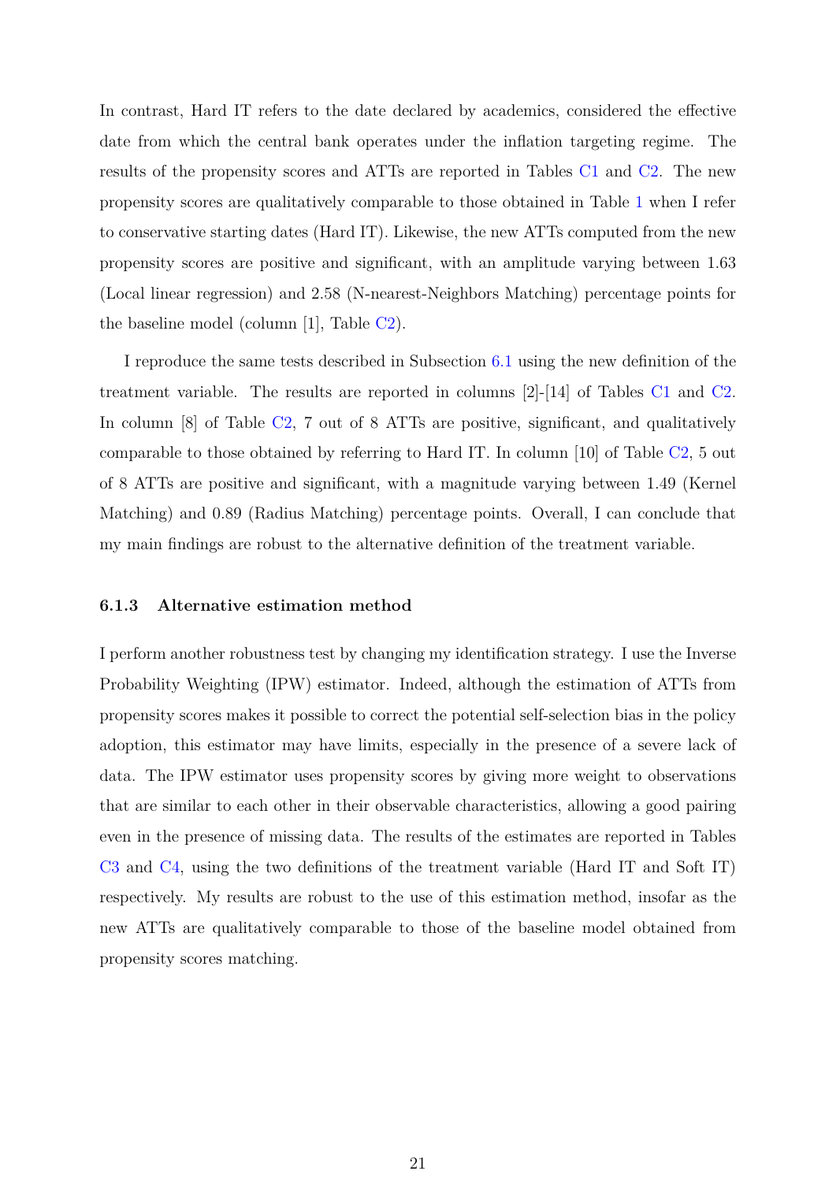In contrast, Hard IT refers to the date declared by academics, considered the effective date from which the central bank operates under the inflation targeting regime. The results of the propensity scores and ATTs are reported in Tables C1 and C2. The new propensity scores are qualitatively comparable to those obtained in Table 1 when I refer to conservative starting dates (Hard IT). Likewise, the new ATTs computed from the new propensity scores are positive and significant, with an amplitude varying between 1.63 (Local linear regression) and 2.58 (N-nearest-Neighbors Matching) percentage points for the baseline model (column [1], Table C2).

I reproduce the same tests described in Subsection 6.1 using the new definition of the treatment variable. The results are reported in columns [2]-[14] of Tables C1 and C2. In column [8] of Table C2, 7 out of 8 ATTs are positive, significant, and qualitatively comparable to those obtained by referring to Hard IT. In column [10] of Table C2, 5 out of 8 ATTs are positive and significant, with a magnitude varying between 1.49 (Kernel Matching) and 0.89 (Radius Matching) percentage points. Overall, I can conclude that my main findings are robust to the alternative definition of the treatment variable.

### 6.1.3 Alternative estimation method

I perform another robustness test by changing my identification strategy. I use the Inverse Probability Weighting (IPW) estimator. Indeed, although the estimation of ATTs from propensity scores makes it possible to correct the potential self-selection bias in the policy adoption, this estimator may have limits, especially in the presence of a severe lack of data. The IPW estimator uses propensity scores by giving more weight to observations that are similar to each other in their observable characteristics, allowing a good pairing even in the presence of missing data. The results of the estimates are reported in Tables C3 and C4, using the two definitions of the treatment variable (Hard IT and Soft IT) respectively. My results are robust to the use of this estimation method, insofar as the new ATTs are qualitatively comparable to those of the baseline model obtained from propensity scores matching.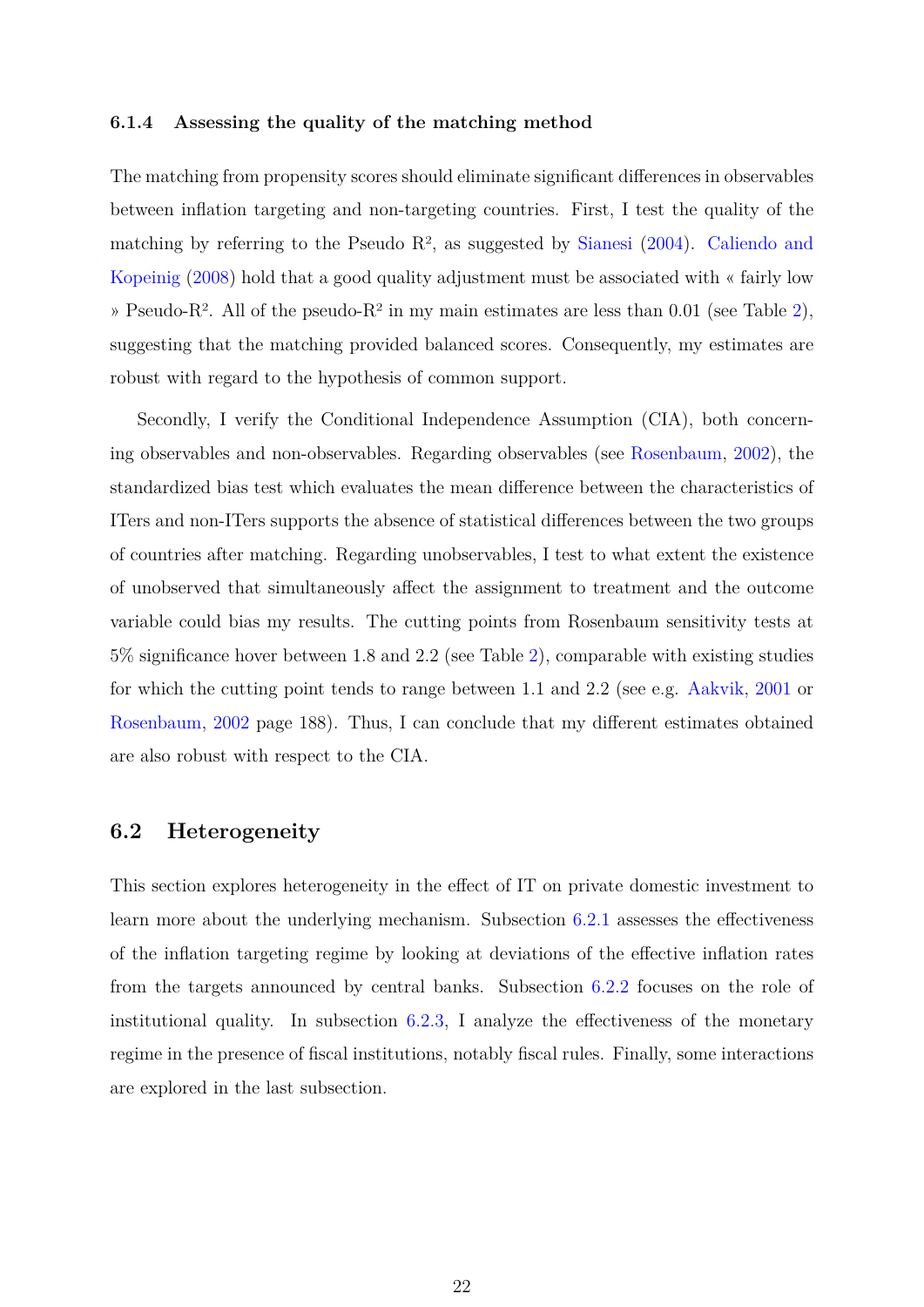### 6.1.4 Assessing the quality of the matching method

The matching from propensity scores should eliminate significant differences in observables between inflation targeting and non-targeting countries. First, I test the quality of the matching by referring to the Pseudo $R^2$, as suggested by Sianesi (2004). Caliendo and Kopeinig (2008) hold that a good quality adjustment must be associated with « fairly low » Pseudo-$R^2$. All of the pseudo-$R^2$ in my main estimates are less than 0.01 (see Table 2), suggesting that the matching provided balanced scores. Consequently, my estimates are robust with regard to the hypothesis of common support.

Secondly, I verify the Conditional Independence Assumption (CIA), both concerning observables and non-observables. Regarding observables (see Rosenbaum, 2002), the standardized bias test which evaluates the mean difference between the characteristics of ITers and non-ITers supports the absence of statistical differences between the two groups of countries after matching. Regarding unobservables, I test to what extent the existence of unobserved that simultaneously affect the assignment to treatment and the outcome variable could bias my results. The cutting points from Rosenbaum sensitivity tests at 5% significance hover between 1.8 and 2.2 (see Table 2), comparable with existing studies for which the cutting point tends to range between 1.1 and 2.2 (see e.g. Aakvik, 2001 or Rosenbaum, 2002 page 188). Thus, I can conclude that my different estimates obtained are also robust with respect to the CIA.

## 6.2 Heterogeneity

This section explores heterogeneity in the effect of IT on private domestic investment to learn more about the underlying mechanism. Subsection 6.2.1 assesses the effectiveness of the inflation targeting regime by looking at deviations of the effective inflation rates from the targets announced by central banks. Subsection 6.2.2 focuses on the role of institutional quality. In subsection 6.2.3, I analyze the effectiveness of the monetary regime in the presence of fiscal institutions, notably fiscal rules. Finally, some interactions are explored in the last subsection.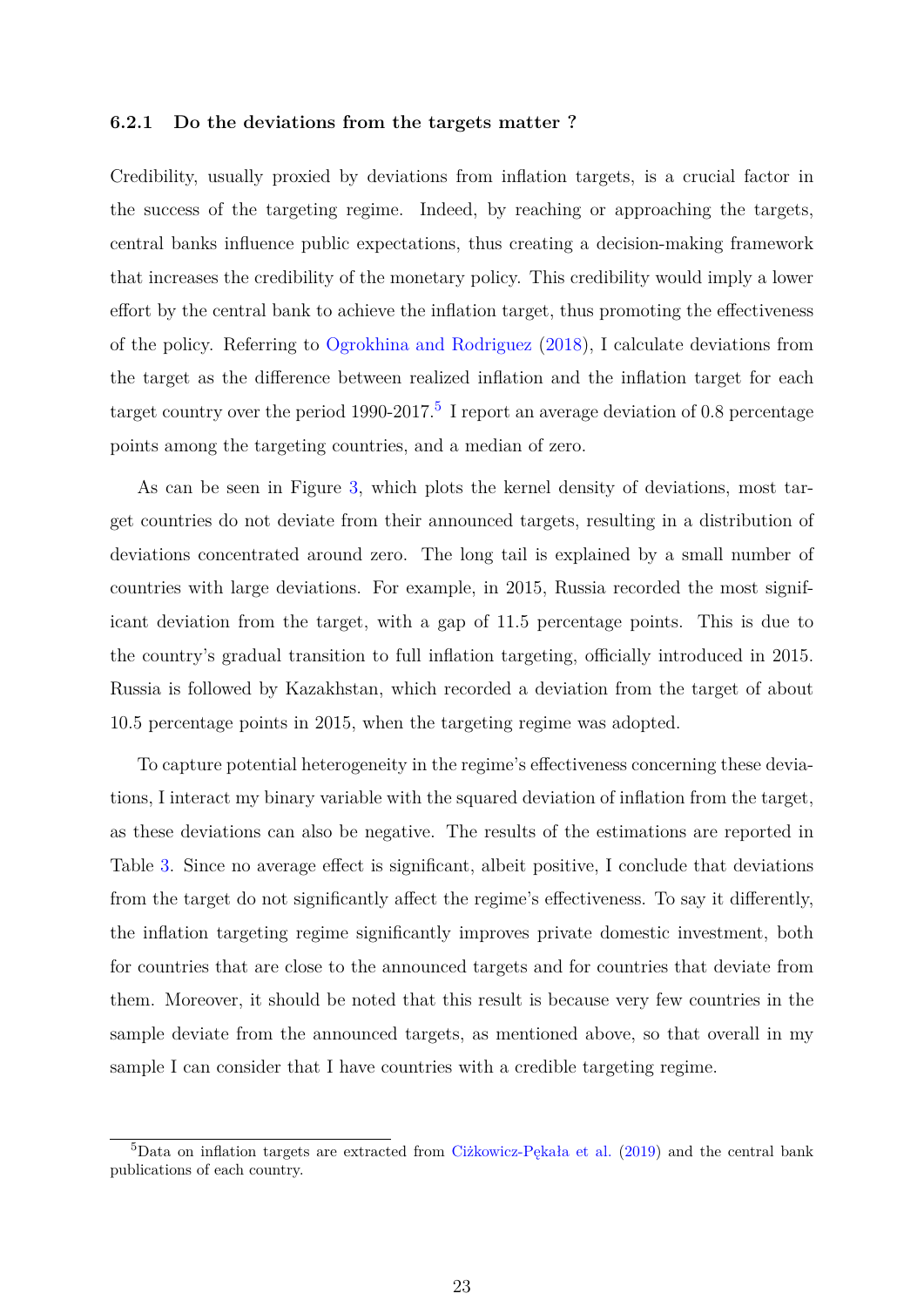### 6.2.1 Do the deviations from the targets matter ?

Credibility, usually proxied by deviations from inflation targets, is a crucial factor in the success of the targeting regime. Indeed, by reaching or approaching the targets, central banks influence public expectations, thus creating a decision-making framework that increases the credibility of the monetary policy. This credibility would imply a lower effort by the central bank to achieve the inflation target, thus promoting the effectiveness of the policy. Referring to Ogrokhina and Rodriguez (2018), I calculate deviations from the target as the difference between realized inflation and the inflation target for each target country over the period 1990-2017.[5] I report an average deviation of 0.8 percentage points among the targeting countries, and a median of zero.

As can be seen in Figure 3, which plots the kernel density of deviations, most target countries do not deviate from their announced targets, resulting in a distribution of deviations concentrated around zero. The long tail is explained by a small number of countries with large deviations. For example, in 2015, Russia recorded the most significant deviation from the target, with a gap of 11.5 percentage points. This is due to the country's gradual transition to full inflation targeting, officially introduced in 2015. Russia is followed by Kazakhstan, which recorded a deviation from the target of about 10.5 percentage points in 2015, when the targeting regime was adopted.

To capture potential heterogeneity in the regime's effectiveness concerning these deviations, I interact my binary variable with the squared deviation of inflation from the target, as these deviations can also be negative. The results of the estimations are reported in Table 3. Since no average effect is significant, albeit positive, I conclude that deviations from the target do not significantly affect the regime's effectiveness. To say it differently, the inflation targeting regime significantly improves private domestic investment, both for countries that are close to the announced targets and for countries that deviate from them. Moreover, it should be noted that this result is because very few countries in the sample deviate from the announced targets, as mentioned above, so that overall in my sample I can consider that I have countries with a credible targeting regime.

[5] Data on inflation targets are extracted from Ciżkowicz-Pękała et al. (2019) and the central bank publications of each country.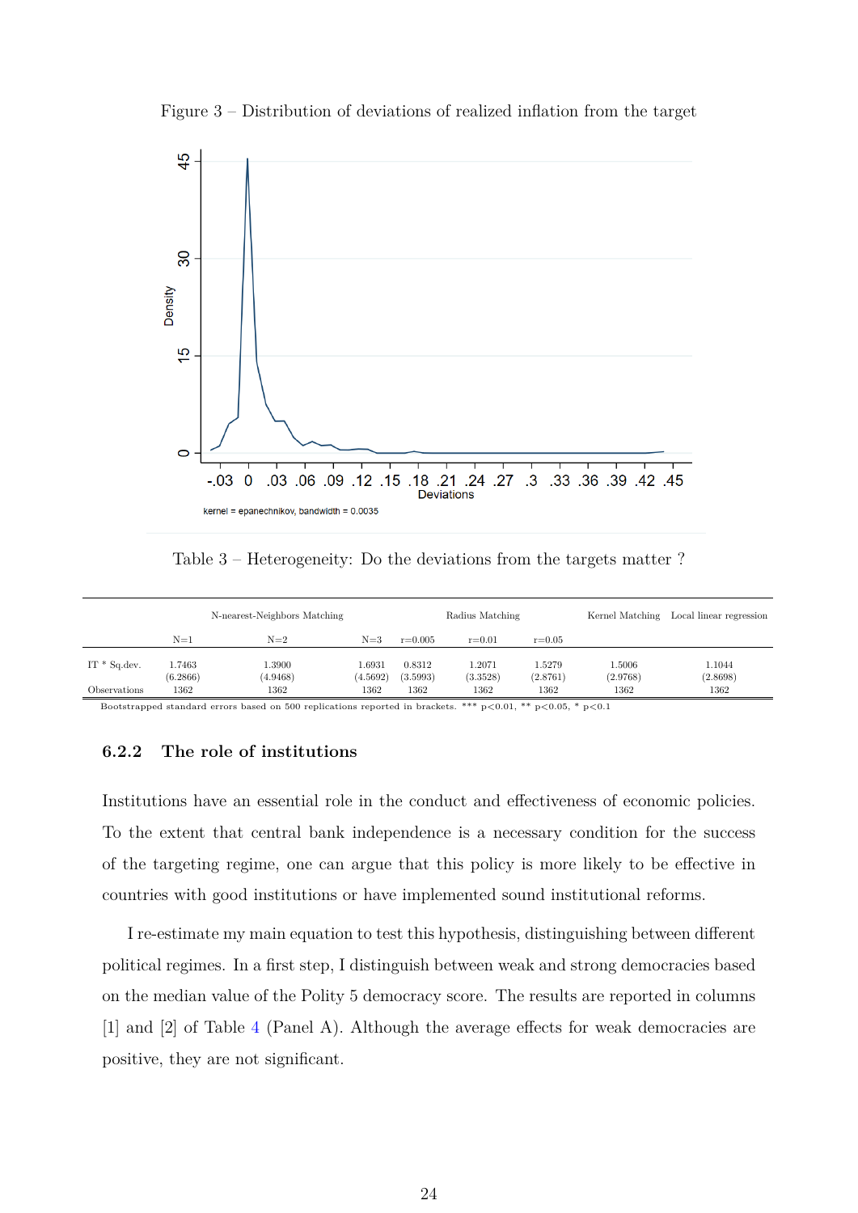Figure 3 – Distribution of deviations of realized inflation from the target

Table 3 – Heterogeneity: Do the deviations from the targets matter ?

| | N-nearest-Neighbors Matching | | | Radius Matching | | | Kernel Matching | Local linear regression |
|---|---|---|---|---|---|---|---|---|
| | N=1 | N=2 | N=3 | r=0.005 | r=0.01 | r=0.05 | | |
| IT * Sq.dev. | 1.7463 | 1.3900 | 1.6931 | 0.8312 | 1.2071 | 1.5279 | 1.5006 | 1.1044 |
| | (6.2866) | (4.9468) | (4.5692) | (3.5993) | (3.3528) | (2.8761) | (2.9768) | (2.8698) |
| Observations | 1362 | 1362 | 1362 | 1362 | 1362 | 1362 | 1362 | 1362 |

Bootstrapped standard errors based on 500 replications reported in brackets. *** p<0.01, ** p<0.05, * p<0.1

### 6.2.2 The role of institutions

Institutions have an essential role in the conduct and effectiveness of economic policies. To the extent that central bank independence is a necessary condition for the success of the targeting regime, one can argue that this policy is more likely to be effective in countries with good institutions or have implemented sound institutional reforms.

I re-estimate my main equation to test this hypothesis, distinguishing between different political regimes. In a first step, I distinguish between weak and strong democracies based on the median value of the Polity 5 democracy score. The results are reported in columns [1] and [2] of Table 4 (Panel A). Although the average effects for weak democracies are positive, they are not significant.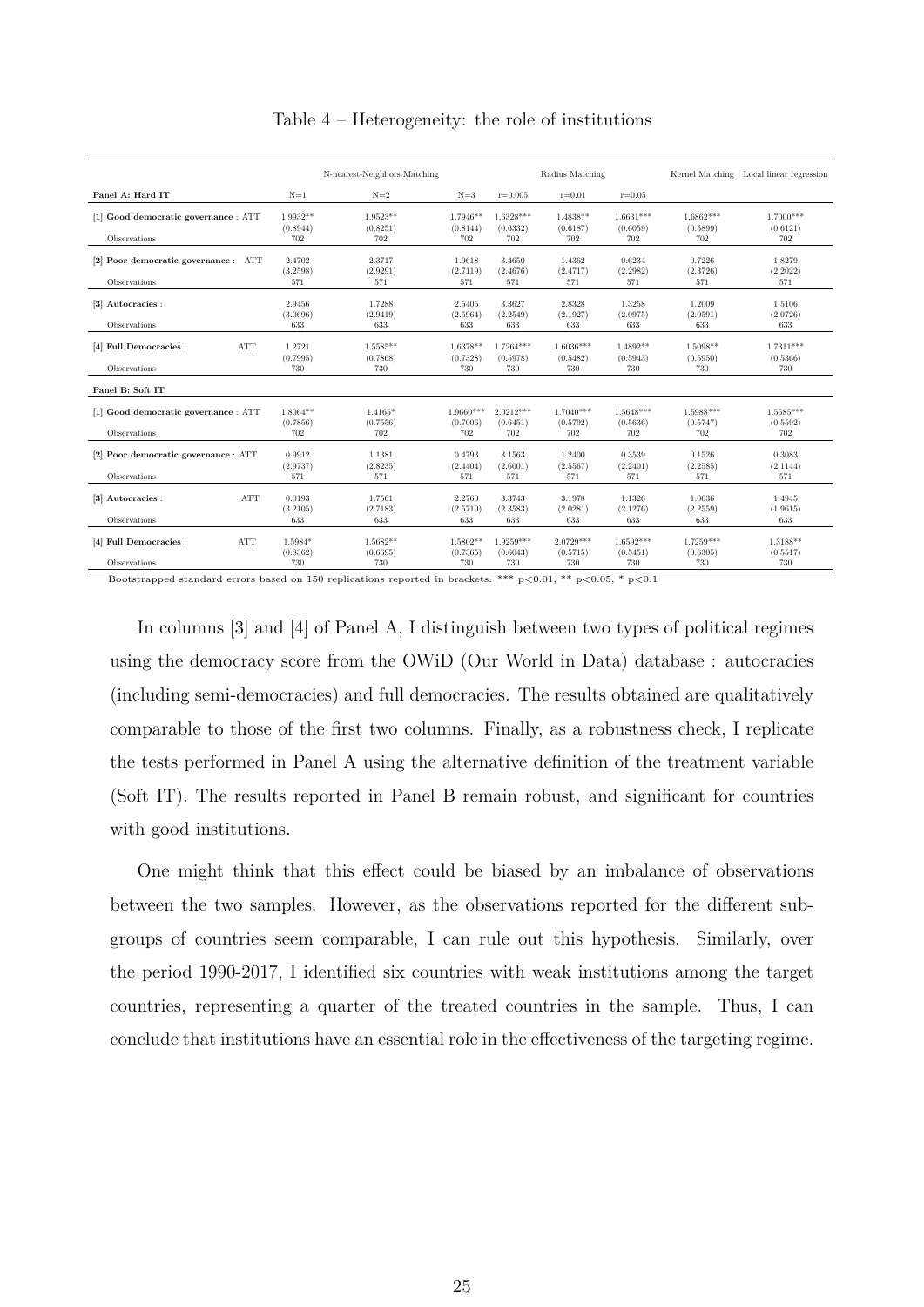Table 4 – Heterogeneity: the role of institutions

| | N-nearest-Neighbors Matching | | | Radius Matching | | | Kernel Matching | Local linear regression |
|---|---|---|---|---|---|---|---|---|
| **Panel A: Hard IT** | N=1 | N=2 | N=3 | r=0.005 | r=0.01 | r=0.05 | | |
| [1] **Good democratic governance** : ATT | 1.9932** | 1.9523** | 1.7946** | 1.6328*** | 1.4838** | 1.6631*** | 1.6862*** | 1.7000*** |
| | (0.8944) | (0.8251) | (0.8144) | (0.6332) | (0.6187) | (0.6059) | (0.5899) | (0.6121) |
| Observations | 702 | 702 | 702 | 702 | 702 | 702 | 702 | 702 |
| [2] **Poor democratic governance** : ATT | 2.4702 | 2.3717 | 1.9618 | 3.4650 | 1.4362 | 0.6234 | 0.7226 | 1.8279 |
| | (3.2598) | (2.9291) | (2.7119) | (2.4676) | (2.4717) | (2.2982) | (2.3726) | (2.2022) |
| Observations | 571 | 571 | 571 | 571 | 571 | 571 | 571 | 571 |
| [3] **Autocracies** : | 2.9456 | 1.7288 | 2.5405 | 3.3627 | 2.8328 | 1.3258 | 1.2009 | 1.5106 |
| | (3.0696) | (2.9419) | (2.5964) | (2.2549) | (2.1927) | (2.0975) | (2.0591) | (2.0726) |
| Observations | 633 | 633 | 633 | 633 | 633 | 633 | 633 | 633 |
| [4] **Full Democracies** : ATT | 1.2721 | 1.5585** | 1.6378** | 1.7264*** | 1.6036*** | 1.4892** | 1.5098** | 1.7311*** |
| | (0.7995) | (0.7868) | (0.7328) | (0.5978) | (0.5482) | (0.5943) | (0.5950) | (0.5366) |
| Observations | 730 | 730 | 730 | 730 | 730 | 730 | 730 | 730 |
| **Panel B: Soft IT** | | | | | | | | |
| [1] **Good democratic governance** : ATT | 1.8064** | 1.4165* | 1.9660*** | 2.0212*** | 1.7040*** | 1.5648*** | 1.5988*** | 1.5585*** |
| | (0.7856) | (0.7556) | (0.7006) | (0.6451) | (0.5792) | (0.5636) | (0.5747) | (0.5592) |
| Observations | 702 | 702 | 702 | 702 | 702 | 702 | 702 | 702 |
| [2] **Poor democratic governance** : ATT | 0.9912 | 1.1381 | 0.4793 | 3.1563 | 1.2400 | 0.3539 | 0.1526 | 0.3083 |
| | (2.9737) | (2.8235) | (2.4404) | (2.6001) | (2.5567) | (2.2401) | (2.2585) | (2.1144) |
| Observations | 571 | 571 | 571 | 571 | 571 | 571 | 571 | 571 |
| [3] **Autocracies** : ATT | 0.0193 | 1.7561 | 2.2760 | 3.3743 | 3.1978 | 1.1326 | 1.0636 | 1.4945 |
| | (3.2105) | (2.7183) | (2.5710) | (2.3583) | (2.0281) | (2.1276) | (2.2559) | (1.9615) |
| Observations | 633 | 633 | 633 | 633 | 633 | 633 | 633 | 633 |
| [4] **Full Democracies** : ATT | 1.5984* | 1.5682** | 1.5802** | 1.9259*** | 2.0729*** | 1.6592*** | 1.7259*** | 1.3188** |
| | (0.8362) | (0.6695) | (0.7365) | (0.6043) | (0.5715) | (0.5451) | (0.6305) | (0.5517) |
| Observations | 730 | 730 | 730 | 730 | 730 | 730 | 730 | 730 |

Bootstrapped standard errors based on 150 replications reported in brackets. *** p<0.01, ** p<0.05, * p<0.1

In columns [3] and [4] of Panel A, I distinguish between two types of political regimes using the democracy score from the OWiD (Our World in Data) database : autocracies (including semi-democracies) and full democracies. The results obtained are qualitatively comparable to those of the first two columns. Finally, as a robustness check, I replicate the tests performed in Panel A using the alternative definition of the treatment variable (Soft IT). The results reported in Panel B remain robust, and significant for countries with good institutions.

One might think that this effect could be biased by an imbalance of observations between the two samples. However, as the observations reported for the different subgroups of countries seem comparable, I can rule out this hypothesis. Similarly, over the period 1990-2017, I identified six countries with weak institutions among the target countries, representing a quarter of the treated countries in the sample. Thus, I can conclude that institutions have an essential role in the effectiveness of the targeting regime.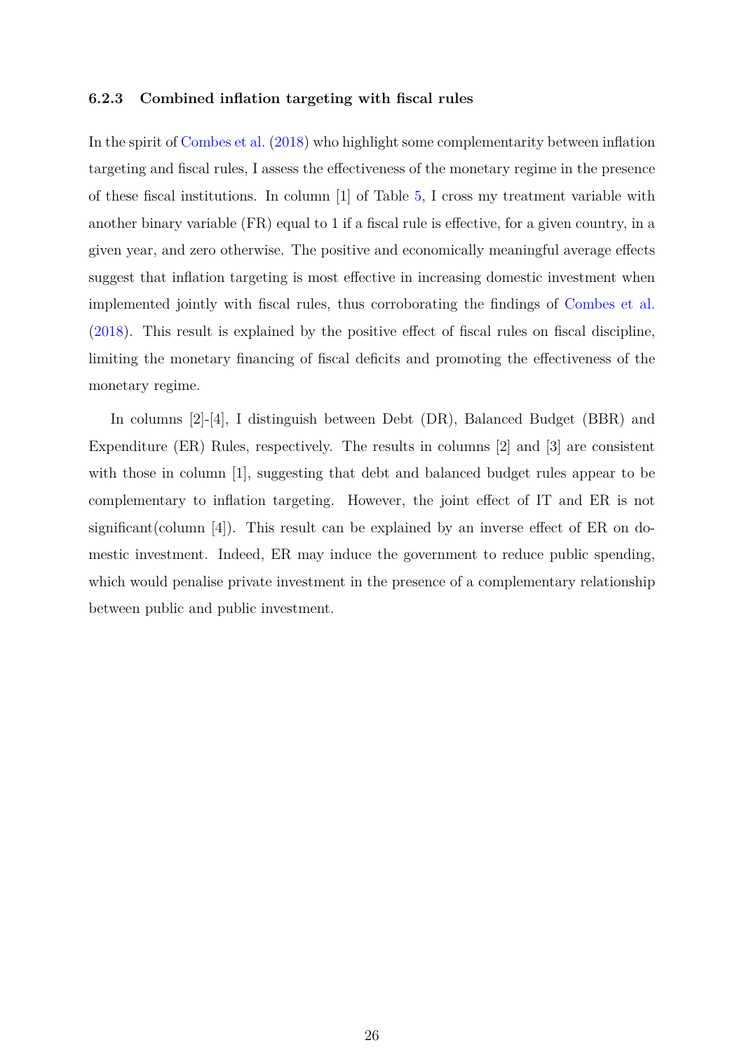#### 6.2.3 Combined inflation targeting with fiscal rules

In the spirit of Combes et al. (2018) who highlight some complementarity between inflation targeting and fiscal rules, I assess the effectiveness of the monetary regime in the presence of these fiscal institutions. In column [1] of Table 5, I cross my treatment variable with another binary variable (FR) equal to 1 if a fiscal rule is effective, for a given country, in a given year, and zero otherwise. The positive and economically meaningful average effects suggest that inflation targeting is most effective in increasing domestic investment when implemented jointly with fiscal rules, thus corroborating the findings of Combes et al. (2018). This result is explained by the positive effect of fiscal rules on fiscal discipline, limiting the monetary financing of fiscal deficits and promoting the effectiveness of the monetary regime.

In columns [2]-[4], I distinguish between Debt (DR), Balanced Budget (BBR) and Expenditure (ER) Rules, respectively. The results in columns [2] and [3] are consistent with those in column [1], suggesting that debt and balanced budget rules appear to be complementary to inflation targeting. However, the joint effect of IT and ER is not significant(column [4]). This result can be explained by an inverse effect of ER on domestic investment. Indeed, ER may induce the government to reduce public spending, which would penalise private investment in the presence of a complementary relationship between public and public investment.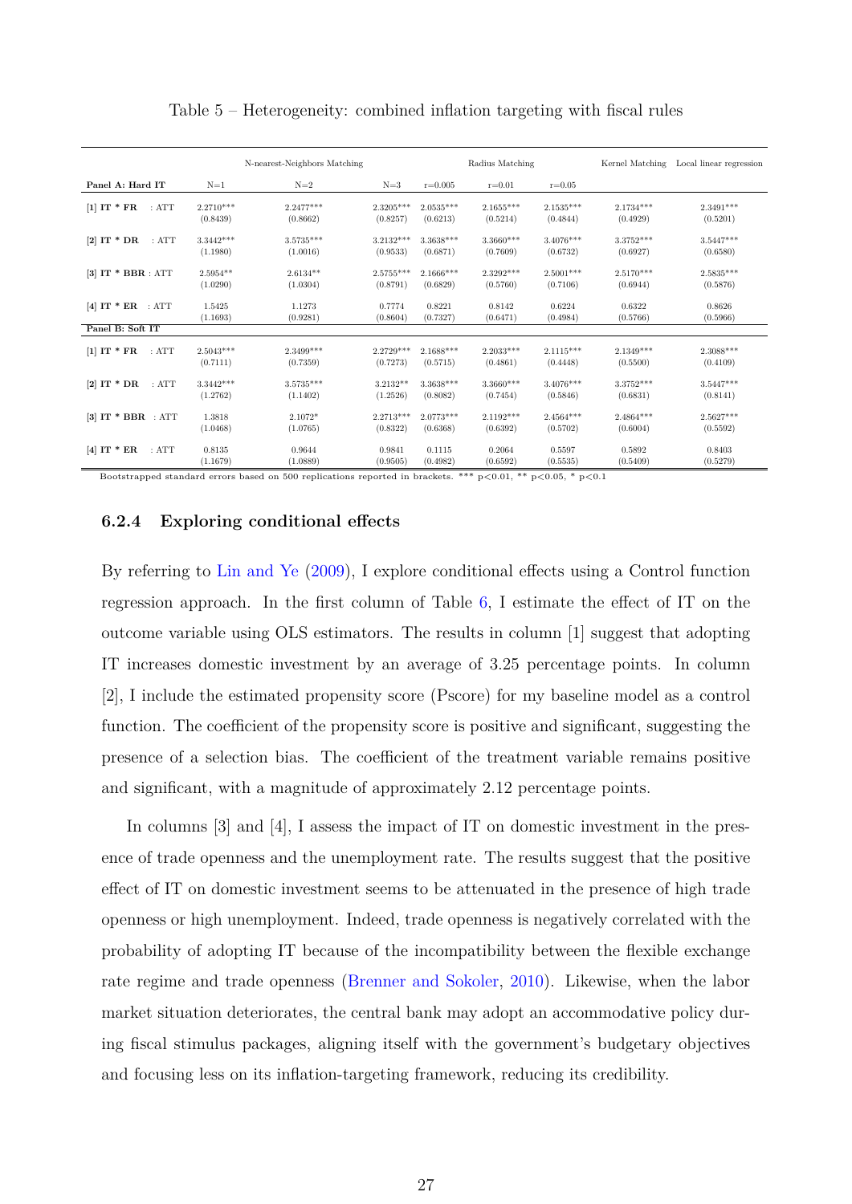Table 5 – Heterogeneity: combined inflation targeting with fiscal rules

| | N-nearest-Neighbors Matching | | | Radius Matching | | | Kernel Matching | Local linear regression |
|---|---|---|---|---|---|---|---|---|
| **Panel A: Hard IT** | N=1 | N=2 | N=3 | r=0.005 | r=0.01 | r=0.05 | | |
| [1] **IT * FR** : ATT | 2.2710*** | 2.2477*** | 2.3205*** | 2.0535*** | 2.1655*** | 2.1535*** | 2.1734*** | 2.3491*** |
| | (0.8439) | (0.8662) | (0.8257) | (0.6213) | (0.5214) | (0.4844) | (0.4929) | (0.5201) |
| [2] **IT * DR** : ATT | 3.3442*** | 3.5735*** | 3.2132*** | 3.3638*** | 3.3660*** | 3.4076*** | 3.3752*** | 3.5447*** |
| | (1.1980) | (1.0016) | (0.9533) | (0.6871) | (0.7609) | (0.6732) | (0.6927) | (0.6580) |
| [3] **IT * BBR** : ATT | 2.5954** | 2.6134** | 2.5755*** | 2.1666*** | 2.3292*** | 2.5001*** | 2.5170*** | 2.5835*** |
| | (1.0290) | (1.0304) | (0.8791) | (0.6829) | (0.5760) | (0.7106) | (0.6944) | (0.5876) |
| [4] **IT * ER** : ATT | 1.5425 | 1.1273 | 0.7774 | 0.8221 | 0.8142 | 0.6224 | 0.6322 | 0.8626 |
| | (1.1693) | (0.9281) | (0.8604) | (0.7327) | (0.6471) | (0.4984) | (0.5766) | (0.5966) |
| **Panel B: Soft IT** | | | | | | | | |
| [1] **IT * FR** : ATT | 2.5043*** | 2.3499*** | 2.2729*** | 2.1688*** | 2.2033*** | 2.1115*** | 2.1349*** | 2.3088*** |
| | (0.7111) | (0.7359) | (0.7273) | (0.5715) | (0.4861) | (0.4448) | (0.5500) | (0.4109) |
| [2] **IT * DR** : ATT | 3.3442*** | 3.5735*** | 3.2132** | 3.3638*** | 3.3660*** | 3.4076*** | 3.3752*** | 3.5447*** |
| | (1.2762) | (1.1402) | (1.2526) | (0.8082) | (0.7454) | (0.5846) | (0.6831) | (0.8141) |
| [3] **IT * BBR** : ATT | 1.3818 | 2.1072* | 2.2713*** | 2.0773*** | 2.1192*** | 2.4564*** | 2.4864*** | 2.5627*** |
| | (1.0468) | (1.0765) | (0.8322) | (0.6368) | (0.6392) | (0.5702) | (0.6004) | (0.5592) |
| [4] **IT * ER** : ATT | 0.8135 | 0.9644 | 0.9841 | 0.1115 | 0.2064 | 0.5597 | 0.5892 | 0.8403 |
| | (1.1679) | (1.0889) | (0.9505) | (0.4982) | (0.6592) | (0.5535) | (0.5409) | (0.5279) |

Bootstrapped standard errors based on 500 replications reported in brackets. *** p<0.01, ** p<0.05, * p<0.1

### 6.2.4 Exploring conditional effects

By referring to Lin and Ye (2009), I explore conditional effects using a Control function regression approach. In the first column of Table 6, I estimate the effect of IT on the outcome variable using OLS estimators. The results in column [1] suggest that adopting IT increases domestic investment by an average of 3.25 percentage points. In column [2], I include the estimated propensity score (Pscore) for my baseline model as a control function. The coefficient of the propensity score is positive and significant, suggesting the presence of a selection bias. The coefficient of the treatment variable remains positive and significant, with a magnitude of approximately 2.12 percentage points.

In columns [3] and [4], I assess the impact of IT on domestic investment in the presence of trade openness and the unemployment rate. The results suggest that the positive effect of IT on domestic investment seems to be attenuated in the presence of high trade openness or high unemployment. Indeed, trade openness is negatively correlated with the probability of adopting IT because of the incompatibility between the flexible exchange rate regime and trade openness (Brenner and Sokoler, 2010). Likewise, when the labor market situation deteriorates, the central bank may adopt an accommodative policy during fiscal stimulus packages, aligning itself with the government's budgetary objectives and focusing less on its inflation-targeting framework, reducing its credibility.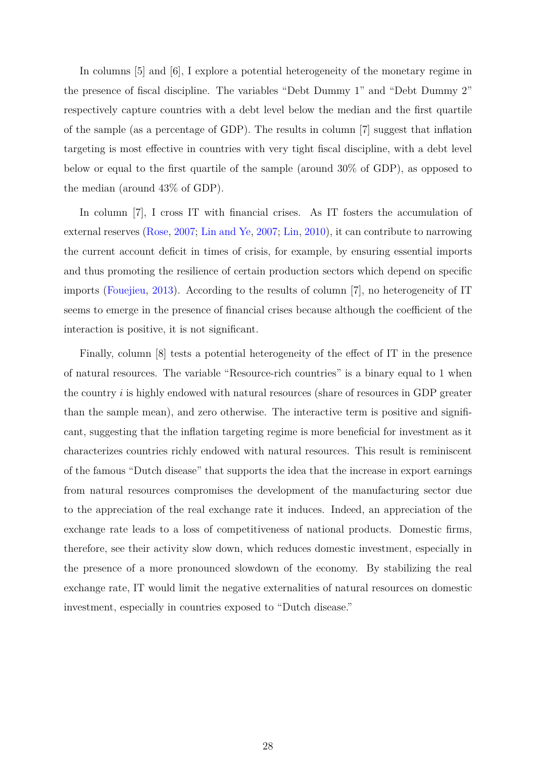In columns [5] and [6], I explore a potential heterogeneity of the monetary regime in the presence of fiscal discipline. The variables "Debt Dummy 1" and "Debt Dummy 2" respectively capture countries with a debt level below the median and the first quartile of the sample (as a percentage of GDP). The results in column [7] suggest that inflation targeting is most effective in countries with very tight fiscal discipline, with a debt level below or equal to the first quartile of the sample (around 30% of GDP), as opposed to the median (around 43% of GDP).

In column [7], I cross IT with financial crises. As IT fosters the accumulation of external reserves (Rose, 2007; Lin and Ye, 2007; Lin, 2010), it can contribute to narrowing the current account deficit in times of crisis, for example, by ensuring essential imports and thus promoting the resilience of certain production sectors which depend on specific imports (Fouejieu, 2013). According to the results of column [7], no heterogeneity of IT seems to emerge in the presence of financial crises because although the coefficient of the interaction is positive, it is not significant.

Finally, column [8] tests a potential heterogeneity of the effect of IT in the presence of natural resources. The variable "Resource-rich countries" is a binary equal to 1 when the country $i$ is highly endowed with natural resources (share of resources in GDP greater than the sample mean), and zero otherwise. The interactive term is positive and significant, suggesting that the inflation targeting regime is more beneficial for investment as it characterizes countries richly endowed with natural resources. This result is reminiscent of the famous "Dutch disease" that supports the idea that the increase in export earnings from natural resources compromises the development of the manufacturing sector due to the appreciation of the real exchange rate it induces. Indeed, an appreciation of the exchange rate leads to a loss of competitiveness of national products. Domestic firms, therefore, see their activity slow down, which reduces domestic investment, especially in the presence of a more pronounced slowdown of the economy. By stabilizing the real exchange rate, IT would limit the negative externalities of natural resources on domestic investment, especially in countries exposed to "Dutch disease."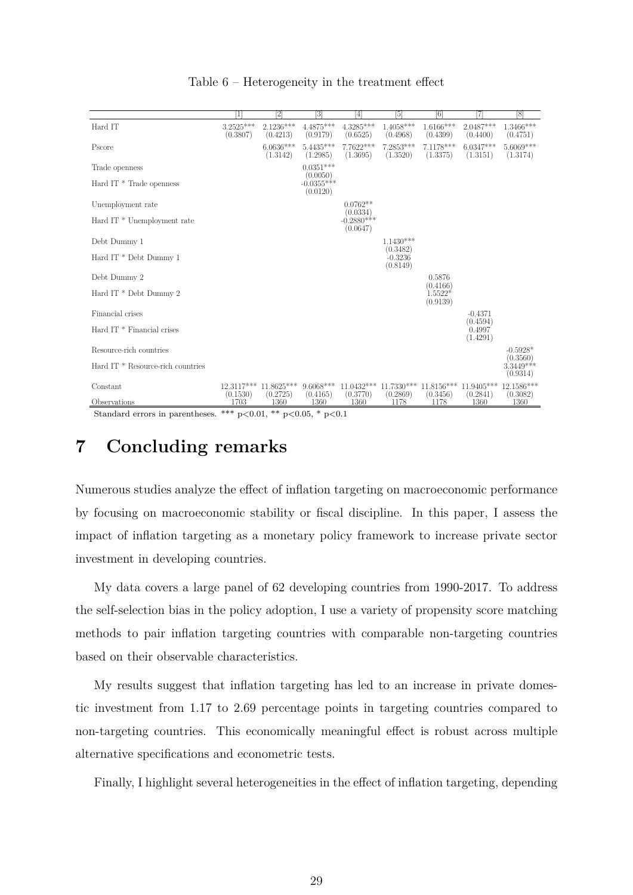Table 6 – Heterogeneity in the treatment effect

| | [1] | [2] | [3] | [4] | [5] | [6] | [7] | [8] |
|---|---|---|---|---|---|---|---|---|
| Hard IT | 3.2525*** | 2.1236*** | 4.4875*** | 4.3285*** | 1.4058*** | 1.6166*** | 2.0487*** | 1.3466*** |
| | (0.3807) | (0.4213) | (0.9179) | (0.6525) | (0.4968) | (0.4399) | (0.4400) | (0.4751) |
| Pscore | | 6.0636*** | 5.4435*** | 7.7622*** | 7.2853*** | 7.1178*** | 6.0347*** | 5.6069*** |
| | | (1.3142) | (1.2985) | (1.3695) | (1.3520) | (1.3375) | (1.3151) | (1.3174) |
| Trade openness | | | 0.0351*** | | | | | |
| | | | (0.0050) | | | | | |
| Hard IT * Trade openness | | | -0.0355*** | | | | | |
| | | | (0.0120) | | | | | |
| Unemployment rate | | | | 0.0762** | | | | |
| | | | | (0.0334) | | | | |
| Hard IT * Unemployment rate | | | | -0.2880*** | | | | |
| | | | | (0.0647) | | | | |
| Debt Dummy 1 | | | | | 1.1430*** | | | |
| | | | | | (0.3482) | | | |
| Hard IT * Debt Dummy 1 | | | | | -0.3236 | | | |
| | | | | | (0.8149) | | | |
| Debt Dummy 2 | | | | | | 0.5876 | | |
| | | | | | | (0.4166) | | |
| Hard IT * Debt Dummy 2 | | | | | | 1.5522* | | |
| | | | | | | (0.9139) | | |
| Financial crises | | | | | | | -0.4371 | |
| | | | | | | | (0.4594) | |
| Hard IT * Financial crises | | | | | | | 0.4997 | |
| | | | | | | | (1.4291) | |
| Resource-rich countries | | | | | | | | -0.5928* |
| | | | | | | | | (0.3560) |
| Hard IT * Resource-rich countries | | | | | | | | 3.3449*** |
| | | | | | | | | (0.9314) |
| Constant | 12.3117*** | 11.8625*** | 9.6068*** | 11.0432*** | 11.7330*** | 11.8156*** | 11.9405*** | 12.1586*** |
| | (0.1530) | (0.2725) | (0.4165) | (0.3770) | (0.2869) | (0.3456) | (0.2841) | (0.3082) |
| Observations | 1703 | 1360 | 1360 | 1360 | 1178 | 1178 | 1360 | 1360 |

Standard errors in parentheses. *** p<0.01, ** p<0.05, * p<0.1

# 7 Concluding remarks

Numerous studies analyze the effect of inflation targeting on macroeconomic performance by focusing on macroeconomic stability or fiscal discipline. In this paper, I assess the impact of inflation targeting as a monetary policy framework to increase private sector investment in developing countries.

My data covers a large panel of 62 developing countries from 1990-2017. To address the self-selection bias in the policy adoption, I use a variety of propensity score matching methods to pair inflation targeting countries with comparable non-targeting countries based on their observable characteristics.

My results suggest that inflation targeting has led to an increase in private domestic investment from 1.17 to 2.69 percentage points in targeting countries compared to non-targeting countries. This economically meaningful effect is robust across multiple alternative specifications and econometric tests.

Finally, I highlight several heterogeneities in the effect of inflation targeting, depending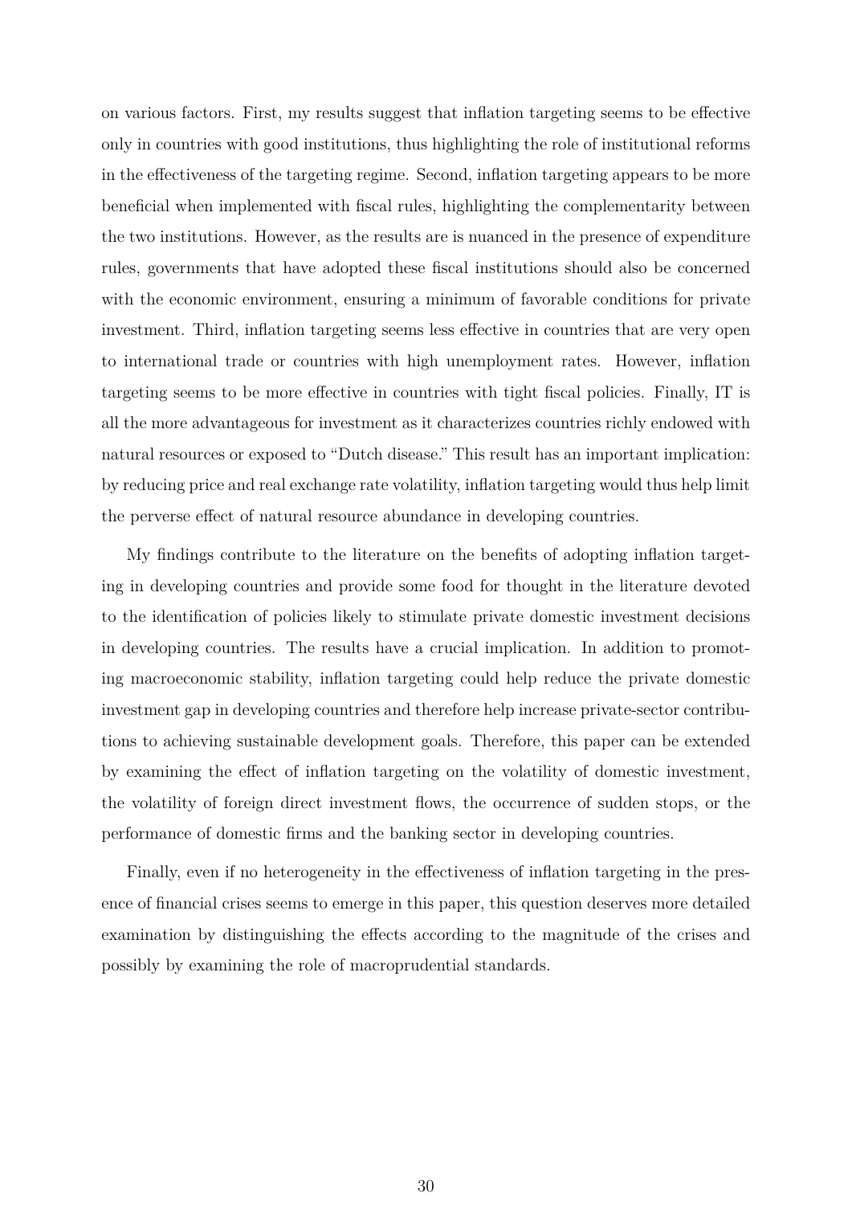on various factors. First, my results suggest that inflation targeting seems to be effective only in countries with good institutions, thus highlighting the role of institutional reforms in the effectiveness of the targeting regime. Second, inflation targeting appears to be more beneficial when implemented with fiscal rules, highlighting the complementarity between the two institutions. However, as the results are is nuanced in the presence of expenditure rules, governments that have adopted these fiscal institutions should also be concerned with the economic environment, ensuring a minimum of favorable conditions for private investment. Third, inflation targeting seems less effective in countries that are very open to international trade or countries with high unemployment rates. However, inflation targeting seems to be more effective in countries with tight fiscal policies. Finally, IT is all the more advantageous for investment as it characterizes countries richly endowed with natural resources or exposed to "Dutch disease." This result has an important implication: by reducing price and real exchange rate volatility, inflation targeting would thus help limit the perverse effect of natural resource abundance in developing countries.

My findings contribute to the literature on the benefits of adopting inflation targeting in developing countries and provide some food for thought in the literature devoted to the identification of policies likely to stimulate private domestic investment decisions in developing countries. The results have a crucial implication. In addition to promoting macroeconomic stability, inflation targeting could help reduce the private domestic investment gap in developing countries and therefore help increase private-sector contributions to achieving sustainable development goals. Therefore, this paper can be extended by examining the effect of inflation targeting on the volatility of domestic investment, the volatility of foreign direct investment flows, the occurrence of sudden stops, or the performance of domestic firms and the banking sector in developing countries.

Finally, even if no heterogeneity in the effectiveness of inflation targeting in the presence of financial crises seems to emerge in this paper, this question deserves more detailed examination by distinguishing the effects according to the magnitude of the crises and possibly by examining the role of macroprudential standards.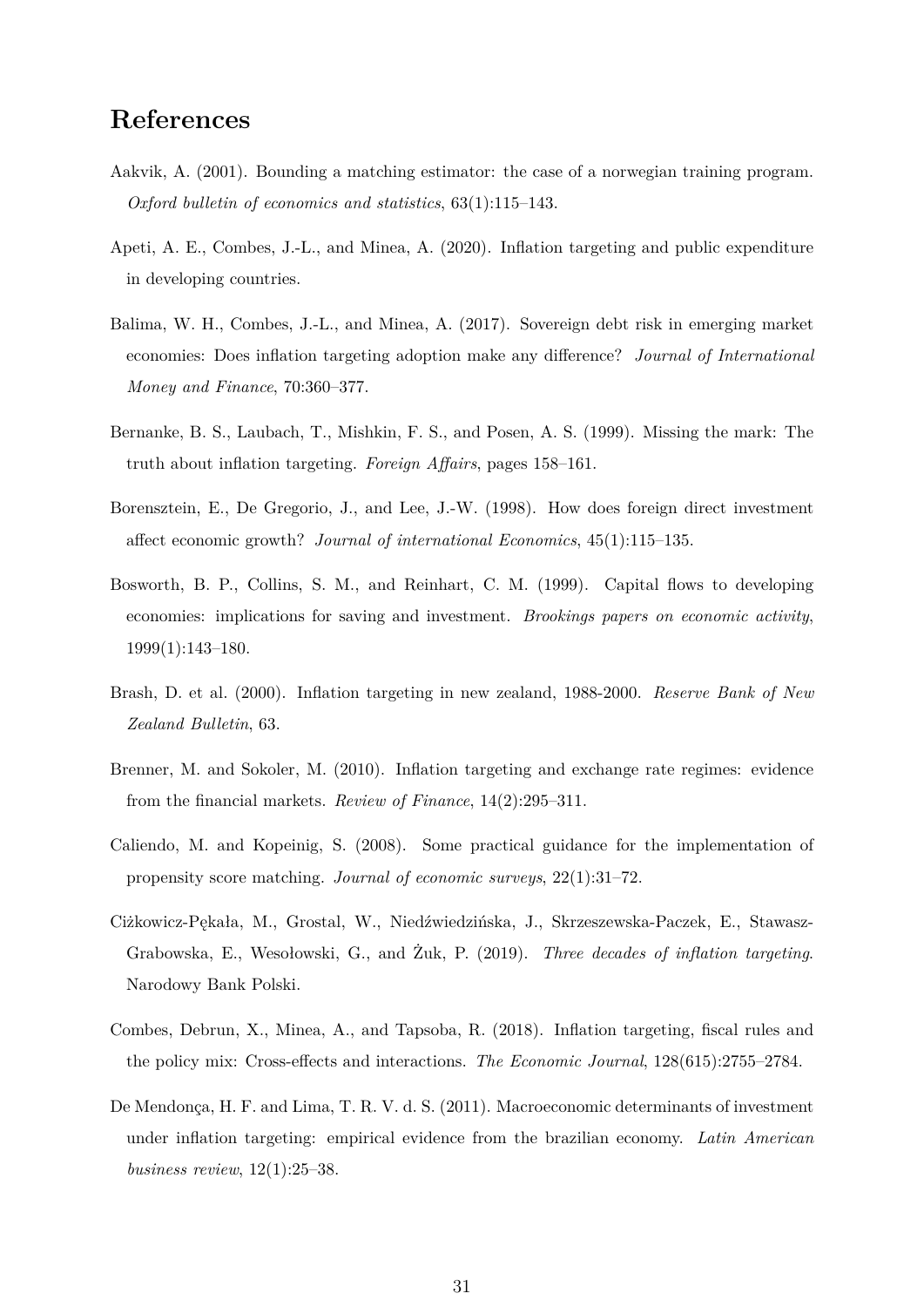# References

Aakvik, A. (2001). Bounding a matching estimator: the case of a norwegian training program. *Oxford bulletin of economics and statistics*, 63(1):115–143.

Apeti, A. E., Combes, J.-L., and Minea, A. (2020). Inflation targeting and public expenditure in developing countries.

Balima, W. H., Combes, J.-L., and Minea, A. (2017). Sovereign debt risk in emerging market economies: Does inflation targeting adoption make any difference? *Journal of International Money and Finance*, 70:360–377.

Bernanke, B. S., Laubach, T., Mishkin, F. S., and Posen, A. S. (1999). Missing the mark: The truth about inflation targeting. *Foreign Affairs*, pages 158–161.

Borensztein, E., De Gregorio, J., and Lee, J.-W. (1998). How does foreign direct investment affect economic growth? *Journal of international Economics*, 45(1):115–135.

Bosworth, B. P., Collins, S. M., and Reinhart, C. M. (1999). Capital flows to developing economies: implications for saving and investment. *Brookings papers on economic activity*, 1999(1):143–180.

Brash, D. et al. (2000). Inflation targeting in new zealand, 1988-2000. *Reserve Bank of New Zealand Bulletin*, 63.

Brenner, M. and Sokoler, M. (2010). Inflation targeting and exchange rate regimes: evidence from the financial markets. *Review of Finance*, 14(2):295–311.

Caliendo, M. and Kopeinig, S. (2008). Some practical guidance for the implementation of propensity score matching. *Journal of economic surveys*, 22(1):31–72.

Ciżkowicz-Pękała, M., Grostal, W., Niedźwiedzińska, J., Skrzeszewska-Paczek, E., Stawasz-Grabowska, E., Wesołowski, G., and Żuk, P. (2019). *Three decades of inflation targeting*. Narodowy Bank Polski.

Combes, Debrun, X., Minea, A., and Tapsoba, R. (2018). Inflation targeting, fiscal rules and the policy mix: Cross-effects and interactions. *The Economic Journal*, 128(615):2755–2784.

De Mendonça, H. F. and Lima, T. R. V. d. S. (2011). Macroeconomic determinants of investment under inflation targeting: empirical evidence from the brazilian economy. *Latin American business review*, 12(1):25–38.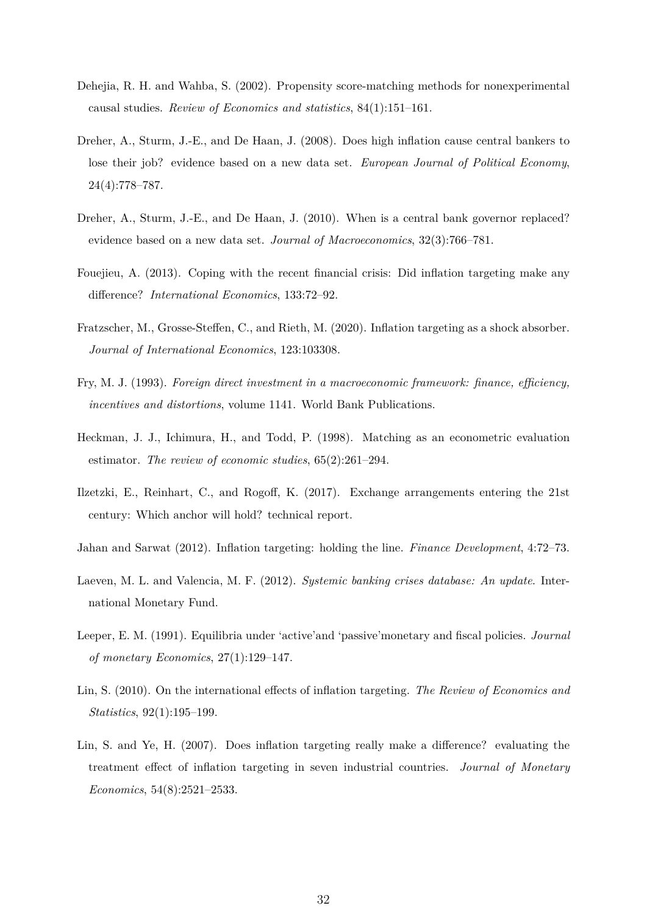Dehejia, R. H. and Wahba, S. (2002). Propensity score-matching methods for nonexperimental causal studies. *Review of Economics and statistics*, 84(1):151–161.

Dreher, A., Sturm, J.-E., and De Haan, J. (2008). Does high inflation cause central bankers to lose their job? evidence based on a new data set. *European Journal of Political Economy*, 24(4):778–787.

Dreher, A., Sturm, J.-E., and De Haan, J. (2010). When is a central bank governor replaced? evidence based on a new data set. *Journal of Macroeconomics*, 32(3):766–781.

Fouejieu, A. (2013). Coping with the recent financial crisis: Did inflation targeting make any difference? *International Economics*, 133:72–92.

Fratzscher, M., Grosse-Steffen, C., and Rieth, M. (2020). Inflation targeting as a shock absorber. *Journal of International Economics*, 123:103308.

Fry, M. J. (1993). *Foreign direct investment in a macroeconomic framework: finance, efficiency, incentives and distortions*, volume 1141. World Bank Publications.

Heckman, J. J., Ichimura, H., and Todd, P. (1998). Matching as an econometric evaluation estimator. *The review of economic studies*, 65(2):261–294.

Ilzetzki, E., Reinhart, C., and Rogoff, K. (2017). Exchange arrangements entering the 21st century: Which anchor will hold? technical report.

Jahan and Sarwat (2012). Inflation targeting: holding the line. *Finance Development*, 4:72–73.

Laeven, M. L. and Valencia, M. F. (2012). *Systemic banking crises database: An update*. International Monetary Fund.

Leeper, E. M. (1991). Equilibria under 'active'and 'passive'monetary and fiscal policies. *Journal of monetary Economics*, 27(1):129–147.

Lin, S. (2010). On the international effects of inflation targeting. *The Review of Economics and Statistics*, 92(1):195–199.

Lin, S. and Ye, H. (2007). Does inflation targeting really make a difference? evaluating the treatment effect of inflation targeting in seven industrial countries. *Journal of Monetary Economics*, 54(8):2521–2533.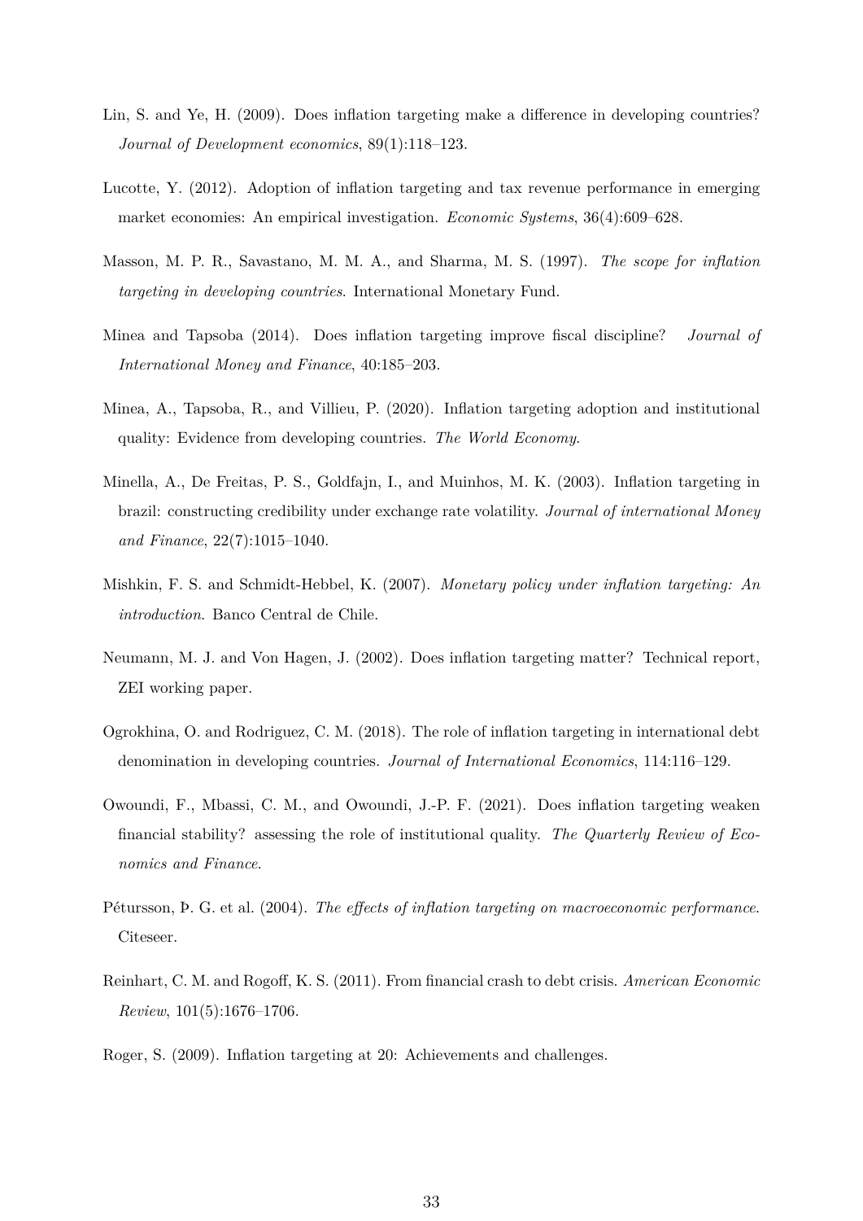Lin, S. and Ye, H. (2009). Does inflation targeting make a difference in developing countries? *Journal of Development economics*, 89(1):118–123.

Lucotte, Y. (2012). Adoption of inflation targeting and tax revenue performance in emerging market economies: An empirical investigation. *Economic Systems*, 36(4):609–628.

Masson, M. P. R., Savastano, M. M. A., and Sharma, M. S. (1997). *The scope for inflation targeting in developing countries*. International Monetary Fund.

Minea and Tapsoba (2014). Does inflation targeting improve fiscal discipline? *Journal of International Money and Finance*, 40:185–203.

Minea, A., Tapsoba, R., and Villieu, P. (2020). Inflation targeting adoption and institutional quality: Evidence from developing countries. *The World Economy*.

Minella, A., De Freitas, P. S., Goldfajn, I., and Muinhos, M. K. (2003). Inflation targeting in brazil: constructing credibility under exchange rate volatility. *Journal of international Money and Finance*, 22(7):1015–1040.

Mishkin, F. S. and Schmidt-Hebbel, K. (2007). *Monetary policy under inflation targeting: An introduction*. Banco Central de Chile.

Neumann, M. J. and Von Hagen, J. (2002). Does inflation targeting matter? Technical report, ZEI working paper.

Ogrokhina, O. and Rodriguez, C. M. (2018). The role of inflation targeting in international debt denomination in developing countries. *Journal of International Economics*, 114:116–129.

Owoundi, F., Mbassi, C. M., and Owoundi, J.-P. F. (2021). Does inflation targeting weaken financial stability? assessing the role of institutional quality. *The Quarterly Review of Economics and Finance*.

Pétursson, Þ. G. et al. (2004). *The effects of inflation targeting on macroeconomic performance*. Citeseer.

Reinhart, C. M. and Rogoff, K. S. (2011). From financial crash to debt crisis. *American Economic Review*, 101(5):1676–1706.

Roger, S. (2009). Inflation targeting at 20: Achievements and challenges.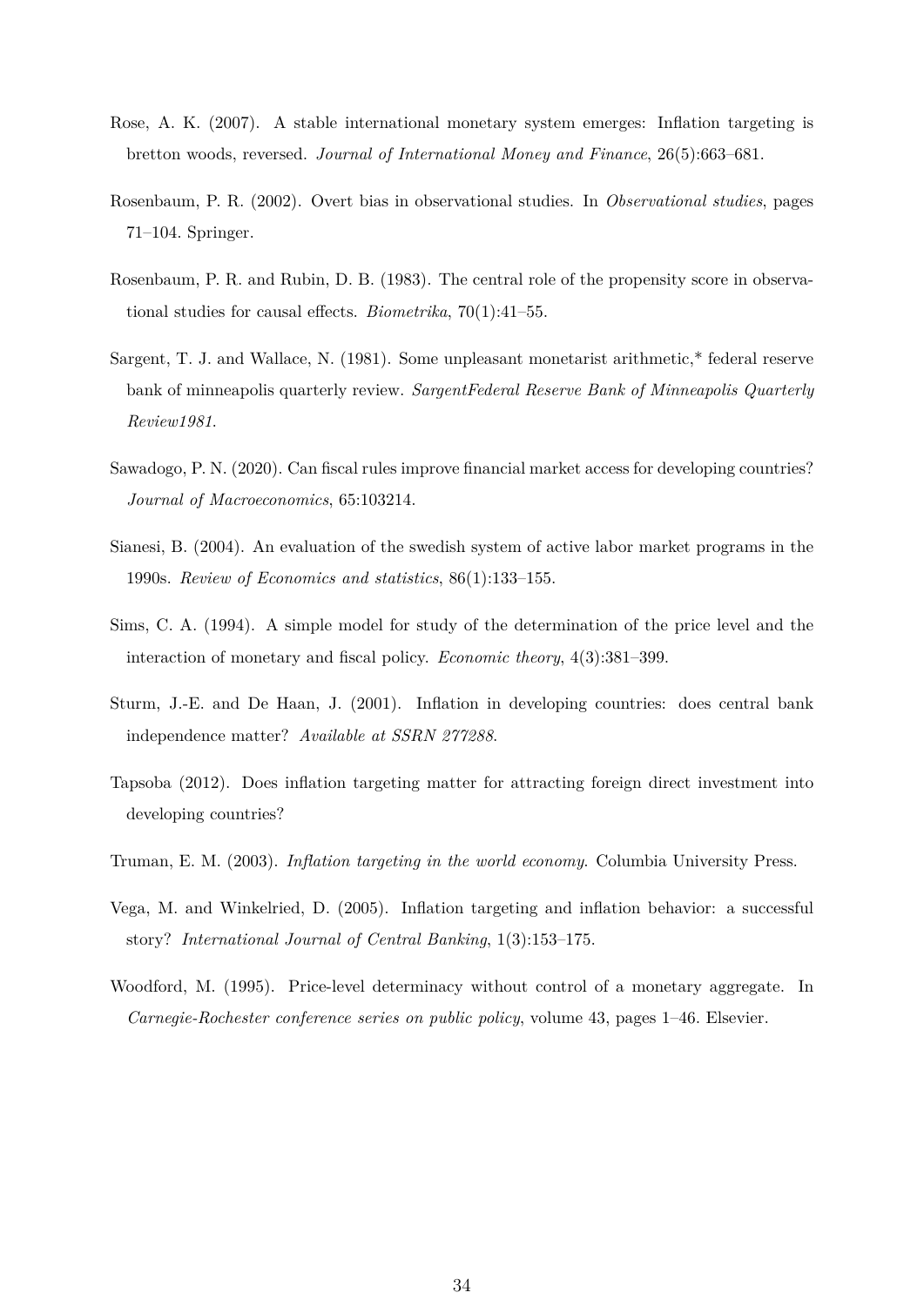Rose, A. K. (2007). A stable international monetary system emerges: Inflation targeting is bretton woods, reversed. *Journal of International Money and Finance*, 26(5):663–681.

Rosenbaum, P. R. (2002). Overt bias in observational studies. In *Observational studies*, pages 71–104. Springer.

Rosenbaum, P. R. and Rubin, D. B. (1983). The central role of the propensity score in observational studies for causal effects. *Biometrika*, 70(1):41–55.

Sargent, T. J. and Wallace, N. (1981). Some unpleasant monetarist arithmetic,* federal reserve bank of minneapolis quarterly review. *SargentFederal Reserve Bank of Minneapolis Quarterly Review1981*.

Sawadogo, P. N. (2020). Can fiscal rules improve financial market access for developing countries? *Journal of Macroeconomics*, 65:103214.

Sianesi, B. (2004). An evaluation of the swedish system of active labor market programs in the 1990s. *Review of Economics and statistics*, 86(1):133–155.

Sims, C. A. (1994). A simple model for study of the determination of the price level and the interaction of monetary and fiscal policy. *Economic theory*, 4(3):381–399.

Sturm, J.-E. and De Haan, J. (2001). Inflation in developing countries: does central bank independence matter? *Available at SSRN 277288*.

Tapsoba (2012). Does inflation targeting matter for attracting foreign direct investment into developing countries?

Truman, E. M. (2003). *Inflation targeting in the world economy*. Columbia University Press.

Vega, M. and Winkelried, D. (2005). Inflation targeting and inflation behavior: a successful story? *International Journal of Central Banking*, 1(3):153–175.

Woodford, M. (1995). Price-level determinacy without control of a monetary aggregate. In *Carnegie-Rochester conference series on public policy*, volume 43, pages 1–46. Elsevier.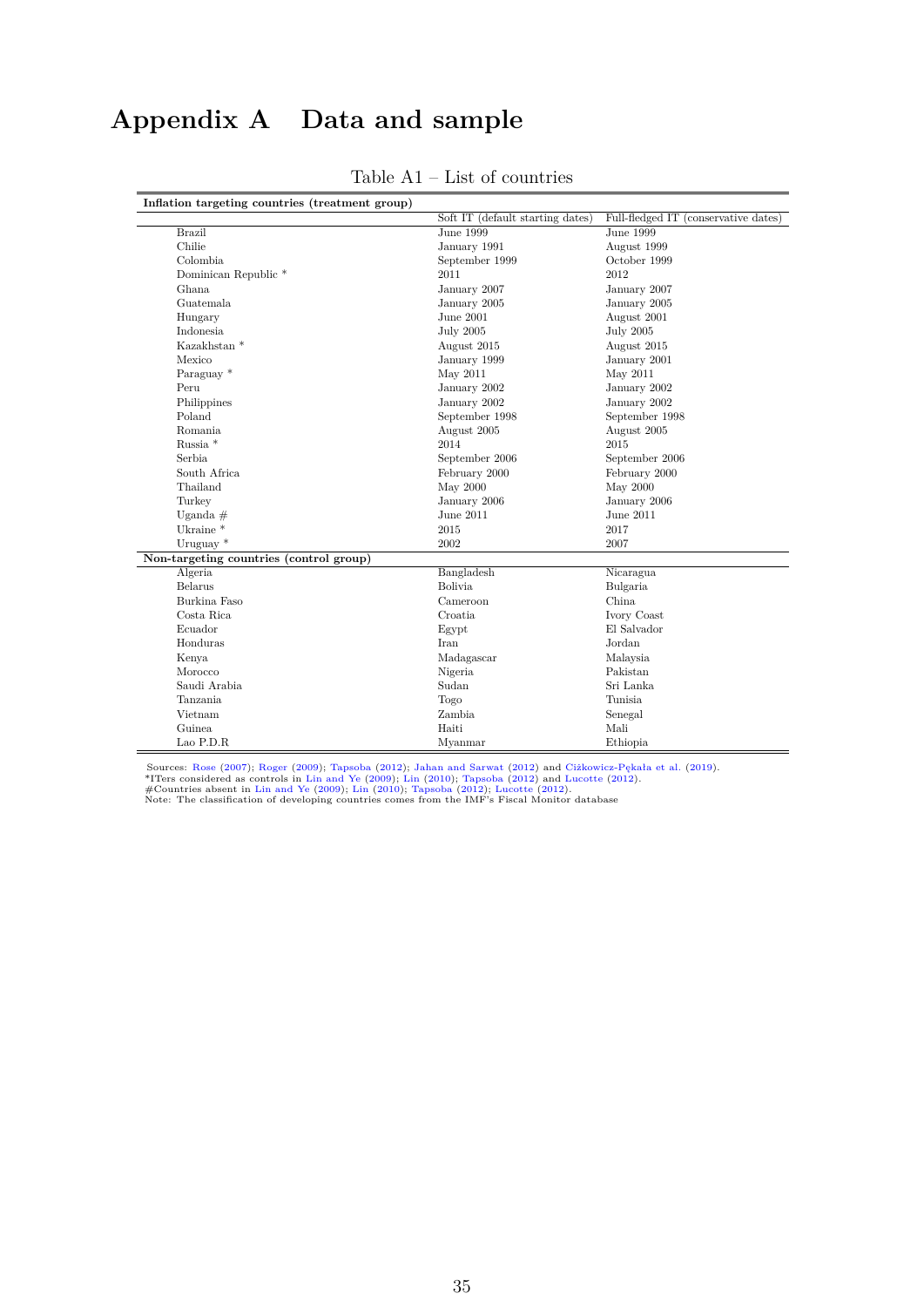# Appendix A Data and sample

Table A1 – List of countries

| **Inflation targeting countries (treatment group)** | | |
|---|---|---|
| | Soft IT (default starting dates) | Full-fledged IT (conservative dates) |
| Brazil | June 1999 | June 1999 |
| Chilie | January 1991 | August 1999 |
| Colombia | September 1999 | October 1999 |
| Dominican Republic * | 2011 | 2012 |
| Ghana | January 2007 | January 2007 |
| Guatemala | January 2005 | January 2005 |
| Hungary | June 2001 | August 2001 |
| Indonesia | July 2005 | July 2005 |
| Kazakhstan * | August 2015 | August 2015 |
| Mexico | January 1999 | January 2001 |
| Paraguay * | May 2011 | May 2011 |
| Peru | January 2002 | January 2002 |
| Philippines | January 2002 | January 2002 |
| Poland | September 1998 | September 1998 |
| Romania | August 2005 | August 2005 |
| Russia * | 2014 | 2015 |
| Serbia | September 2006 | September 2006 |
| South Africa | February 2000 | February 2000 |
| Thailand | May 2000 | May 2000 |
| Turkey | January 2006 | January 2006 |
| Uganda # | June 2011 | June 2011 |
| Ukraine * | 2015 | 2017 |
| Uruguay * | 2002 | 2007 |
| **Non-targeting countries (control group)** | | |
| Algeria | Bangladesh | Nicaragua |
| Belarus | Bolivia | Bulgaria |
| Burkina Faso | Cameroon | China |
| Costa Rica | Croatia | Ivory Coast |
| Ecuador | Egypt | El Salvador |
| Honduras | Iran | Jordan |
| Kenya | Madagascar | Malaysia |
| Morocco | Nigeria | Pakistan |
| Saudi Arabia | Sudan | Sri Lanka |
| Tanzania | Togo | Tunisia |
| Vietnam | Zambia | Senegal |
| Guinea | Haiti | Mali |
| Lao P.D.R | Myanmar | Ethiopia |

Sources: Rose (2007); Roger (2009); Tapsoba (2012); Jahan and Sarwat (2012) and Ciżkowicz-Pękała et al. (2019).
*ITers considered as controls in Lin and Ye (2009); Lin (2010); Tapsoba (2012) and Lucotte (2012).
#Countries absent in Lin and Ye (2009); Lin (2010); Tapsoba (2012); Lucotte (2012).
Note: The classification of developing countries comes from the IMF's Fiscal Monitor database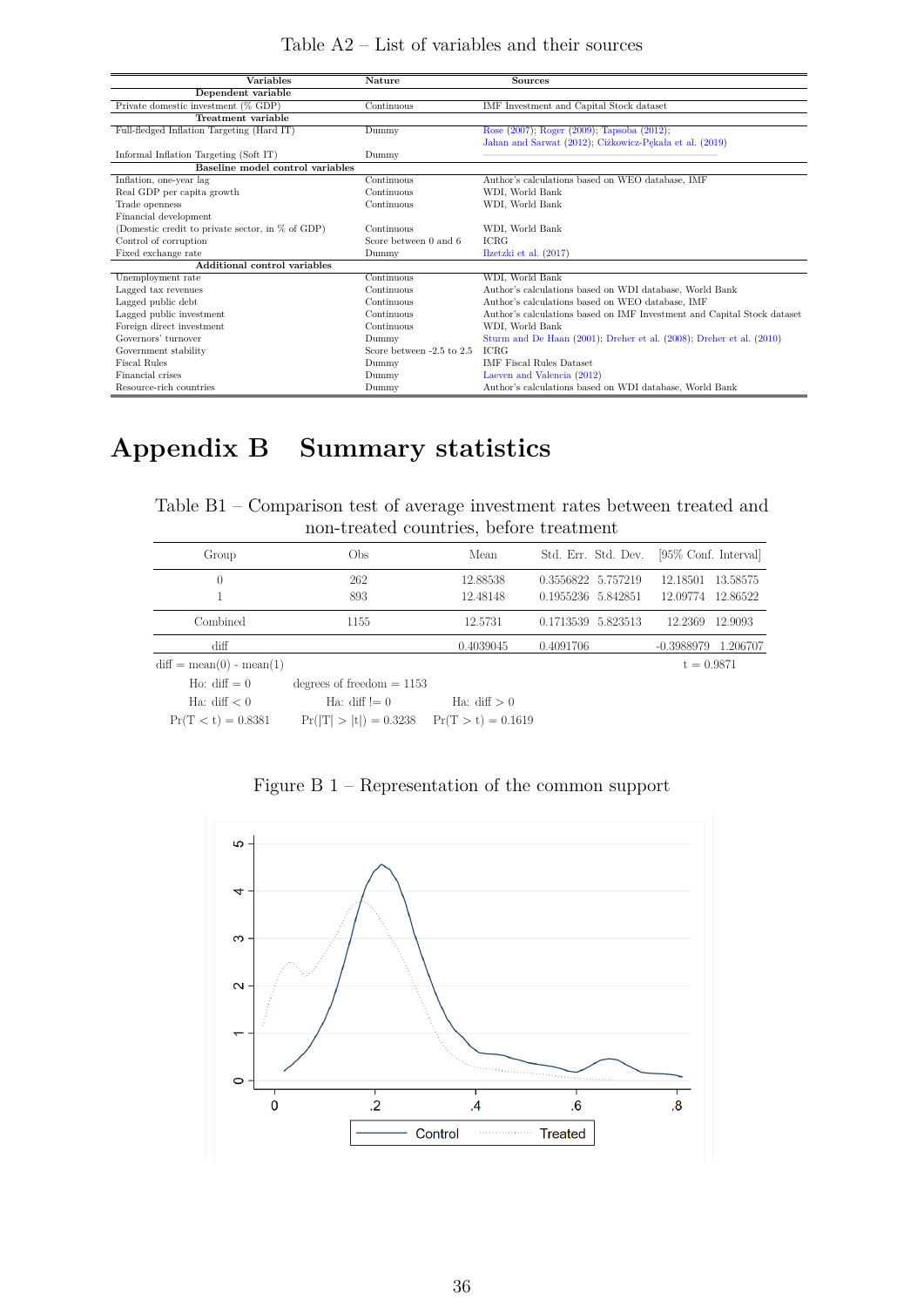Table A2 – List of variables and their sources

| Variables | Nature | Sources |
|---|---|---|
| **Dependent variable** | | |
| Private domestic investment (% GDP) | Continuous | IMF Investment and Capital Stock dataset |
| **Treatment variable** | | |
| Full-fledged Inflation Targeting (Hard IT) | Dummy | Rose (2007); Roger (2009); Tapsoba (2012); Jahan and Sarwat (2012); Ciżkowicz-Pękala et al. (2019) |
| Informal Inflation Targeting (Soft IT) | Dummy | |
| **Baseline model control variables** | | |
| Inflation, one-year lag | Continuous | Author's calculations based on WEO database, IMF |
| Real GDP per capita growth | Continuous | WDI, World Bank |
| Trade openness | Continuous | WDI, World Bank |
| Financial development (Domestic credit to private sector, in % of GDP) | Continuous | WDI, World Bank |
| Control of corruption | Score between 0 and 6 | ICRG |
| Fixed exchange rate | Dummy | Ilzetzki et al. (2017) |
| **Additional control variables** | | |
| Unemployment rate | Continuous | WDI, World Bank |
| Lagged tax revenues | Continuous | Author's calculations based on WDI database, World Bank |
| Lagged public debt | Continuous | Author's calculations based on WEO database, IMF |
| Lagged public investment | Continuous | Author's calculations based on IMF Investment and Capital Stock dataset |
| Foreign direct investment | Continuous | WDI, World Bank |
| Governors' turnover | Dummy | Sturm and De Haan (2001); Dreher et al. (2008); Dreher et al. (2010) |
| Government stability | Score between -2.5 to 2.5 | ICRG |
| Fiscal Rules | Dummy | IMF Fiscal Rules Dataset |
| Financial crises | Dummy | Laeven and Valencia (2012) |
| Resource-rich countries | Dummy | Author's calculations based on WDI database, World Bank |

# Appendix B Summary statistics

Table B1 – Comparison test of average investment rates between treated and non-treated countries, before treatment

| Group | Obs | Mean | Std. Err. | Std. Dev. | [95% Conf. | Interval] |
|---|---|---|---|---|---|---|
| 0 | 262 | 12.88538 | 0.3556822 | 5.757219 | 12.18501 | 13.58575 |
| 1 | 893 | 12.48148 | 0.1955236 | 5.842851 | 12.09774 | 12.86522 |
| Combined | 1155 | 12.5731 | 0.1713539 | 5.823513 | 12.2369 | 12.9093 |
| diff | | 0.4039045 | 0.4091706 | | -0.3988979 | 1.206707 |

diff = mean(0) - mean(1) t = 0.9871

Ho: diff = 0 degrees of freedom = 1153

Ha: diff < 0 Ha: diff != 0 Ha: diff > 0

Pr(T < t) = 0.8381 Pr(|T| > |t|) = 0.3238 Pr(T > t) = 0.1619

Figure B 1 – Representation of the common support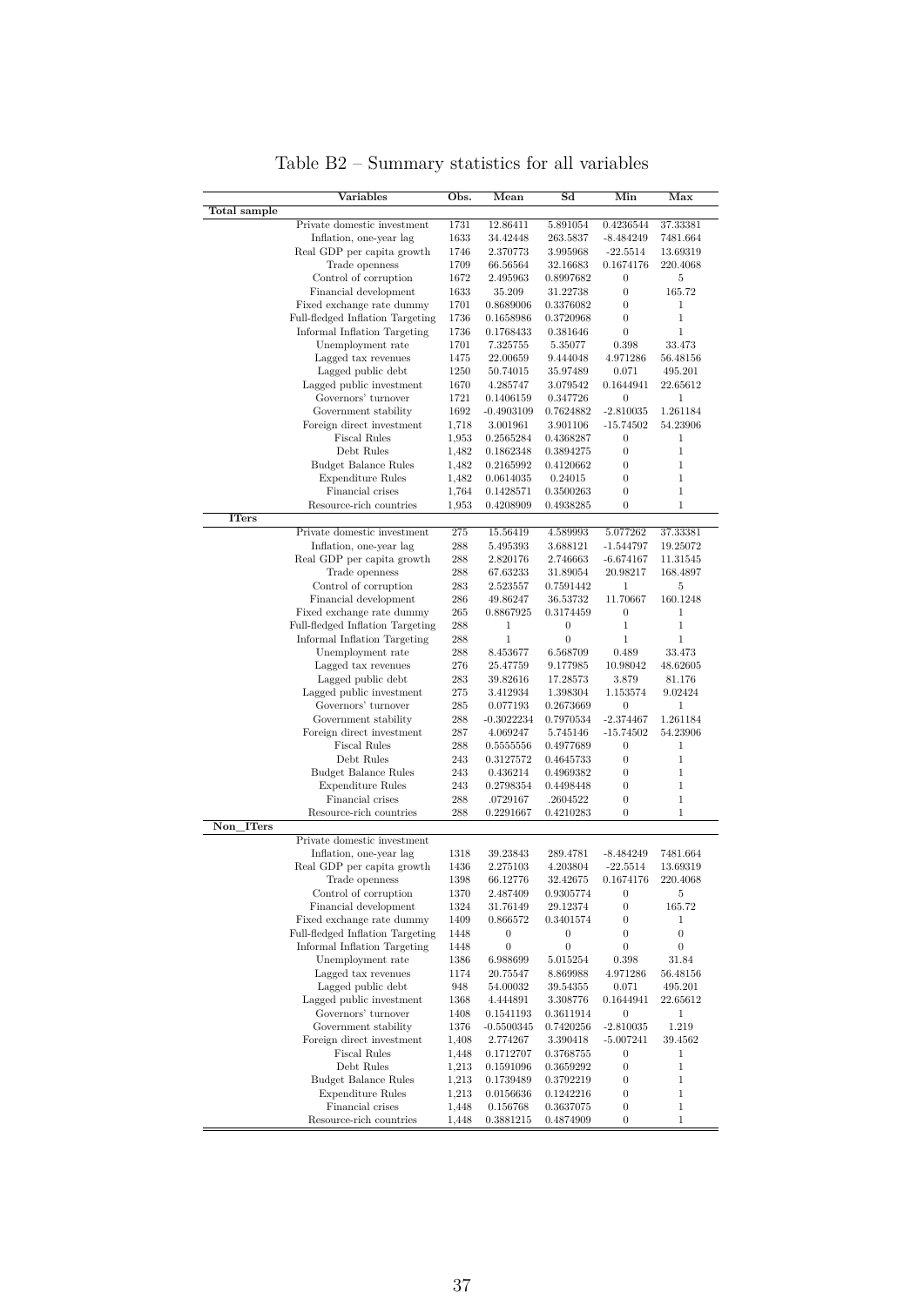Table B2 – Summary statistics for all variables

| | Variables | Obs. | Mean | Sd | Min | Max |
|---|---|---|---|---|---|---|
| **Total sample** | | | | | | |
| | Private domestic investment | 1731 | 12.86411 | 5.891054 | 0.4236544 | 37.33381 |
| | Inflation, one-year lag | 1633 | 34.42448 | 263.5837 | -8.484249 | 7481.664 |
| | Real GDP per capita growth | 1746 | 2.370773 | 3.995968 | -22.5514 | 13.69319 |
| | Trade openness | 1709 | 66.56564 | 32.16683 | 0.1674176 | 220.4068 |
| | Control of corruption | 1672 | 2.495963 | 0.8997682 | 0 | 5 |
| | Financial development | 1633 | 35.209 | 31.22738 | 0 | 165.72 |
| | Fixed exchange rate dummy | 1701 | 0.8689006 | 0.3376082 | 0 | 1 |
| | Full-fledged Inflation Targeting | 1736 | 0.1658986 | 0.3720968 | 0 | 1 |
| | Informal Inflation Targeting | 1736 | 0.1768433 | 0.381646 | 0 | 1 |
| | Unemployment rate | 1701 | 7.325755 | 5.35077 | 0.398 | 33.473 |
| | Lagged tax revenues | 1475 | 22.00659 | 9.444048 | 4.971286 | 56.48156 |
| | Lagged public debt | 1250 | 50.74015 | 35.97489 | 0.071 | 495.201 |
| | Lagged public investment | 1670 | 4.285747 | 3.079542 | 0.1644941 | 22.65612 |
| | Governors' turnover | 1721 | 0.1406159 | 0.347726 | 0 | 1 |
| | Government stability | 1692 | -0.4903109 | 0.7624882 | -2.810035 | 1.261184 |
| | Foreign direct investment | 1,718 | 3.001961 | 3.901106 | -15.74502 | 54.23906 |
| | Fiscal Rules | 1,953 | 0.2565284 | 0.4368287 | 0 | 1 |
| | Debt Rules | 1,482 | 0.1862348 | 0.3894275 | 0 | 1 |
| | Budget Balance Rules | 1,482 | 0.2165992 | 0.4120662 | 0 | 1 |
| | Expenditure Rules | 1,482 | 0.0614035 | 0.24015 | 0 | 1 |
| | Financial crises | 1,764 | 0.1428571 | 0.3500263 | 0 | 1 |
| | Resource-rich countries | 1,953 | 0.4208909 | 0.4938285 | 0 | 1 |
| **ITers** | | | | | | |
| | Private domestic investment | 275 | 15.56419 | 4.589993 | 5.077262 | 37.33381 |
| | Inflation, one-year lag | 288 | 5.495393 | 3.688121 | -1.544797 | 19.25072 |
| | Real GDP per capita growth | 288 | 2.820176 | 2.746663 | -6.674167 | 11.31545 |
| | Trade openness | 288 | 67.63233 | 31.89054 | 20.98217 | 168.4897 |
| | Control of corruption | 283 | 2.523557 | 0.7591442 | 1 | 5 |
| | Financial development | 286 | 49.86247 | 36.53732 | 11.70667 | 160.1248 |
| | Fixed exchange rate dummy | 265 | 0.8867925 | 0.3174459 | 0 | 1 |
| | Full-fledged Inflation Targeting | 288 | 1 | 0 | 1 | 1 |
| | Informal Inflation Targeting | 288 | 1 | 0 | 1 | 1 |
| | Unemployment rate | 288 | 8.453677 | 6.568709 | 0.489 | 33.473 |
| | Lagged tax revenues | 276 | 25.47759 | 9.177985 | 10.98042 | 48.62605 |
| | Lagged public debt | 283 | 39.82616 | 17.28573 | 3.879 | 81.176 |
| | Lagged public investment | 275 | 3.412934 | 1.398304 | 1.153574 | 9.02424 |
| | Governors' turnover | 285 | 0.077193 | 0.2673669 | 0 | 1 |
| | Government stability | 288 | -0.3022234 | 0.7970534 | -2.374467 | 1.261184 |
| | Foreign direct investment | 287 | 4.069247 | 5.745146 | -15.74502 | 54.23906 |
| | Fiscal Rules | 288 | 0.5555556 | 0.4977689 | 0 | 1 |
| | Debt Rules | 243 | 0.3127572 | 0.4645733 | 0 | 1 |
| | Budget Balance Rules | 243 | 0.436214 | 0.4969382 | 0 | 1 |
| | Expenditure Rules | 243 | 0.2798354 | 0.4498448 | 0 | 1 |
| | Financial crises | 288 | .0729167 | .2604522 | 0 | 1 |
| | Resource-rich countries | 288 | 0.2291667 | 0.4210283 | 0 | 1 |
| **Non_ITers** | | | | | | |
| | Private domestic investment | | | | | |
| | Inflation, one-year lag | 1318 | 39.23843 | 289.4781 | -8.484249 | 7481.664 |
| | Real GDP per capita growth | 1436 | 2.275103 | 4.203804 | -22.5514 | 13.69319 |
| | Trade openness | 1398 | 66.12776 | 32.42675 | 0.1674176 | 220.4068 |
| | Control of corruption | 1370 | 2.487409 | 0.9305774 | 0 | 5 |
| | Financial development | 1324 | 31.76149 | 29.12374 | 0 | 165.72 |
| | Fixed exchange rate dummy | 1409 | 0.866572 | 0.3401574 | 0 | 1 |
| | Full-fledged Inflation Targeting | 1448 | 0 | 0 | 0 | 0 |
| | Informal Inflation Targeting | 1448 | 0 | 0 | 0 | 0 |
| | Unemployment rate | 1386 | 6.988699 | 5.015254 | 0.398 | 31.84 |
| | Lagged tax revenues | 1174 | 20.75547 | 8.869988 | 4.971286 | 56.48156 |
| | Lagged public debt | 948 | 54.00032 | 39.54355 | 0.071 | 495.201 |
| | Lagged public investment | 1368 | 4.444891 | 3.308776 | 0.1644941 | 22.65612 |
| | Governors' turnover | 1408 | 0.1541193 | 0.3611914 | 0 | 1 |
| | Government stability | 1376 | -0.5500345 | 0.7420256 | -2.810035 | 1.219 |
| | Foreign direct investment | 1,408 | 2.774267 | 3.390418 | -5.007241 | 39.4562 |
| | Fiscal Rules | 1,448 | 0.1712707 | 0.3768755 | 0 | 1 |
| | Debt Rules | 1,213 | 0.1591096 | 0.3659292 | 0 | 1 |
| | Budget Balance Rules | 1,213 | 0.1739489 | 0.3792219 | 0 | 1 |
| | Expenditure Rules | 1,213 | 0.0156636 | 0.1242216 | 0 | 1 |
| | Financial crises | 1,448 | 0.156768 | 0.3637075 | 0 | 1 |
| | Resource-rich countries | 1,448 | 0.3881215 | 0.4874909 | 0 | 1 |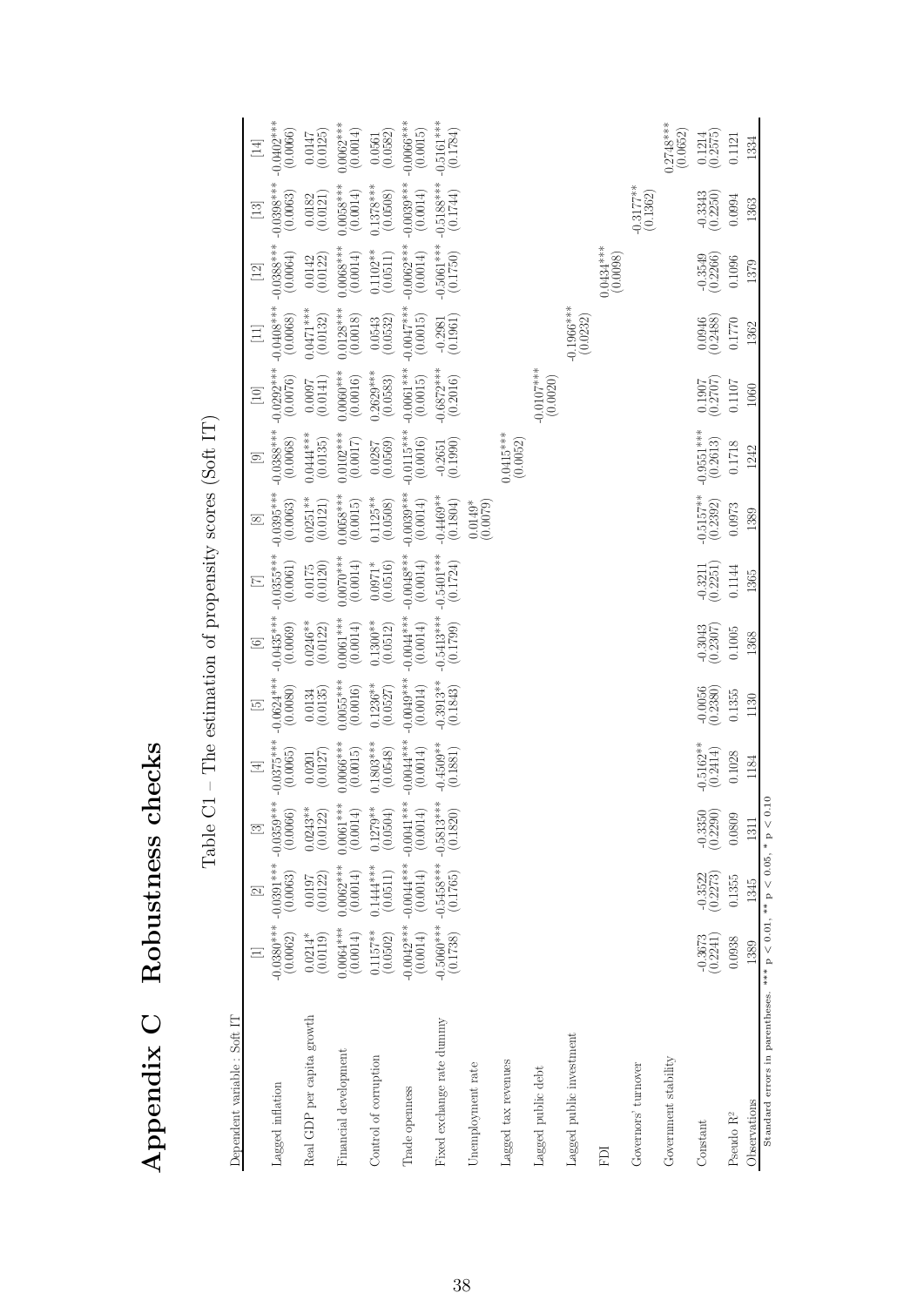# Appendix C Robustness checks

Table C1 – The estimation of propensity scores (Soft IT)

| Dependent variable : Soft IT | [1] | [2] | [3] | [4] | [5] | [6] | [7] | [8] | [9] | [10] | [11] | [12] | [13] | [14] |
|---|---|---|---|---|---|---|---|---|---|---|---|---|---|---|
| Lagged inflation | -0.0380*** | -0.0391*** | -0.0359*** | -0.0375*** | -0.0624*** | -0.0435*** | -0.0355*** | -0.0395*** | -0.0388*** | -0.0292*** | -0.0408*** | -0.0388*** | -0.0398*** | -0.0402*** |
| | (0.0062) | (0.0063) | (0.0066) | (0.0065) | (0.0080) | (0.0069) | (0.0061) | (0.0063) | (0.0068) | (0.0076) | (0.0068) | (0.0064) | (0.0063) | (0.0066) |
| Real GDP per capita growth | 0.0214* | 0.0197 | 0.0243** | 0.0201 | 0.0134 | 0.0246** | 0.0175 | 0.0251** | 0.0444*** | 0.0097 | 0.0471*** | 0.0142 | 0.0182 | 0.0147 |
| | (0.0119) | (0.0122) | (0.0122) | (0.0127) | (0.0135) | (0.0122) | (0.0120) | (0.0121) | (0.0135) | (0.0141) | (0.0132) | (0.0122) | (0.0121) | (0.0125) |
| Financial development | 0.0064*** | 0.0062*** | 0.0061*** | 0.0066*** | 0.0055*** | 0.0061*** | 0.0070*** | 0.0058*** | 0.0102*** | 0.0060*** | 0.0128*** | 0.0068*** | 0.0058*** | 0.0062*** |
| | (0.0014) | (0.0014) | (0.0014) | (0.0015) | (0.0016) | (0.0014) | (0.0014) | (0.0015) | (0.0017) | (0.0016) | (0.0018) | (0.0014) | (0.0014) | (0.0014) |
| Control of corruption | 0.1157** | 0.1444*** | 0.1279** | 0.1803*** | 0.1236** | 0.1300** | 0.0971* | 0.1125** | 0.0287 | 0.2629*** | 0.0543 | 0.1102** | 0.1378*** | 0.0561 |
| | (0.0502) | (0.0511) | (0.0504) | (0.0548) | (0.0527) | (0.0512) | (0.0516) | (0.0508) | (0.0569) | (0.0583) | (0.0532) | (0.0511) | (0.0508) | (0.0582) |
| Trade openness | -0.0042*** | -0.0044*** | -0.0041*** | -0.0044*** | -0.0049*** | -0.0044*** | -0.0048*** | -0.0039*** | -0.0115*** | -0.0061*** | -0.0047*** | -0.0062*** | -0.0039*** | -0.0066*** |
| | (0.0014) | (0.0014) | (0.0014) | (0.0014) | (0.0014) | (0.0014) | (0.0014) | (0.0014) | (0.0016) | (0.0015) | (0.0015) | (0.0014) | (0.0014) | (0.0015) |
| Fixed exchange rate dummy | -0.5060*** | -0.5458*** | -0.5813*** | -0.4509** | -0.3913** | -0.5413*** | -0.5401*** | -0.4460** | -0.2651 | -0.6872*** | -0.2981 | -0.5061*** | -0.5188*** | -0.5161*** |
| | (0.1738) | (0.1765) | (0.1820) | (0.1881) | (0.1843) | (0.1799) | (0.1724) | (0.1804) | (0.1990) | (0.2016) | (0.1961) | (0.1750) | (0.1744) | (0.1784) |
| Unemployment rate | | | | | | | | 0.0149* | | | | | | |
| | | | | | | | | (0.0079) | | | | | | |
| Lagged tax revenues | | | | | | | | | 0.0415*** | | | | | |
| | | | | | | | | | (0.0052) | | | | | |
| Lagged public debt | | | | | | | | | | -0.0107*** | | | | |
| | | | | | | | | | | (0.0020) | | | | |
| Lagged public investment | | | | | | | | | | | -0.1966*** | | | |
| | | | | | | | | | | | (0.0232) | | | |
| FDI | | | | | | | | | | | | 0.0434*** | | |
| | | | | | | | | | | | | (0.0098) | | |
| Governors' turnover | | | | | | | | | | | | | -0.3177** | |
| | | | | | | | | | | | | | (0.1362) | |
| Government stability | | | | | | | | | | | | | | 0.2748*** |
| | | | | | | | | | | | | | | (0.0652) |
| Constant | -0.3673 | -0.3522 | -0.3350 | -0.5162** | -0.0056 | -0.3043 | -0.3211 | -0.5157** | -0.9551*** | 0.1907 | 0.0946 | -0.3549 | -0.3343 | 0.1214 |
| | (0.2241) | (0.2273) | (0.2290) | (0.2414) | (0.2380) | (0.2307) | (0.2251) | (0.2392) | (0.2613) | (0.2707) | (0.2488) | (0.2266) | (0.2250) | (0.2575) |
| Pseudo $R^2$ | 0.0938 | 0.1355 | 0.0809 | 0.1028 | 0.1355 | 0.1005 | 0.1144 | 0.0973 | 0.1718 | 0.1107 | 0.1770 | 0.1096 | 0.0994 | 0.1121 |
| Observations | 1389 | 1345 | 1311 | 1184 | 1130 | 1368 | 1365 | 1389 | 1242 | 1060 | 1362 | 1379 | 1363 | 1334 |

Standard errors in parentheses. *** $p < 0.01$, ** $p < 0.05$, * $p < 0.10$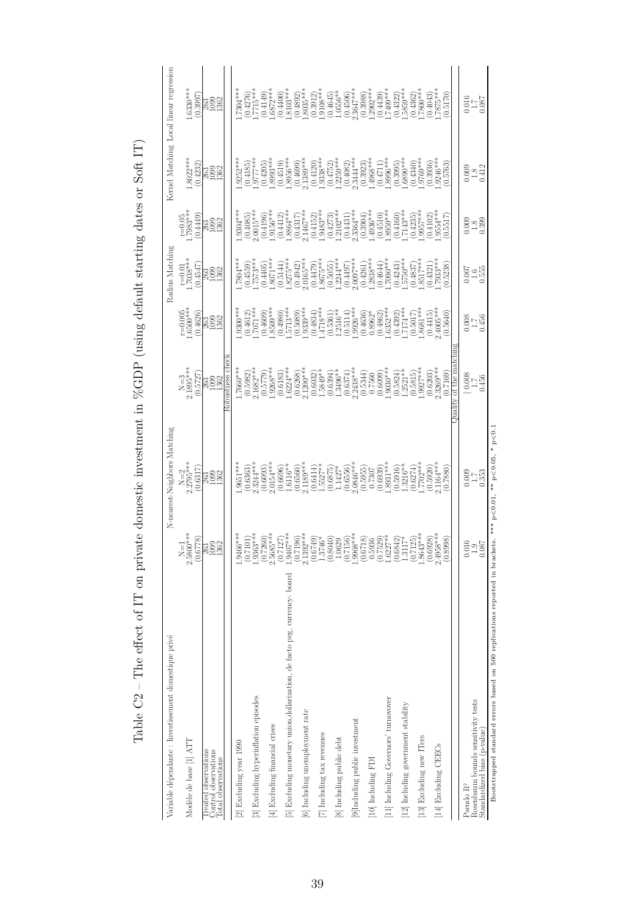Table C2 – The effect of IT on private domestic investment in %GDP (using default starting dates or Soft IT)

| Variable dépendante : Investissement domestique privé | N-nearest-Neighbors Matching | | | Radius Matching | | | Kernel Matching | Local linear regression |
|---|---|---|---|---|---|---|---|---|
| | N=1 | N=2 | N=3 | r=0.005 | r=0.01 | r=0.05 | | |
| Modèle de base [1] ATT | 2.5800*** | 2.2795*** | 2.1895*** | 1.6500*** | 1.7038*** | 1.7983*** | 1.8022*** | 1.6330*** |
| | (0.6778) | (0.6317) | (0.5727) | (0.4626) | (0.4547) | (0.4449) | (0.4232) | (0.3997) |
| Treated observations | 263 | 263 | 263 | 263 | 263 | 263 | 263 | 263 |
| Control observations | 1099 | 1099 | 1099 | 1099 | 1099 | 1099 | 1099 | 1099 |
| Total observations | 1362 | 1362 | 1362 | 1362 | 1362 | 1362 | 1362 | 1362 |
| Robustness check | | | | | | | | |
| [2] Excluding year 1990 | 1.9466*** | 1.9651*** | 1.7660*** | 1.9300*** | 1.7804*** | 1.9304*** | 1.9252*** | 1.7304*** |
| | (0.7101) | (0.6363) | (0.5982) | (0.4612) | (0.4559) | (0.4085) | (0.4185) | (0.4276) |
| [3] Excluding hyperinflation episodes | 1.9363*** | 2.3244*** | 2.1682*** | 1.7071*** | 1.7573*** | 2.0015*** | 1.9777*** | 1.7715*** |
| | (0.7260) | (0.6093) | (0.5779) | (0.4609) | (0.4405) | (0.4196) | (0.4205) | (0.4149) |
| [4] Excluding financial crises | 2.5685*** | 2.0154*** | 1.9268*** | 1.8509*** | 1.8071*** | 1.9156*** | 1.8993*** | 1.6872*** |
| | (0.7127) | (0.6696) | (0.6183) | (0.4980) | (0.5144) | (0.4412) | (0.4519) | (0.4400) |
| [5] Excluding monetary union,dollarization, de facto peg, currency- board | 1.9407*** | 1.6116** | 1.6224*** | 1.5713*** | 1.8275*** | 1.8864*** | 1.8956*** | 1.8103*** |
| | (0.7196) | (0.6560) | (0.6268) | (0.5089) | (0.4942) | (0.4317) | (0.4699) | (0.4892) |
| [6] Including unemployment rate | 2.1392*** | 2.1189*** | 2.1200*** | 1.9339*** | 2.0165*** | 2.1467*** | 2.1389*** | 1.8035*** |
| | (0.6749) | (0.6414) | (0.6032) | (0.4834) | (0.4479) | (0.4152) | (0.4120) | (0.3912) |
| [7] Including tax revenues | 1.3746* | 1.5527** | 1.5849** | 1.4718*** | 1.8675*** | 1.9483*** | 1.9338*** | 1.9108*** |
| | (0.8040) | (0.6875) | (0.6394) | (0.5361) | (0.5055) | (0.4273) | (0.4752) | (0.4645) |
| [8] Including public debt | 1.0629 | 1.1427* | 1.3496** | 1.2516** | 1.2244*** | 1.2102*** | 1.2259*** | 1.0556** |
| | (0.7156) | (0.6556) | (0.6374) | (0.5114) | (0.4497) | (0.4431) | (0.4082) | (0.4506) |
| [9]Including public investment | 1.9908*** | 2.0846*** | 2.2438*** | 1.9926*** | 2.0097*** | 2.3364*** | 2.3444*** | 2.3647*** |
| | (0.6718) | (0.5955) | (0.5344) | (0.4636) | (0.4261) | (0.3904) | (0.3923) | (0.3988) |
| [10] Including FDI | 0.5936 | 0.7307 | 0.7560 | 0.8962* | 1.2838*** | 1.4936*** | 1.4968*** | 1.2902*** |
| | (0.7529) | (0.6939) | (0.6099) | (0.4862) | (0.4644) | (0.4510) | (0.4711) | (0.4439) |
| [11] Including Governors' turnover | 1.6227** | 1.8931*** | 1.9030*** | 1.6352*** | 1.7090*** | 1.8959*** | 1.8996*** | 1.7409*** |
| | (0.6842) | (0.5916) | (0.5824) | (0.4392) | (0.4243) | (0.4160) | (0.3995) | (0.4322) |
| [12] Including government stability | 1.3117* | 1.3216** | 1.2521** | 1.7174*** | 1.5750*** | 1.7143*** | 1.6890*** | 1.5859*** |
| | (0.7125) | (0.6274) | (0.5815) | (0.5017) | (0.4837) | (0.4235) | (0.4340) | (0.4362) |
| [13] Excluding new ITers | 1.8643*** | 1.7702*** | 1.9927*** | 1.8681*** | 1.8517*** | 1.9957*** | 1.9769*** | 1.7800*** |
| | (0.6928) | (0.5920) | (0.6203) | (0.4415) | (0.4321) | (0.4102) | (0.3936) | (0.4043) |
| [14] Excluding CEECs | 2.4958*** | 2.1164*** | 2.3269*** | 2.4005*** | 1.7933*** | 1.9554*** | 1.9246*** | 1.7875*** |
| | (0.8998) | (0.7880) | (0.7169) | (0.5640) | (0.5238) | (0.5517) | (0.5763) | (0.5170) |
| Quality of the matching | | | | | | | | |
| Pseudo $R^2$ | 0.016 | 0.009 | 0.008 | 0.008 | 0.007 | 0.009 | 0.009 | 0.016 |
| Rosenbaum bounds sensitivity tests | 1.9 | 1.7 | 1.7 | 1.7 | 1.6 | 1.8 | 1.8 | 1.7 |
| Standardized bias (p-value) | 0.087 | 0.353 | 0.456 | 0.456 | 0.555 | 0.399 | 0.412 | 0.087 |

**Bootstrapped standard errors based on 500 replications reported in brackets.** *** p<0.01, ** p<0.05, * p<0.1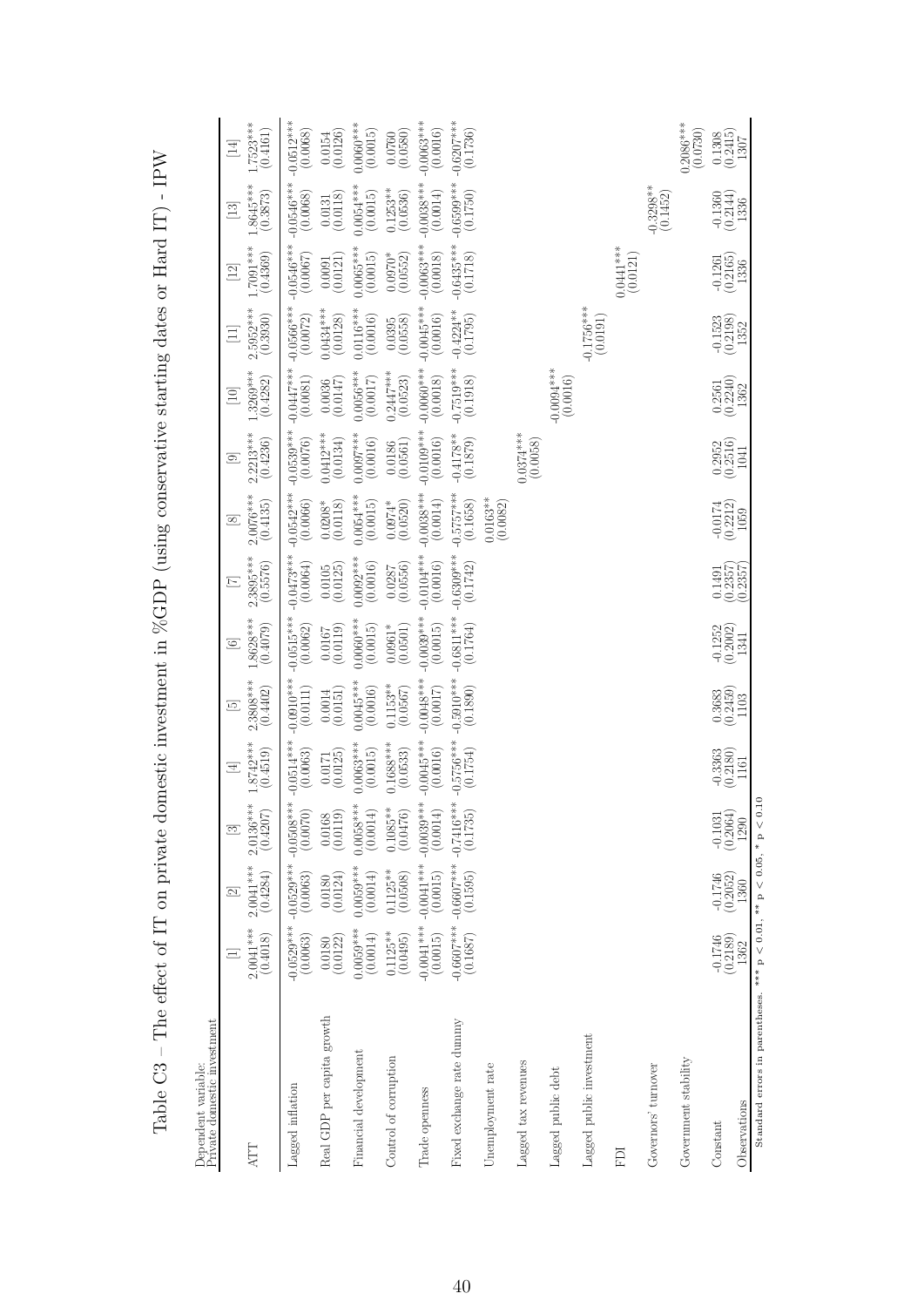# Table C3 – The effect of IT on private domestic investment in %GDP (using conservative starting dates or Hard IT) - IPW

| Dependent variable: Private domestic investment | [1] | [2] | [3] | [4] | [5] | [6] | [7] | [8] | [9] | [10] | [11] | [12] | [13] | [14] |
|---|---|---|---|---|---|---|---|---|---|---|---|---|---|---|
| ATT | 2.0041*** | 2.0041*** | 2.0136*** | 1.8742*** | 2.3808*** | 1.8628*** | 2.3895*** | 2.0076*** | 2.2213*** | 1.3269*** | 2.5952*** | 1.7091*** | 1.8645*** | 1.7523*** |
| | (0.4018) | (0.4284) | (0.4207) | (0.4519) | (0.4402) | (0.4079) | (0.5576) | (0.4135) | (0.4236) | (0.4282) | (0.3930) | (0.4369) | (0.3873) | (0.4161) |
| Lagged inflation | -0.0529*** | -0.0529*** | -0.0508*** | -0.0514*** | -0.0910*** | -0.0515*** | -0.0473*** | -0.0542*** | -0.0539*** | -0.0447*** | -0.0566*** | -0.0546*** | -0.0546*** | -0.0512*** |
| | (0.0063) | (0.0063) | (0.0070) | (0.0063) | (0.0111) | (0.0062) | (0.0064) | (0.0066) | (0.0076) | (0.0081) | (0.0072) | (0.0067) | (0.0068) | (0.0068) |
| Real GDP per capita growth | 0.0180 | 0.0180 | 0.0168 | 0.0171 | 0.0014 | 0.0167 | 0.0105 | 0.0208* | 0.0412*** | 0.0036 | 0.0434*** | 0.0091 | 0.0131 | 0.0154 |
| | (0.0122) | (0.0124) | (0.0119) | (0.0125) | (0.0151) | (0.0119) | (0.0125) | (0.0118) | (0.0134) | (0.0147) | (0.0128) | (0.0121) | (0.0118) | (0.0126) |
| Financial development | 0.0059*** | 0.0059*** | 0.0058*** | 0.0063*** | 0.0045*** | 0.0060*** | 0.0092*** | 0.0054*** | 0.0097*** | 0.0056*** | 0.0116*** | 0.0065*** | 0.0054*** | 0.0060*** |
| | (0.0014) | (0.0014) | (0.0014) | (0.0015) | (0.0016) | (0.0015) | (0.0016) | (0.0015) | (0.0016) | (0.0017) | (0.0016) | (0.0015) | (0.0015) | (0.0015) |
| Control of corruption | 0.1125** | 0.1125** | 0.1085** | 0.1688*** | 0.1153** | 0.0961* | 0.0287 | 0.0974* | 0.0186 | 0.2447*** | 0.0395 | 0.0970* | 0.1253** | 0.0760 |
| | (0.0495) | (0.0508) | (0.0476) | (0.0533) | (0.0567) | (0.0501) | (0.0556) | (0.0520) | (0.0561) | (0.0523) | (0.0558) | (0.0552) | (0.0536) | (0.0580) |
| Trade openness | -0.0041*** | -0.0041*** | -0.0039*** | -0.0045*** | -0.0048*** | -0.0039*** | -0.0104*** | -0.0038*** | -0.0109*** | -0.0060*** | -0.0045*** | -0.0063*** | -0.0038*** | -0.0063*** |
| | (0.0015) | (0.0015) | (0.0014) | (0.0016) | (0.0017) | (0.0015) | (0.0016) | (0.0014) | (0.0016) | (0.0018) | (0.0016) | (0.0018) | (0.0014) | (0.0016) |
| Fixed exchange rate dummy | -0.6607*** | -0.6607*** | -0.7416*** | -0.5756*** | -0.5910*** | -0.6811*** | -0.6309*** | -0.5757*** | -0.4178** | -0.7519*** | -0.4224** | -0.6435*** | -0.6599*** | -0.6207*** |
| | (0.1687) | (0.1595) | (0.1735) | (0.1754) | (0.1890) | (0.1764) | (0.1742) | (0.1658) | (0.1879) | (0.1918) | (0.1795) | (0.1718) | (0.1750) | (0.1736) |
| Unemployment rate | | | | | | | | 0.0163** | | | | | | |
| | | | | | | | | (0.0082) | | | | | | |
| Lagged tax revenues | | | | | | | | | 0.0374*** | | | | | |
| | | | | | | | | | (0.0058) | | | | | |
| Lagged public debt | | | | | | | | | | -0.0094*** | | | | |
| | | | | | | | | | | (0.0016) | | | | |
| Lagged public investment | | | | | | | | | | | -0.1756*** | | | |
| | | | | | | | | | | | (0.0191) | | | |
| FDI | | | | | | | | | | | | 0.0441*** | | |
| | | | | | | | | | | | | (0.0121) | | |
| Governors' turnover | | | | | | | | | | | | | -0.3298** | |
| | | | | | | | | | | | | | (0.1452) | |
| Government stability | | | | | | | | | | | | | | 0.2086*** |
| | | | | | | | | | | | | | | (0.0730) |
| Constant | -0.1746 | -0.1746 | -0.1031 | -0.3363 | 0.3683 | -0.1252 | 0.1491 | -0.0174 | 0.2952 | 0.2561 | -0.1523 | -0.1261 | -0.1360 | 0.1308 |
| | (0.2189) | (0.2052) | (0.2064) | (0.2180) | (0.2459) | (0.2002) | (0.2357) | (0.2212) | (0.2516) | (0.2240) | (0.2198) | (0.2165) | (0.2144) | (0.2415) |
| Observations | 1362 | 1360 | 1290 | 1161 | 1103 | 1341 | (0.2357) | 1059 | 1041 | 1362 | 1352 | 1336 | 1336 | 1307 |

**Standard errors in parentheses.** *** p < 0.01, ** p < 0.05, * p < 0.10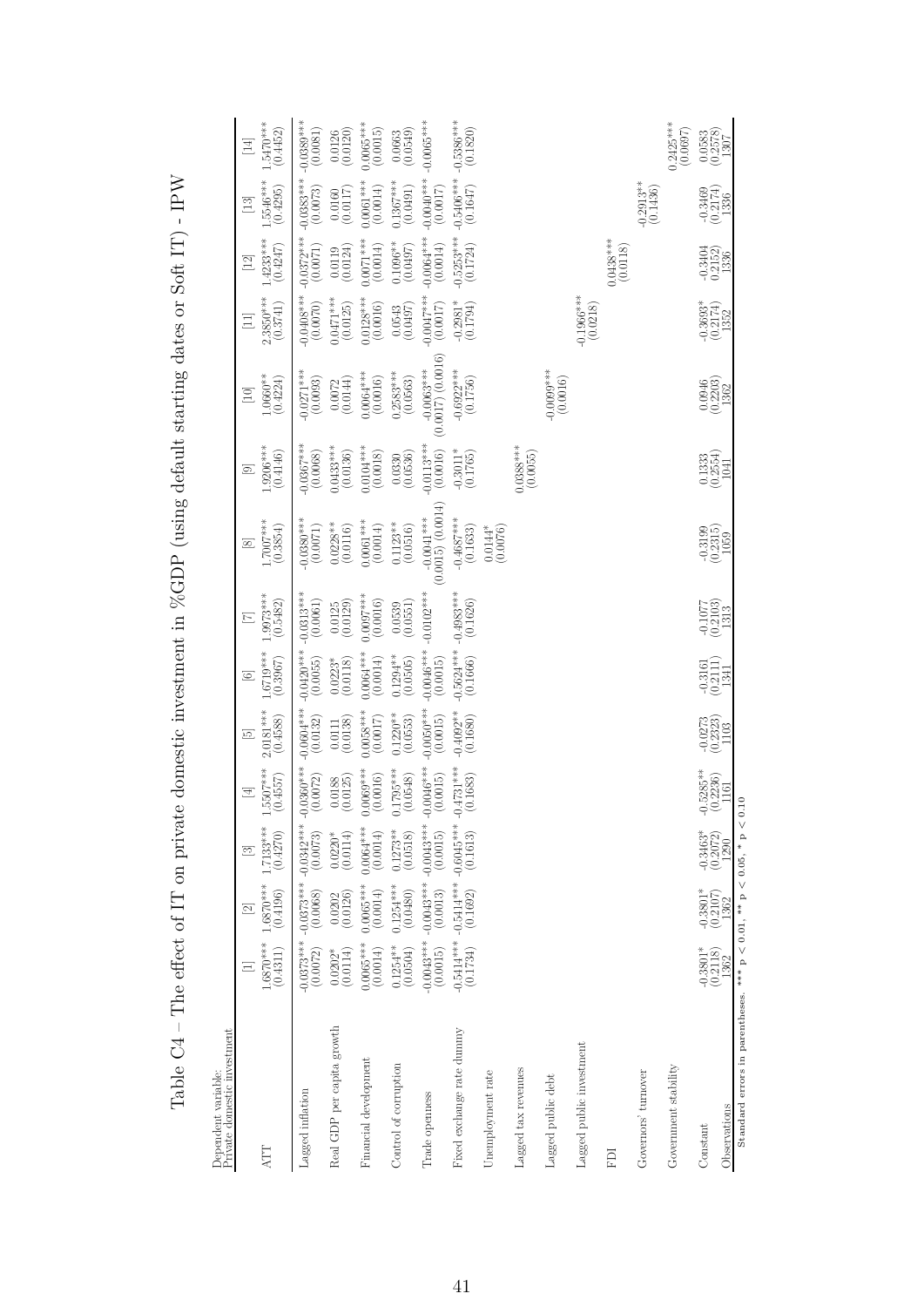Table C4 – The effect of IT on private domestic investment in %GDP (using default starting dates or Soft IT) - IPW

| Dependent variable: Private domestic investment | [1] | [2] | [3] | [4] | [5] | [6] | [7] | [8] | [9] | [10] | [11] | [12] | [13] | [14] |
|---|---|---|---|---|---|---|---|---|---|---|---|---|---|---|
| ATT | 1.6870*** | 1.6870*** | 1.7133*** | 1.5507*** | 2.0181*** | 1.6719*** | 1.9973*** | 1.7007*** | 1.9206*** | 1.0660** | 2.3850*** | 1.4233*** | 1.5546*** | 1.5470*** |
| | (0.4311) | (0.4196) | (0.4270) | (0.4557) | (0.4588) | (0.3967) | (0.5482) | (0.3854) | (0.4146) | (0.4224) | (0.3741) | (0.4247) | (0.4295) | (0.4452) |
| Lagged inflation | -0.0373*** | -0.0373*** | -0.0342*** | -0.0360*** | -0.0604*** | -0.0420*** | -0.0313*** | -0.0380*** | -0.0367*** | -0.0271*** | -0.0408*** | -0.0372*** | -0.0383*** | -0.0389*** |
| | (0.0072) | (0.0068) | (0.0073) | (0.0072) | (0.0132) | (0.0055) | (0.0061) | (0.0071) | (0.0068) | (0.0093) | (0.0070) | (0.0071) | (0.0073) | (0.0081) |
| Real GDP per capita growth | 0.0202* | 0.0202 | 0.0220* | 0.0188 | 0.0111 | 0.0223* | 0.0125 | 0.0228** | 0.0433*** | 0.0072 | 0.0471*** | 0.0119 | 0.0160 | 0.0126 |
| | (0.0114) | (0.0126) | (0.0114) | (0.0125) | (0.0138) | (0.0118) | (0.0129) | (0.0116) | (0.0136) | (0.0144) | (0.0125) | (0.0124) | (0.0117) | (0.0120) |
| Financial development | 0.0065*** | 0.0065*** | 0.0064*** | 0.0069*** | 0.0058*** | 0.0064*** | 0.0097*** | 0.0061*** | 0.0104*** | 0.0064*** | 0.0128*** | 0.0071*** | 0.0061*** | 0.0065*** |
| | (0.0014) | (0.0014) | (0.0014) | (0.0016) | (0.0017) | (0.0014) | (0.0016) | (0.0014) | (0.0018) | (0.0016) | (0.0016) | (0.0014) | (0.0014) | (0.0015) |
| Control of corruption | 0.1254** | 0.1254*** | 0.1273** | 0.1795*** | 0.1220** | 0.1294** | 0.0539 | 0.1123** | 0.0330 | 0.2583*** | 0.0543 | 0.1096** | 0.1367*** | 0.0663 |
| | (0.0504) | (0.0480) | (0.0518) | (0.0548) | (0.0553) | (0.0505) | (0.0551) | (0.0516) | (0.0536) | (0.0563) | (0.0497) | (0.0497) | (0.0491) | (0.0549) |
| Trade openness | -0.0043*** | -0.0043*** | -0.0043*** | -0.0046*** | -0.0050*** | -0.0046*** | -0.0102*** | -0.0041*** | -0.0113*** | -0.0063*** | -0.0047*** | -0.0064*** | -0.0040*** | -0.0065*** |
| | (0.0015) | (0.0013) | (0.0015) | (0.0015) | (0.0015) | (0.0015) | | (0.0015) (0.0014) | (0.0016) | (0.0017) (0.0016) | (0.0017) | (0.0014) | (0.0017) | |
| Fixed exchange rate dummy | -0.5414*** | -0.5414*** | -0.6045*** | -0.4731*** | -0.4092** | -0.5624*** | -0.4983*** | -0.4687*** | -0.3011* | -0.6922*** | -0.2981* | -0.5253*** | -0.5406*** | -0.5386*** |
| | (0.1734) | (0.1692) | (0.1613) | (0.1683) | (0.1680) | (0.1666) | (0.1626) | (0.1633) | (0.1765) | (0.1756) | (0.1794) | (0.1724) | (0.1647) | (0.1820) |
| Unemployment rate | | | | | | | | 0.0144* | | | | | | |
| | | | | | | | | (0.0076) | | | | | | |
| Lagged tax revenues | | | | | | | | | 0.0388*** | | | | | |
| | | | | | | | | | (0.0055) | | | | | |
| Lagged public debt | | | | | | | | | | -0.0099*** | | | | |
| | | | | | | | | | | (0.0016) | | | | |
| Lagged public investment | | | | | | | | | | | -0.1966*** | | | |
| | | | | | | | | | | | (0.0218) | | | |
| FDI | | | | | | | | | | | | 0.0438*** | | |
| | | | | | | | | | | | | (0.0118) | | |
| Governors' turnover | | | | | | | | | | | | | -0.2913** | |
| | | | | | | | | | | | | | (0.1436) | |
| Government stability | | | | | | | | | | | | | | 0.2425*** |
| | | | | | | | | | | | | | | (0.0697) |
| Constant | -0.3801* | -0.3801* | -0.3463* | -0.5285** | -0.0273 | -0.3161 | -0.1077 | -0.3199 | 0.1333 | 0.0946 | -0.3693* | -0.3404 | -0.3469 | 0.0583 |
| | (0.2118) | (0.2107) | (0.2072) | (0.2236) | (0.2323) | (0.2111) | (0.2103) | (0.2315) | (0.2554) | (0.2203) | (0.2174) | 0.2152) | (0.2174) | (0.2578) |
| Observations | 1362 | 1362 | 1290 | 1161 | 1103 | 1341 | 1313 | 1059 | 1041 | 1362 | 1352 | 1336 | 1336 | 1307 |

Standard errors in parentheses. *** p < 0.01, ** p < 0.05, * p < 0.10